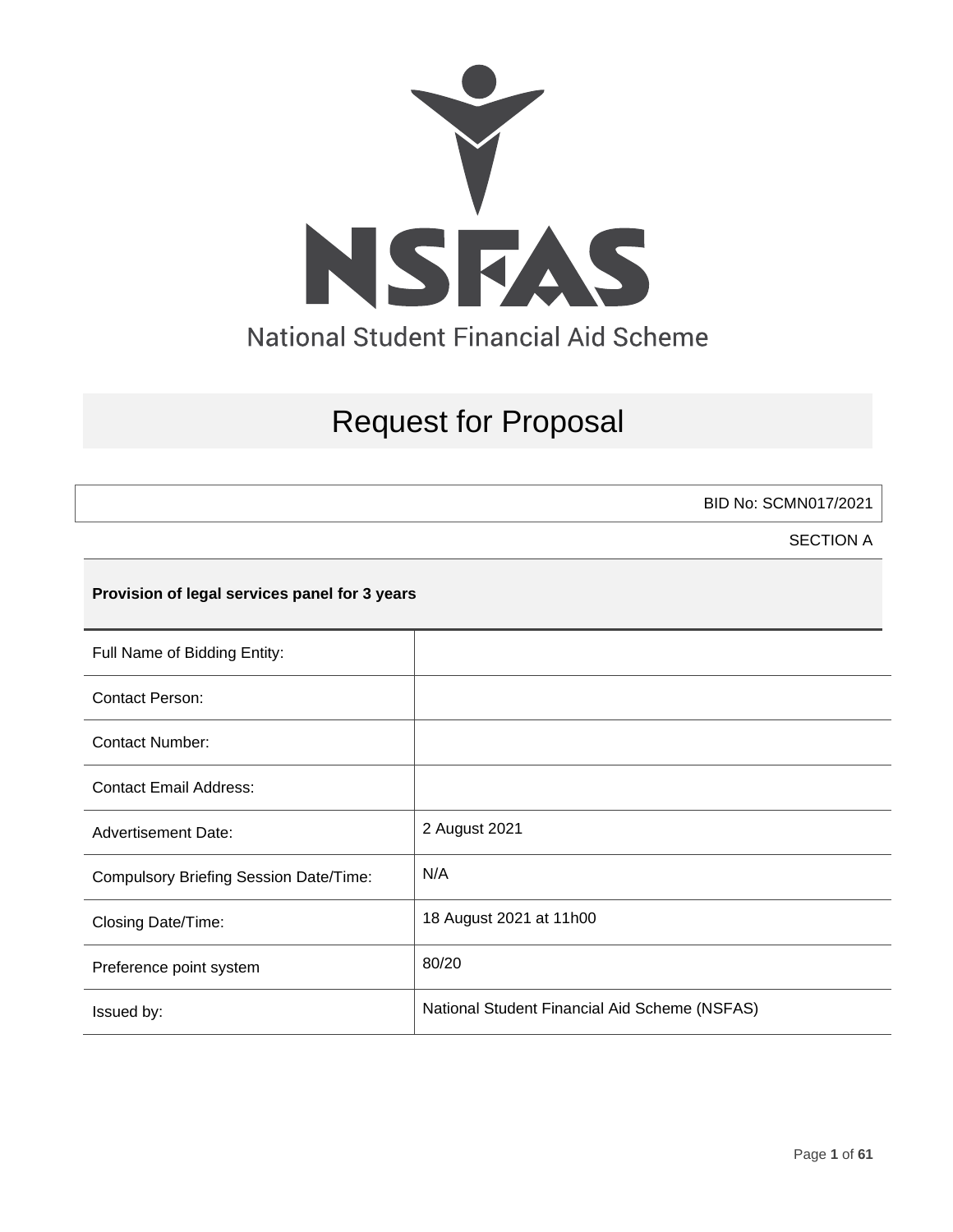# NSFAS

National Student Financial Aid Scheme

# Request for Proposal

BID No: SCMN017/2021

SECTION A

**Provision of legal services panel for 3 years**

| | |
|---|---|
| Full Name of Bidding Entity: | |
| Contact Person: | |
| Contact Number: | |
| Contact Email Address: | |
| Advertisement Date: | 2 August 2021 |
| Compulsory Briefing Session Date/Time: | N/A |
| Closing Date/Time: | 18 August 2021 at 11h00 |
| Preference point system | 80/20 |
| Issued by: | National Student Financial Aid Scheme (NSFAS) |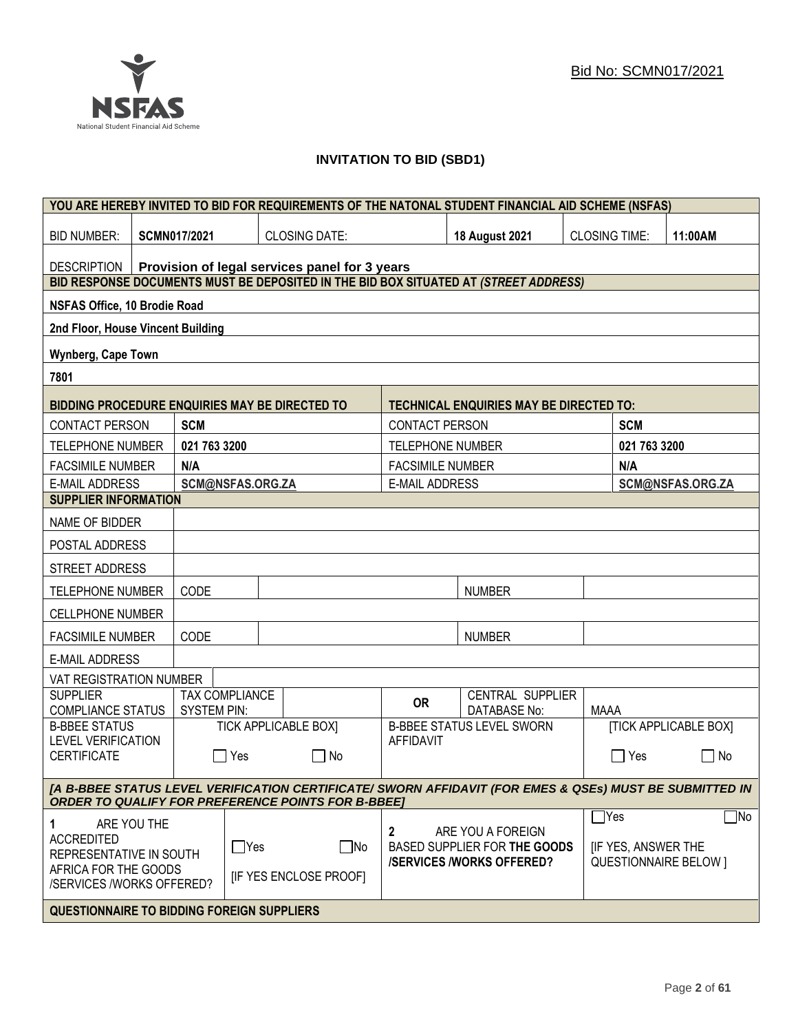Bid No: SCMN017/2021

## INVITATION TO BID (SBD1)

| YOU ARE HEREBY INVITED TO BID FOR REQUIREMENTS OF THE NATONAL STUDENT FINANCIAL AID SCHEME (NSFAS) | | | | | |
|---|---|---|---|---|---|
| BID NUMBER: | **SCMN017/2021** | CLOSING DATE: | **18 August 2021** | CLOSING TIME: | **11:00AM** |
| DESCRIPTION | **Provision of legal services panel for 3 years** | | | | |
| **BID RESPONSE DOCUMENTS MUST BE DEPOSITED IN THE BID BOX SITUATED AT *(STREET ADDRESS)*** | | | | | |
| **NSFAS Office, 10 Brodie Road** | | | | | |
| **2nd Floor, House Vincent Building** | | | | | |
| **Wynberg, Cape Town** | | | | | |
| **7801** | | | | | |

| **BIDDING PROCEDURE ENQUIRIES MAY BE DIRECTED TO** | | **TECHNICAL ENQUIRIES MAY BE DIRECTED TO:** | |
|---|---|---|---|
| CONTACT PERSON | **SCM** | CONTACT PERSON | **SCM** |
| TELEPHONE NUMBER | **021 763 3200** | TELEPHONE NUMBER | **021 763 3200** |
| FACSIMILE NUMBER | **N/A** | FACSIMILE NUMBER | **N/A** |
| E-MAIL ADDRESS | **SCM@NSFAS.ORG.ZA** | E-MAIL ADDRESS | **SCM@NSFAS.ORG.ZA** |

| **SUPPLIER INFORMATION** | | | | | |
|---|---|---|---|---|---|
| NAME OF BIDDER | | | | | |
| POSTAL ADDRESS | | | | | |
| STREET ADDRESS | | | | | |
| TELEPHONE NUMBER | CODE | | NUMBER | | |
| CELLPHONE NUMBER | | | | | |
| FACSIMILE NUMBER | CODE | | NUMBER | | |
| E-MAIL ADDRESS | | | | | |
| VAT REGISTRATION NUMBER | | | | | |
| SUPPLIER COMPLIANCE STATUS | TAX COMPLIANCE SYSTEM PIN: | | **OR** | CENTRAL SUPPLIER DATABASE No: | MAAA |
| B-BBEE STATUS LEVEL VERIFICATION CERTIFICATE | TICK APPLICABLE BOX] ☐ Yes ☐ No | | B-BBEE STATUS LEVEL SWORN AFFIDAVIT | | [TICK APPLICABLE BOX] ☐ Yes ☐ No |
| ***[A B-BBEE STATUS LEVEL VERIFICATION CERTIFICATE/ SWORN AFFIDAVIT (FOR EMES & QSEs) MUST BE SUBMITTED IN ORDER TO QUALIFY FOR PREFERENCE POINTS FOR B-BBEE]*** | | | | | |
| **1** ARE YOU THE ACCREDITED REPRESENTATIVE IN SOUTH AFRICA FOR THE GOODS /SERVICES /WORKS OFFERED? | ☐Yes ☐No [IF YES ENCLOSE PROOF] | | **2** ARE YOU A FOREIGN BASED SUPPLIER FOR **THE GOODS /SERVICES /WORKS OFFERED?** | | ☐Yes ☐No [IF YES, ANSWER THE QUESTIONNAIRE BELOW ] |
| **QUESTIONNAIRE TO BIDDING FOREIGN SUPPLIERS** | | | | | |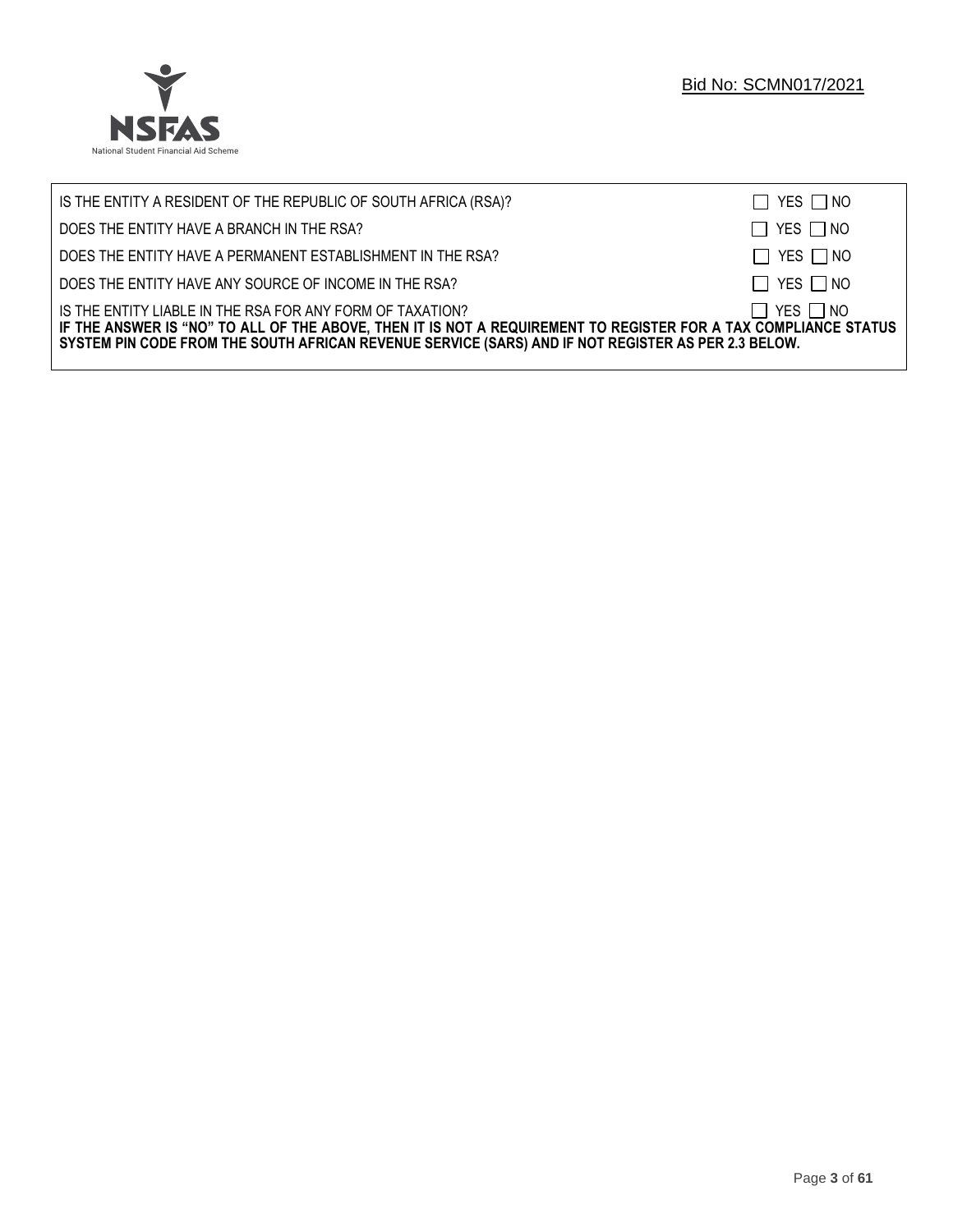| | |
|---|---|
| IS THE ENTITY A RESIDENT OF THE REPUBLIC OF SOUTH AFRICA (RSA)? | ☐ YES ☐ NO |
| DOES THE ENTITY HAVE A BRANCH IN THE RSA? | ☐ YES ☐ NO |
| DOES THE ENTITY HAVE A PERMANENT ESTABLISHMENT IN THE RSA? | ☐ YES ☐ NO |
| DOES THE ENTITY HAVE ANY SOURCE OF INCOME IN THE RSA? | ☐ YES ☐ NO |
| IS THE ENTITY LIABLE IN THE RSA FOR ANY FORM OF TAXATION? | ☐ YES ☐ NO |

**IF THE ANSWER IS "NO" TO ALL OF THE ABOVE, THEN IT IS NOT A REQUIREMENT TO REGISTER FOR A TAX COMPLIANCE STATUS SYSTEM PIN CODE FROM THE SOUTH AFRICAN REVENUE SERVICE (SARS) AND IF NOT REGISTER AS PER 2.3 BELOW.**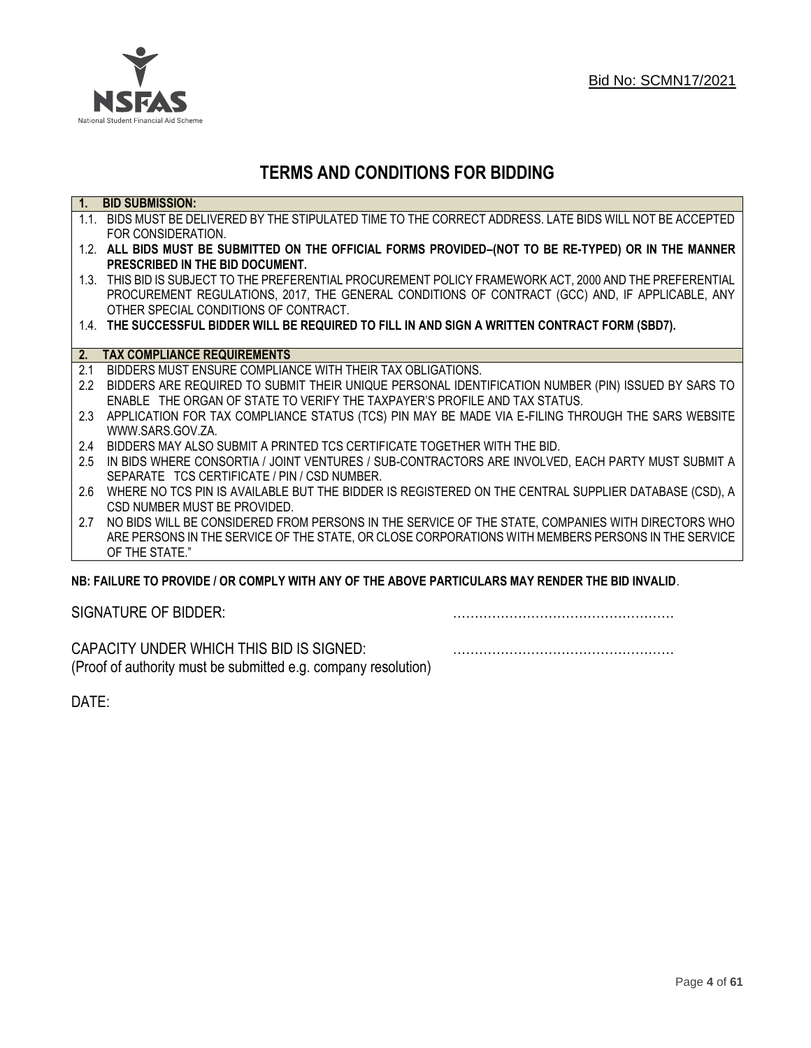Bid No: SCMN17/2021

# TERMS AND CONDITIONS FOR BIDDING

## 1. BID SUBMISSION:

1.1. BIDS MUST BE DELIVERED BY THE STIPULATED TIME TO THE CORRECT ADDRESS. LATE BIDS WILL NOT BE ACCEPTED FOR CONSIDERATION.

1.2. **ALL BIDS MUST BE SUBMITTED ON THE OFFICIAL FORMS PROVIDED–(NOT TO BE RE-TYPED) OR IN THE MANNER PRESCRIBED IN THE BID DOCUMENT.**

1.3. THIS BID IS SUBJECT TO THE PREFERENTIAL PROCUREMENT POLICY FRAMEWORK ACT, 2000 AND THE PREFERENTIAL PROCUREMENT REGULATIONS, 2017, THE GENERAL CONDITIONS OF CONTRACT (GCC) AND, IF APPLICABLE, ANY OTHER SPECIAL CONDITIONS OF CONTRACT.

1.4. **THE SUCCESSFUL BIDDER WILL BE REQUIRED TO FILL IN AND SIGN A WRITTEN CONTRACT FORM (SBD7).**

## 2. TAX COMPLIANCE REQUIREMENTS

2.1 BIDDERS MUST ENSURE COMPLIANCE WITH THEIR TAX OBLIGATIONS.

2.2 BIDDERS ARE REQUIRED TO SUBMIT THEIR UNIQUE PERSONAL IDENTIFICATION NUMBER (PIN) ISSUED BY SARS TO ENABLE THE ORGAN OF STATE TO VERIFY THE TAXPAYER'S PROFILE AND TAX STATUS.

2.3 APPLICATION FOR TAX COMPLIANCE STATUS (TCS) PIN MAY BE MADE VIA E-FILING THROUGH THE SARS WEBSITE WWW.SARS.GOV.ZA.

2.4 BIDDERS MAY ALSO SUBMIT A PRINTED TCS CERTIFICATE TOGETHER WITH THE BID.

2.5 IN BIDS WHERE CONSORTIA / JOINT VENTURES / SUB-CONTRACTORS ARE INVOLVED, EACH PARTY MUST SUBMIT A SEPARATE TCS CERTIFICATE / PIN / CSD NUMBER.

2.6 WHERE NO TCS PIN IS AVAILABLE BUT THE BIDDER IS REGISTERED ON THE CENTRAL SUPPLIER DATABASE (CSD), A CSD NUMBER MUST BE PROVIDED.

2.7 NO BIDS WILL BE CONSIDERED FROM PERSONS IN THE SERVICE OF THE STATE, COMPANIES WITH DIRECTORS WHO ARE PERSONS IN THE SERVICE OF THE STATE, OR CLOSE CORPORATIONS WITH MEMBERS PERSONS IN THE SERVICE OF THE STATE."

**NB: FAILURE TO PROVIDE / OR COMPLY WITH ANY OF THE ABOVE PARTICULARS MAY RENDER THE BID INVALID**.

SIGNATURE OF BIDDER: ……………………………………………

CAPACITY UNDER WHICH THIS BID IS SIGNED: ……………………………………………
(Proof of authority must be submitted e.g. company resolution)

DATE: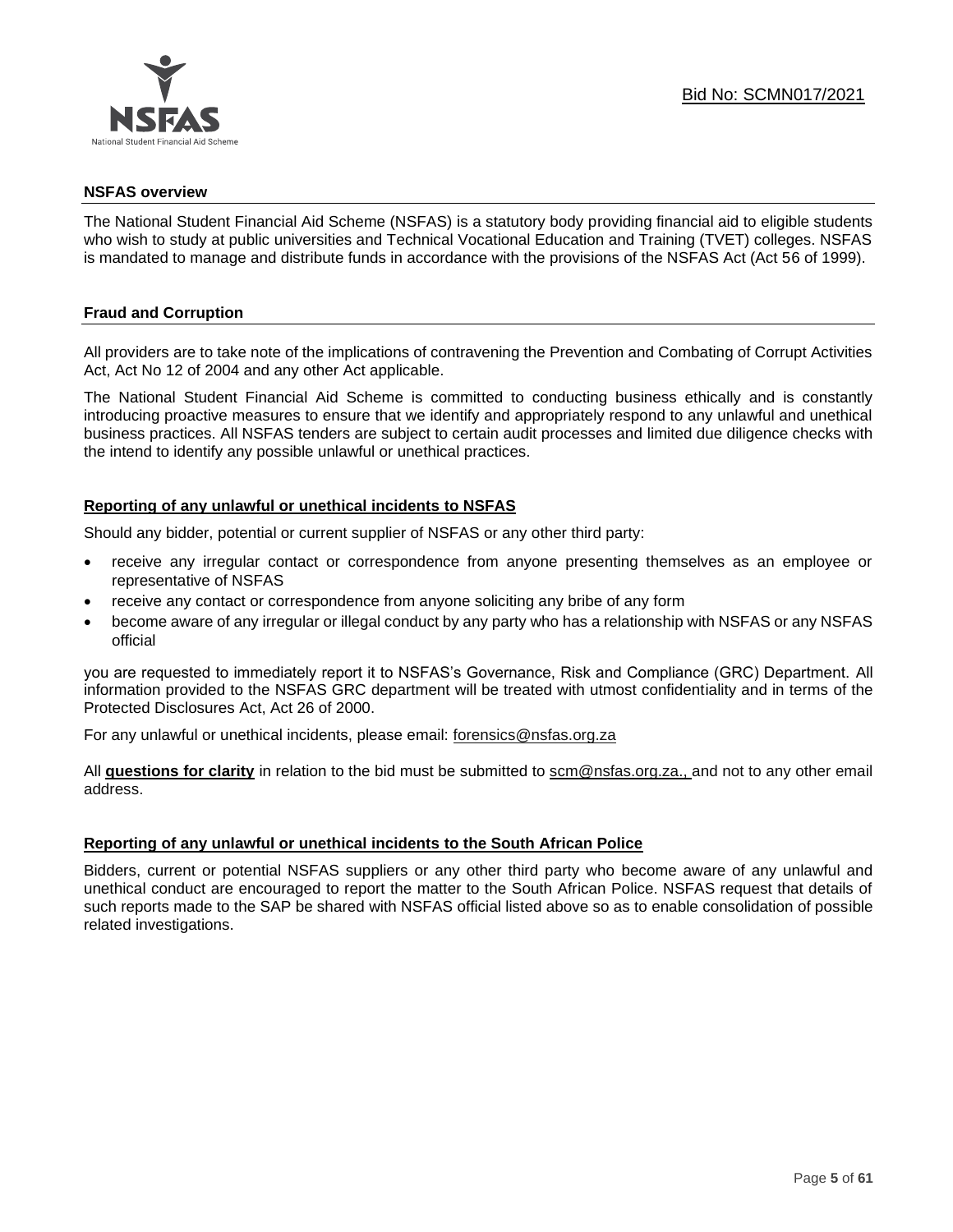## NSFAS overview

The National Student Financial Aid Scheme (NSFAS) is a statutory body providing financial aid to eligible students who wish to study at public universities and Technical Vocational Education and Training (TVET) colleges. NSFAS is mandated to manage and distribute funds in accordance with the provisions of the NSFAS Act (Act 56 of 1999).

## Fraud and Corruption

All providers are to take note of the implications of contravening the Prevention and Combating of Corrupt Activities Act, Act No 12 of 2004 and any other Act applicable.

The National Student Financial Aid Scheme is committed to conducting business ethically and is constantly introducing proactive measures to ensure that we identify and appropriately respond to any unlawful and unethical business practices. All NSFAS tenders are subject to certain audit processes and limited due diligence checks with the intend to identify any possible unlawful or unethical practices.

### Reporting of any unlawful or unethical incidents to NSFAS

Should any bidder, potential or current supplier of NSFAS or any other third party:

- receive any irregular contact or correspondence from anyone presenting themselves as an employee or representative of NSFAS
- receive any contact or correspondence from anyone soliciting any bribe of any form
- become aware of any irregular or illegal conduct by any party who has a relationship with NSFAS or any NSFAS official

you are requested to immediately report it to NSFAS's Governance, Risk and Compliance (GRC) Department. All information provided to the NSFAS GRC department will be treated with utmost confidentiality and in terms of the Protected Disclosures Act, Act 26 of 2000.

For any unlawful or unethical incidents, please email: forensics@nsfas.org.za

All **questions for clarity** in relation to the bid must be submitted to scm@nsfas.org.za., and not to any other email address.

### Reporting of any unlawful or unethical incidents to the South African Police

Bidders, current or potential NSFAS suppliers or any other third party who become aware of any unlawful and unethical conduct are encouraged to report the matter to the South African Police. NSFAS request that details of such reports made to the SAP be shared with NSFAS official listed above so as to enable consolidation of possible related investigations.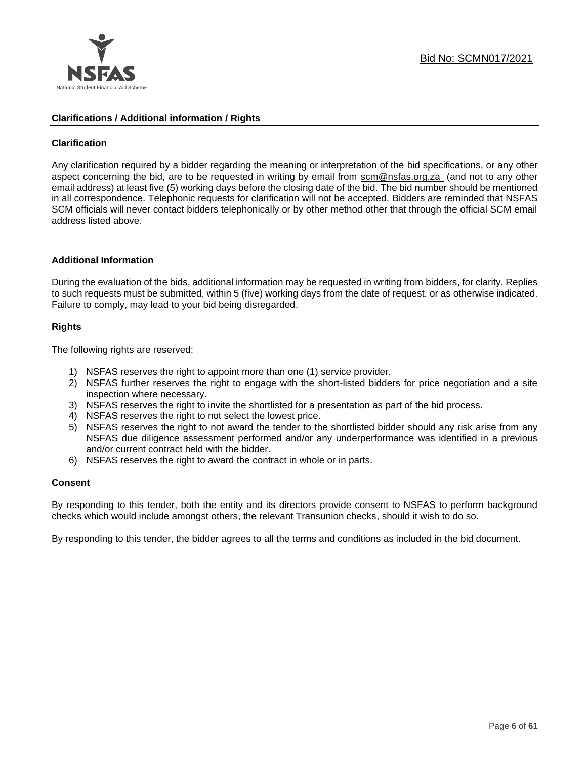## Clarifications / Additional information / Rights

### Clarification

Any clarification required by a bidder regarding the meaning or interpretation of the bid specifications, or any other aspect concerning the bid, are to be requested in writing by email from scm@nsfas.org.za (and not to any other email address) at least five (5) working days before the closing date of the bid. The bid number should be mentioned in all correspondence. Telephonic requests for clarification will not be accepted. Bidders are reminded that NSFAS SCM officials will never contact bidders telephonically or by other method other that through the official SCM email address listed above.

### Additional Information

During the evaluation of the bids, additional information may be requested in writing from bidders, for clarity. Replies to such requests must be submitted, within 5 (five) working days from the date of request, or as otherwise indicated. Failure to comply, may lead to your bid being disregarded.

### Rights

The following rights are reserved:

1) NSFAS reserves the right to appoint more than one (1) service provider.
2) NSFAS further reserves the right to engage with the short-listed bidders for price negotiation and a site inspection where necessary.
3) NSFAS reserves the right to invite the shortlisted for a presentation as part of the bid process.
4) NSFAS reserves the right to not select the lowest price.
5) NSFAS reserves the right to not award the tender to the shortlisted bidder should any risk arise from any NSFAS due diligence assessment performed and/or any underperformance was identified in a previous and/or current contract held with the bidder.
6) NSFAS reserves the right to award the contract in whole or in parts.

### Consent

By responding to this tender, both the entity and its directors provide consent to NSFAS to perform background checks which would include amongst others, the relevant Transunion checks, should it wish to do so.

By responding to this tender, the bidder agrees to all the terms and conditions as included in the bid document.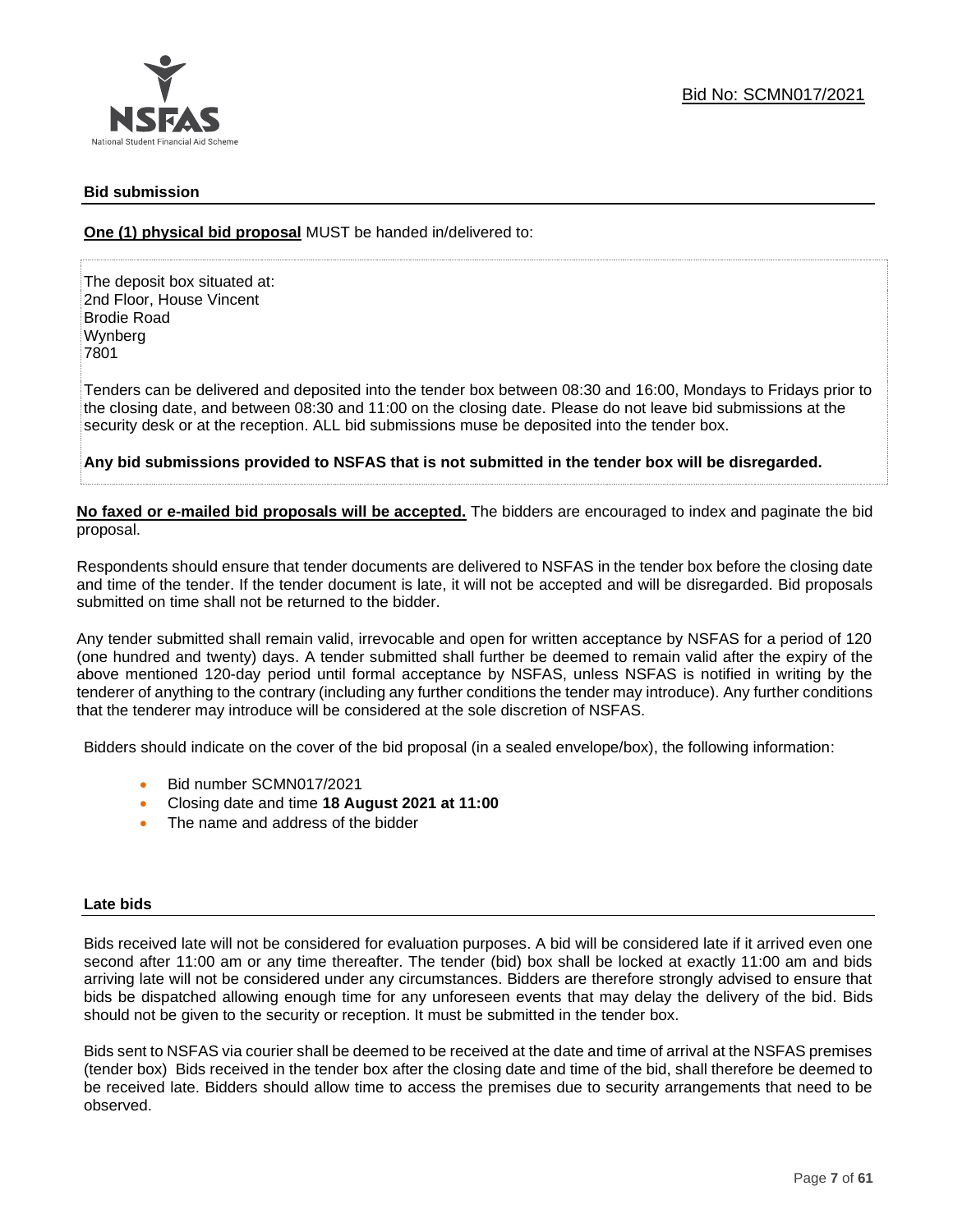## Bid submission

**One (1) physical bid proposal** MUST be handed in/delivered to:

The deposit box situated at:
2nd Floor, House Vincent
Brodie Road
Wynberg
7801

Tenders can be delivered and deposited into the tender box between 08:30 and 16:00, Mondays to Fridays prior to the closing date, and between 08:30 and 11:00 on the closing date. Please do not leave bid submissions at the security desk or at the reception. ALL bid submissions muse be deposited into the tender box.

**Any bid submissions provided to NSFAS that is not submitted in the tender box will be disregarded.**

**No faxed or e-mailed bid proposals will be accepted.** The bidders are encouraged to index and paginate the bid proposal.

Respondents should ensure that tender documents are delivered to NSFAS in the tender box before the closing date and time of the tender. If the tender document is late, it will not be accepted and will be disregarded. Bid proposals submitted on time shall not be returned to the bidder.

Any tender submitted shall remain valid, irrevocable and open for written acceptance by NSFAS for a period of 120 (one hundred and twenty) days. A tender submitted shall further be deemed to remain valid after the expiry of the above mentioned 120-day period until formal acceptance by NSFAS, unless NSFAS is notified in writing by the tenderer of anything to the contrary (including any further conditions the tender may introduce). Any further conditions that the tenderer may introduce will be considered at the sole discretion of NSFAS.

Bidders should indicate on the cover of the bid proposal (in a sealed envelope/box), the following information:

- Bid number SCMN017/2021
- Closing date and time **18 August 2021 at 11:00**
- The name and address of the bidder

## Late bids

Bids received late will not be considered for evaluation purposes. A bid will be considered late if it arrived even one second after 11:00 am or any time thereafter. The tender (bid) box shall be locked at exactly 11:00 am and bids arriving late will not be considered under any circumstances. Bidders are therefore strongly advised to ensure that bids be dispatched allowing enough time for any unforeseen events that may delay the delivery of the bid. Bids should not be given to the security or reception. It must be submitted in the tender box.

Bids sent to NSFAS via courier shall be deemed to be received at the date and time of arrival at the NSFAS premises (tender box) Bids received in the tender box after the closing date and time of the bid, shall therefore be deemed to be received late. Bidders should allow time to access the premises due to security arrangements that need to be observed.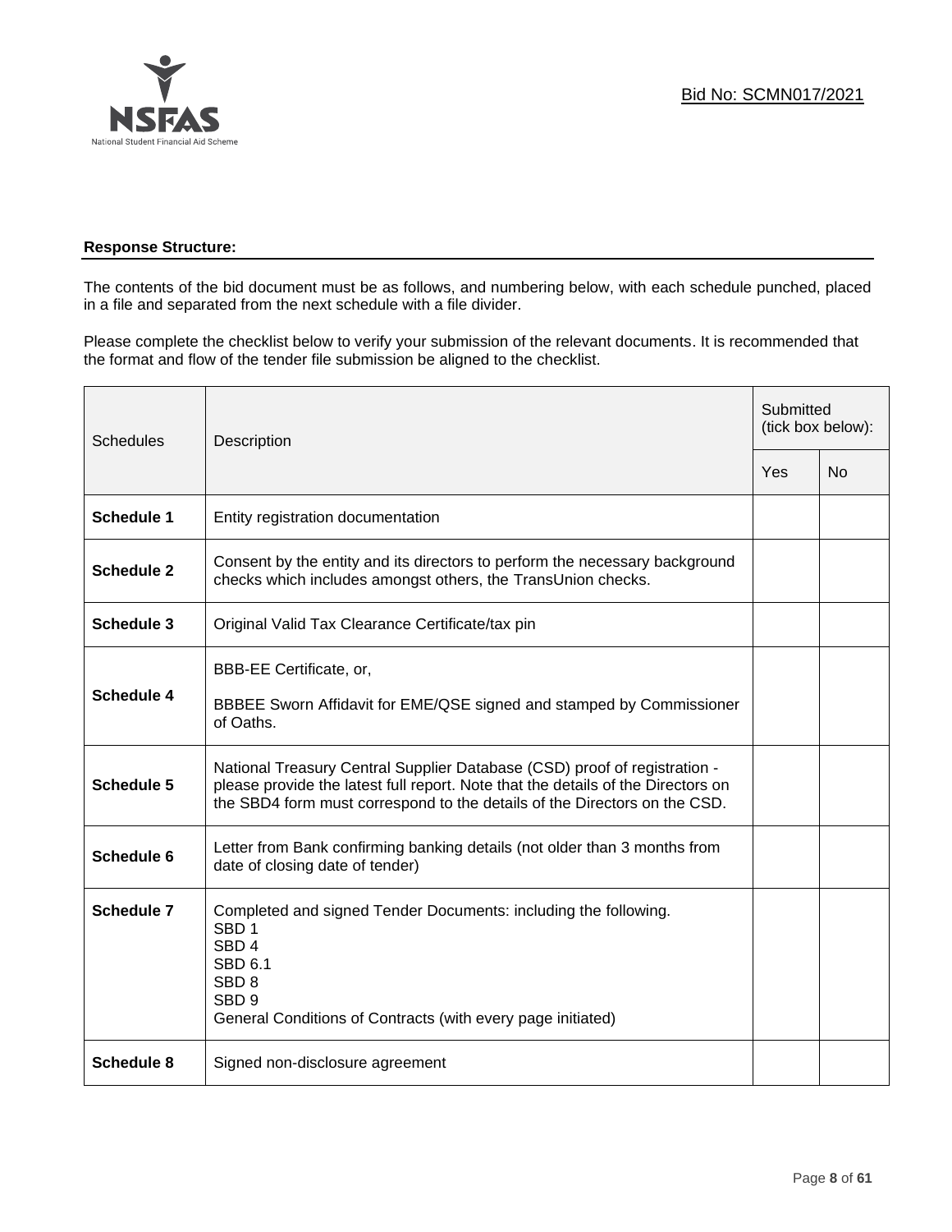Bid No: SCMN017/2021

**Response Structure:**

The contents of the bid document must be as follows, and numbering below, with each schedule punched, placed in a file and separated from the next schedule with a file divider.

Please complete the checklist below to verify your submission of the relevant documents. It is recommended that the format and flow of the tender file submission be aligned to the checklist.

| Schedules | Description | Submitted (tick box below): | |
|---|---|---|---|
| | | Yes | No |
| **Schedule 1** | Entity registration documentation | | |
| **Schedule 2** | Consent by the entity and its directors to perform the necessary background checks which includes amongst others, the TransUnion checks. | | |
| **Schedule 3** | Original Valid Tax Clearance Certificate/tax pin | | |
| **Schedule 4** | BBB-EE Certificate, or,<br><br>BBBEE Sworn Affidavit for EME/QSE signed and stamped by Commissioner of Oaths. | | |
| **Schedule 5** | National Treasury Central Supplier Database (CSD) proof of registration - please provide the latest full report. Note that the details of the Directors on the SBD4 form must correspond to the details of the Directors on the CSD. | | |
| **Schedule 6** | Letter from Bank confirming banking details (not older than 3 months from date of closing date of tender) | | |
| **Schedule 7** | Completed and signed Tender Documents: including the following.<br>SBD 1<br>SBD 4<br>SBD 6.1<br>SBD 8<br>SBD 9<br>General Conditions of Contracts (with every page initiated) | | |
| **Schedule 8** | Signed non-disclosure agreement | | |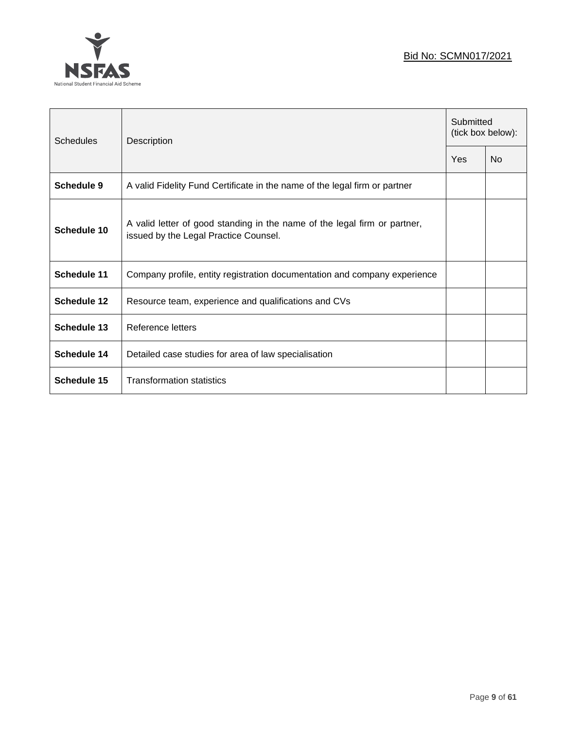| Schedules | Description | Submitted (tick box below): | |
|---|---|---|---|
| | | Yes | No |
| **Schedule 9** | A valid Fidelity Fund Certificate in the name of the legal firm or partner | | |
| **Schedule 10** | A valid letter of good standing in the name of the legal firm or partner, issued by the Legal Practice Counsel. | | |
| **Schedule 11** | Company profile, entity registration documentation and company experience | | |
| **Schedule 12** | Resource team, experience and qualifications and CVs | | |
| **Schedule 13** | Reference letters | | |
| **Schedule 14** | Detailed case studies for area of law specialisation | | |
| **Schedule 15** | Transformation statistics | | |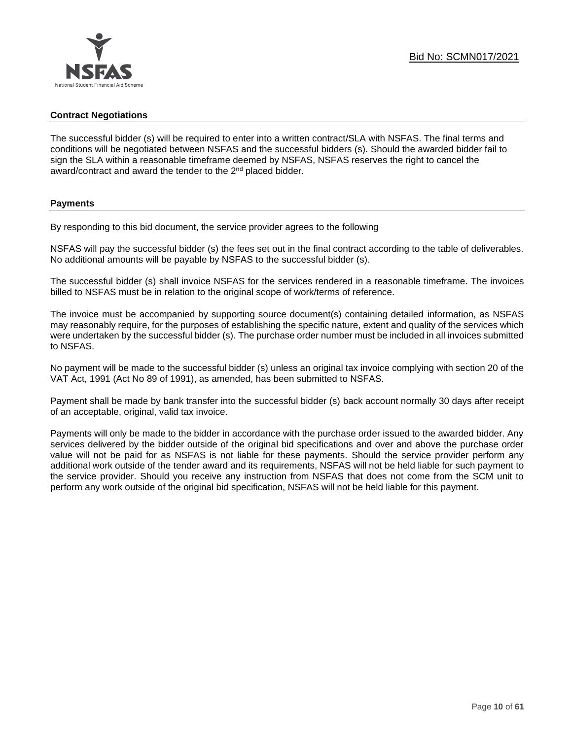## Contract Negotiations

The successful bidder (s) will be required to enter into a written contract/SLA with NSFAS. The final terms and conditions will be negotiated between NSFAS and the successful bidders (s). Should the awarded bidder fail to sign the SLA within a reasonable timeframe deemed by NSFAS, NSFAS reserves the right to cancel the award/contract and award the tender to the 2nd placed bidder.

## Payments

By responding to this bid document, the service provider agrees to the following

NSFAS will pay the successful bidder (s) the fees set out in the final contract according to the table of deliverables. No additional amounts will be payable by NSFAS to the successful bidder (s).

The successful bidder (s) shall invoice NSFAS for the services rendered in a reasonable timeframe. The invoices billed to NSFAS must be in relation to the original scope of work/terms of reference.

The invoice must be accompanied by supporting source document(s) containing detailed information, as NSFAS may reasonably require, for the purposes of establishing the specific nature, extent and quality of the services which were undertaken by the successful bidder (s). The purchase order number must be included in all invoices submitted to NSFAS.

No payment will be made to the successful bidder (s) unless an original tax invoice complying with section 20 of the VAT Act, 1991 (Act No 89 of 1991), as amended, has been submitted to NSFAS.

Payment shall be made by bank transfer into the successful bidder (s) back account normally 30 days after receipt of an acceptable, original, valid tax invoice.

Payments will only be made to the bidder in accordance with the purchase order issued to the awarded bidder. Any services delivered by the bidder outside of the original bid specifications and over and above the purchase order value will not be paid for as NSFAS is not liable for these payments. Should the service provider perform any additional work outside of the tender award and its requirements, NSFAS will not be held liable for such payment to the service provider. Should you receive any instruction from NSFAS that does not come from the SCM unit to perform any work outside of the original bid specification, NSFAS will not be held liable for this payment.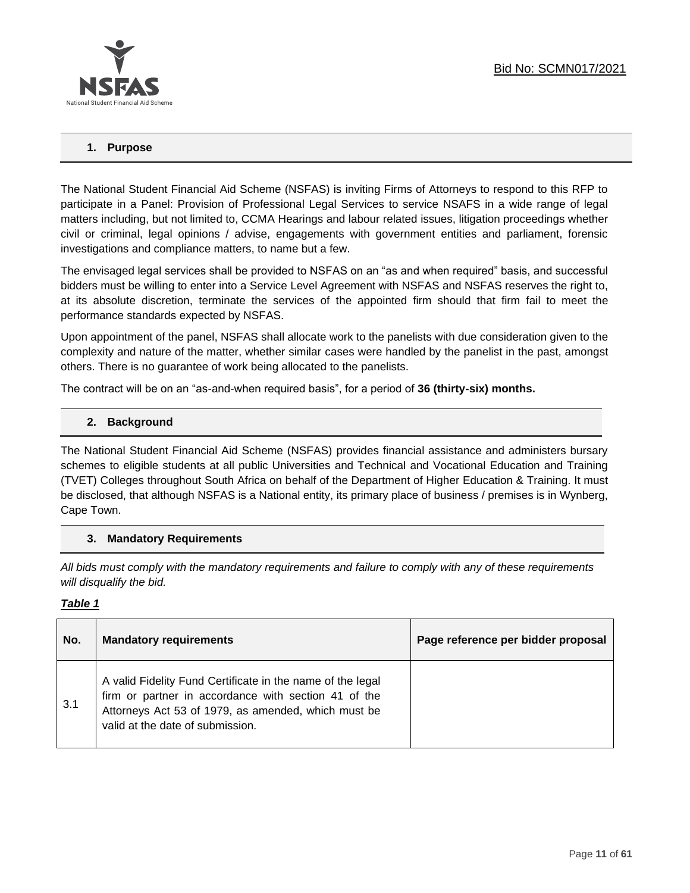## 1. Purpose

The National Student Financial Aid Scheme (NSFAS) is inviting Firms of Attorneys to respond to this RFP to participate in a Panel: Provision of Professional Legal Services to service NSAFS in a wide range of legal matters including, but not limited to, CCMA Hearings and labour related issues, litigation proceedings whether civil or criminal, legal opinions / advise, engagements with government entities and parliament, forensic investigations and compliance matters, to name but a few.

The envisaged legal services shall be provided to NSFAS on an "as and when required" basis, and successful bidders must be willing to enter into a Service Level Agreement with NSFAS and NSFAS reserves the right to, at its absolute discretion, terminate the services of the appointed firm should that firm fail to meet the performance standards expected by NSFAS.

Upon appointment of the panel, NSFAS shall allocate work to the panelists with due consideration given to the complexity and nature of the matter, whether similar cases were handled by the panelist in the past, amongst others. There is no guarantee of work being allocated to the panelists.

The contract will be on an "as-and-when required basis", for a period of **36 (thirty-six) months.**

## 2. Background

The National Student Financial Aid Scheme (NSFAS) provides financial assistance and administers bursary schemes to eligible students at all public Universities and Technical and Vocational Education and Training (TVET) Colleges throughout South Africa on behalf of the Department of Higher Education & Training. It must be disclosed, that although NSFAS is a National entity, its primary place of business / premises is in Wynberg, Cape Town.

## 3. Mandatory Requirements

*All bids must comply with the mandatory requirements and failure to comply with any of these requirements will disqualify the bid.*

***Table 1***

| No. | Mandatory requirements | Page reference per bidder proposal |
|---|---|---|
| 3.1 | A valid Fidelity Fund Certificate in the name of the legal firm or partner in accordance with section 41 of the Attorneys Act 53 of 1979, as amended, which must be valid at the date of submission. | |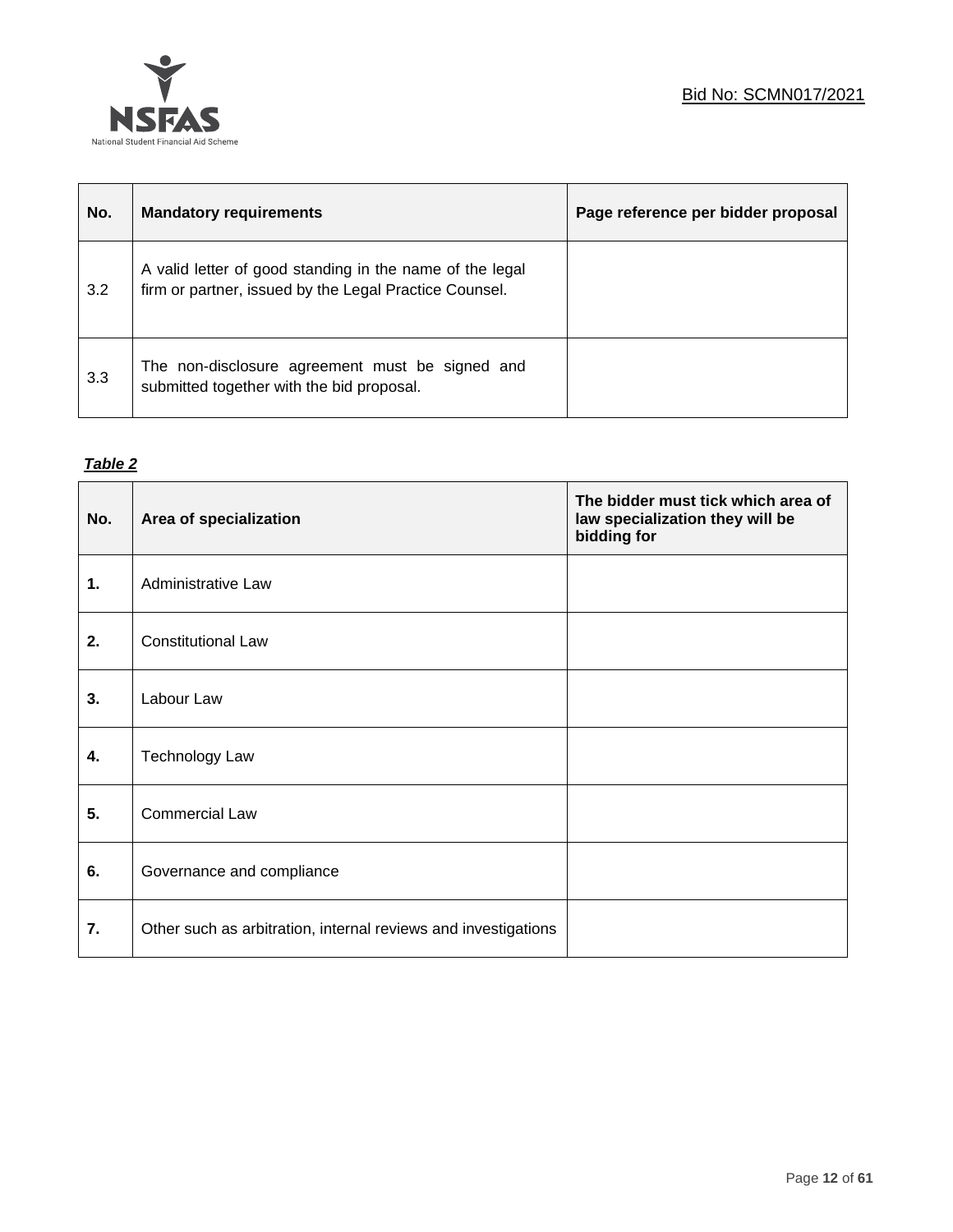| No. | Mandatory requirements | Page reference per bidder proposal |
| --- | --- | --- |
| 3.2 | A valid letter of good standing in the name of the legal firm or partner, issued by the Legal Practice Counsel. | |
| 3.3 | The non-disclosure agreement must be signed and submitted together with the bid proposal. | |

***Table 2***

| No. | Area of specialization | The bidder must tick which area of law specialization they will be bidding for |
| --- | --- | --- |
| **1.** | Administrative Law | |
| **2.** | Constitutional Law | |
| **3.** | Labour Law | |
| **4.** | Technology Law | |
| **5.** | Commercial Law | |
| **6.** | Governance and compliance | |
| **7.** | Other such as arbitration, internal reviews and investigations | |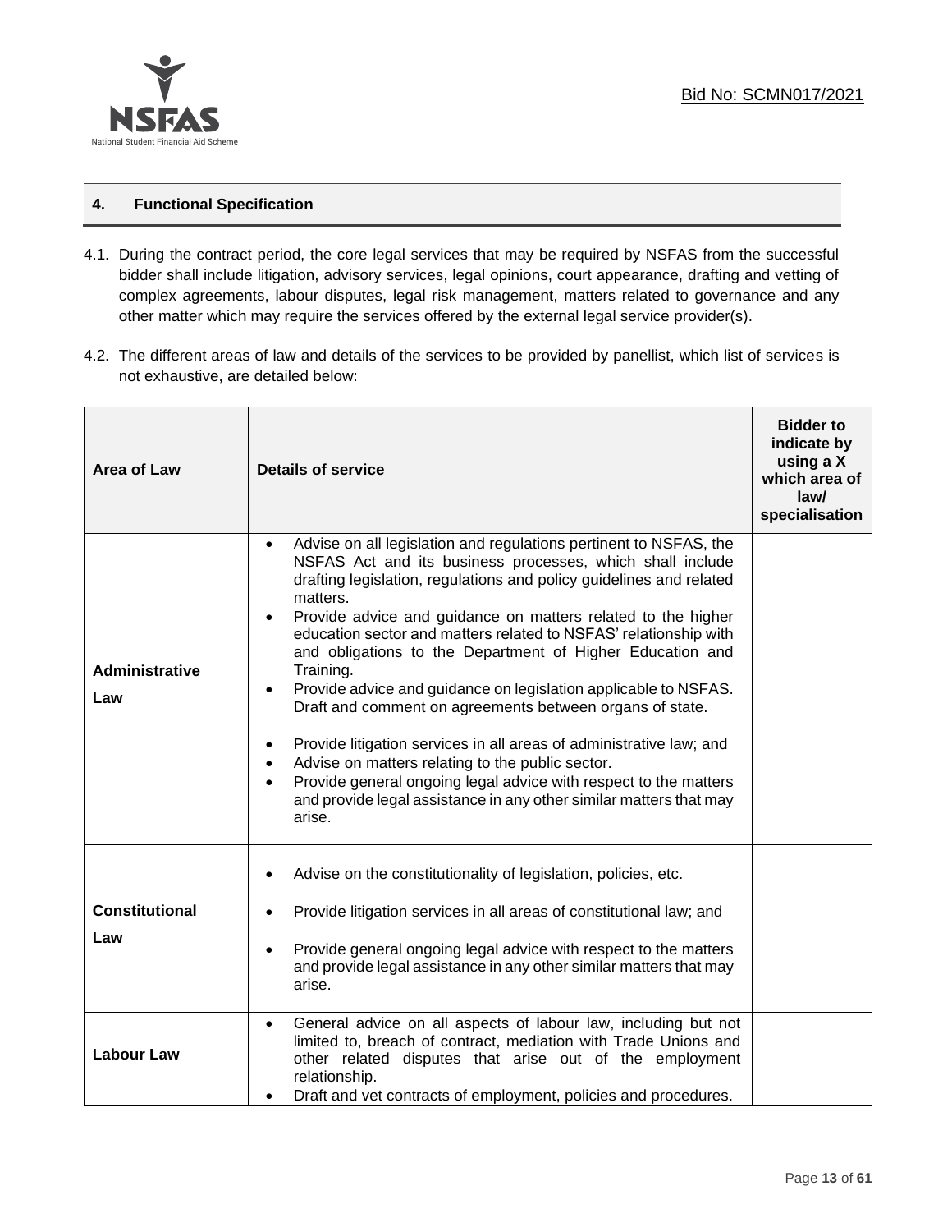## 4. Functional Specification

4.1. During the contract period, the core legal services that may be required by NSFAS from the successful bidder shall include litigation, advisory services, legal opinions, court appearance, drafting and vetting of complex agreements, labour disputes, legal risk management, matters related to governance and any other matter which may require the services offered by the external legal service provider(s).

4.2. The different areas of law and details of the services to be provided by panellist, which list of services is not exhaustive, are detailed below:

| Area of Law | Details of service | Bidder to indicate by using a X which area of law/ specialisation |
|---|---|---|
| **Administrative Law** | • Advise on all legislation and regulations pertinent to NSFAS, the NSFAS Act and its business processes, which shall include drafting legislation, regulations and policy guidelines and related matters.<br>• Provide advice and guidance on matters related to the higher education sector and matters related to NSFAS' relationship with and obligations to the Department of Higher Education and Training.<br>• Provide advice and guidance on legislation applicable to NSFAS. Draft and comment on agreements between organs of state.<br>• Provide litigation services in all areas of administrative law; and<br>• Advise on matters relating to the public sector.<br>• Provide general ongoing legal advice with respect to the matters and provide legal assistance in any other similar matters that may arise. | |
| **Constitutional Law** | • Advise on the constitutionality of legislation, policies, etc.<br>• Provide litigation services in all areas of constitutional law; and<br>• Provide general ongoing legal advice with respect to the matters and provide legal assistance in any other similar matters that may arise. | |
| **Labour Law** | • General advice on all aspects of labour law, including but not limited to, breach of contract, mediation with Trade Unions and other related disputes that arise out of the employment relationship.<br>• Draft and vet contracts of employment, policies and procedures. | |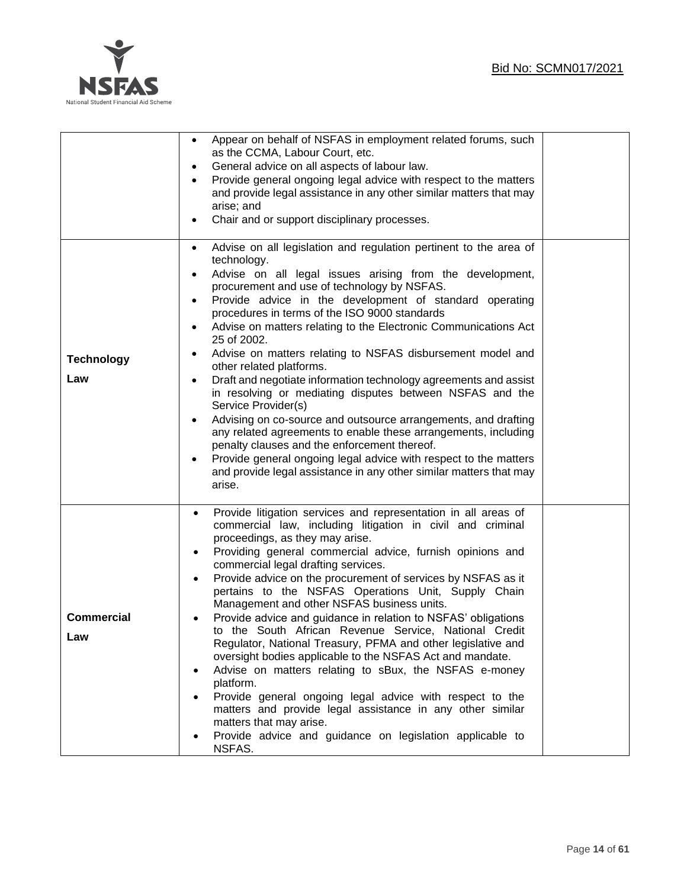| | | |
|---|---|---|
| | • Appear on behalf of NSFAS in employment related forums, such as the CCMA, Labour Court, etc.<br>• General advice on all aspects of labour law.<br>• Provide general ongoing legal advice with respect to the matters and provide legal assistance in any other similar matters that may arise; and<br>• Chair and or support disciplinary processes. | |
| **Technology Law** | • Advise on all legislation and regulation pertinent to the area of technology.<br>• Advise on all legal issues arising from the development, procurement and use of technology by NSFAS.<br>• Provide advice in the development of standard operating procedures in terms of the ISO 9000 standards<br>• Advise on matters relating to the Electronic Communications Act 25 of 2002.<br>• Advise on matters relating to NSFAS disbursement model and other related platforms.<br>• Draft and negotiate information technology agreements and assist in resolving or mediating disputes between NSFAS and the Service Provider(s)<br>• Advising on co-source and outsource arrangements, and drafting any related agreements to enable these arrangements, including penalty clauses and the enforcement thereof.<br>• Provide general ongoing legal advice with respect to the matters and provide legal assistance in any other similar matters that may arise. | |
| **Commercial Law** | • Provide litigation services and representation in all areas of commercial law, including litigation in civil and criminal proceedings, as they may arise.<br>• Providing general commercial advice, furnish opinions and commercial legal drafting services.<br>• Provide advice on the procurement of services by NSFAS as it pertains to the NSFAS Operations Unit, Supply Chain Management and other NSFAS business units.<br>• Provide advice and guidance in relation to NSFAS' obligations to the South African Revenue Service, National Credit Regulator, National Treasury, PFMA and other legislative and oversight bodies applicable to the NSFAS Act and mandate.<br>• Advise on matters relating to sBux, the NSFAS e-money platform.<br>• Provide general ongoing legal advice with respect to the matters and provide legal assistance in any other similar matters that may arise.<br>• Provide advice and guidance on legislation applicable to NSFAS. | |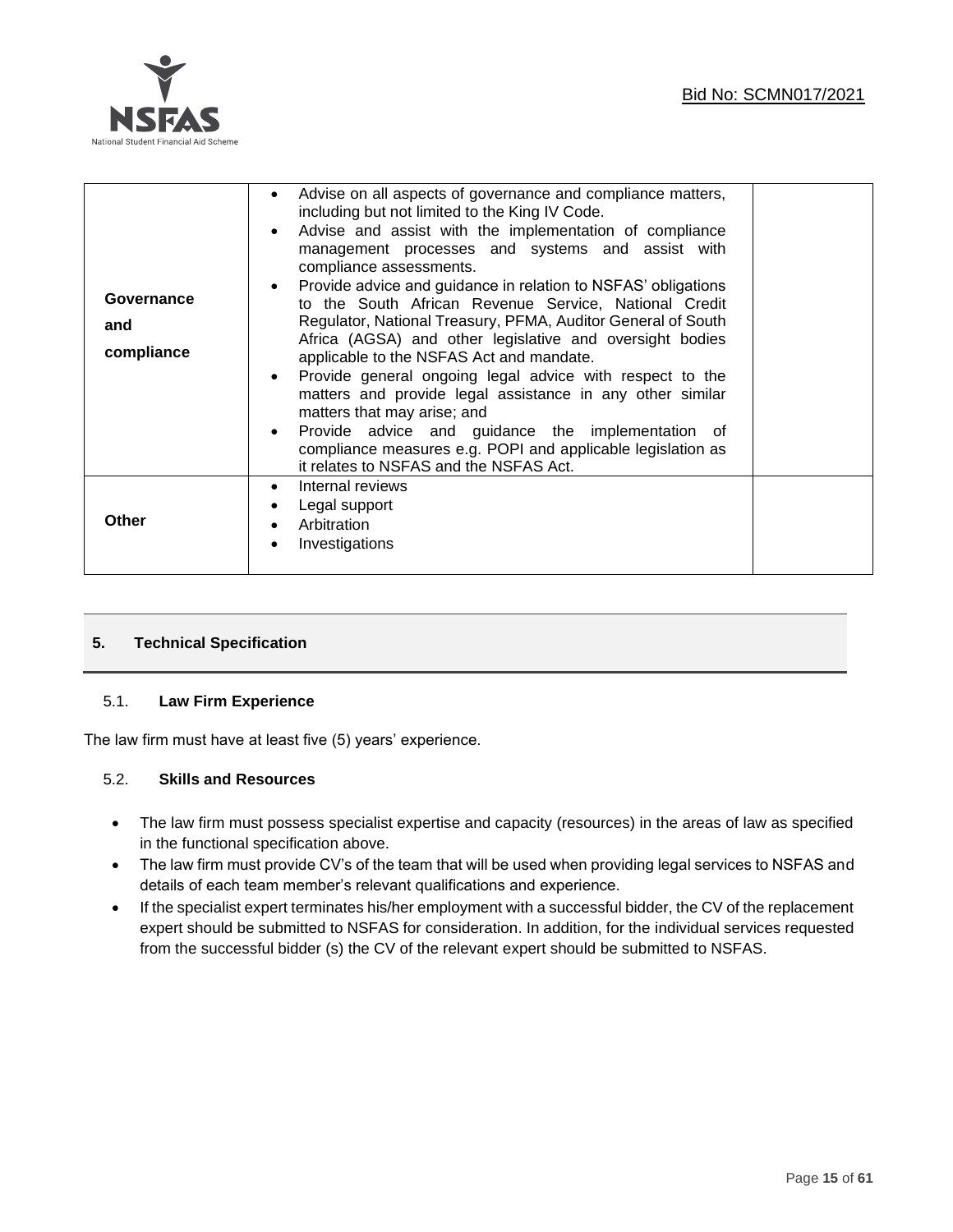| | | |
|---|---|---|
| **Governance and compliance** | • Advise on all aspects of governance and compliance matters, including but not limited to the King IV Code.<br>• Advise and assist with the implementation of compliance management processes and systems and assist with compliance assessments.<br>• Provide advice and guidance in relation to NSFAS' obligations to the South African Revenue Service, National Credit Regulator, National Treasury, PFMA, Auditor General of South Africa (AGSA) and other legislative and oversight bodies applicable to the NSFAS Act and mandate.<br>• Provide general ongoing legal advice with respect to the matters and provide legal assistance in any other similar matters that may arise; and<br>• Provide advice and guidance the implementation of compliance measures e.g. POPI and applicable legislation as it relates to NSFAS and the NSFAS Act. | |
| **Other** | • Internal reviews<br>• Legal support<br>• Arbitration<br>• Investigations | |

## 5. Technical Specification

### 5.1. Law Firm Experience

The law firm must have at least five (5) years' experience.

### 5.2. Skills and Resources

- The law firm must possess specialist expertise and capacity (resources) in the areas of law as specified in the functional specification above.
- The law firm must provide CV's of the team that will be used when providing legal services to NSFAS and details of each team member's relevant qualifications and experience.
- If the specialist expert terminates his/her employment with a successful bidder, the CV of the replacement expert should be submitted to NSFAS for consideration. In addition, for the individual services requested from the successful bidder (s) the CV of the relevant expert should be submitted to NSFAS.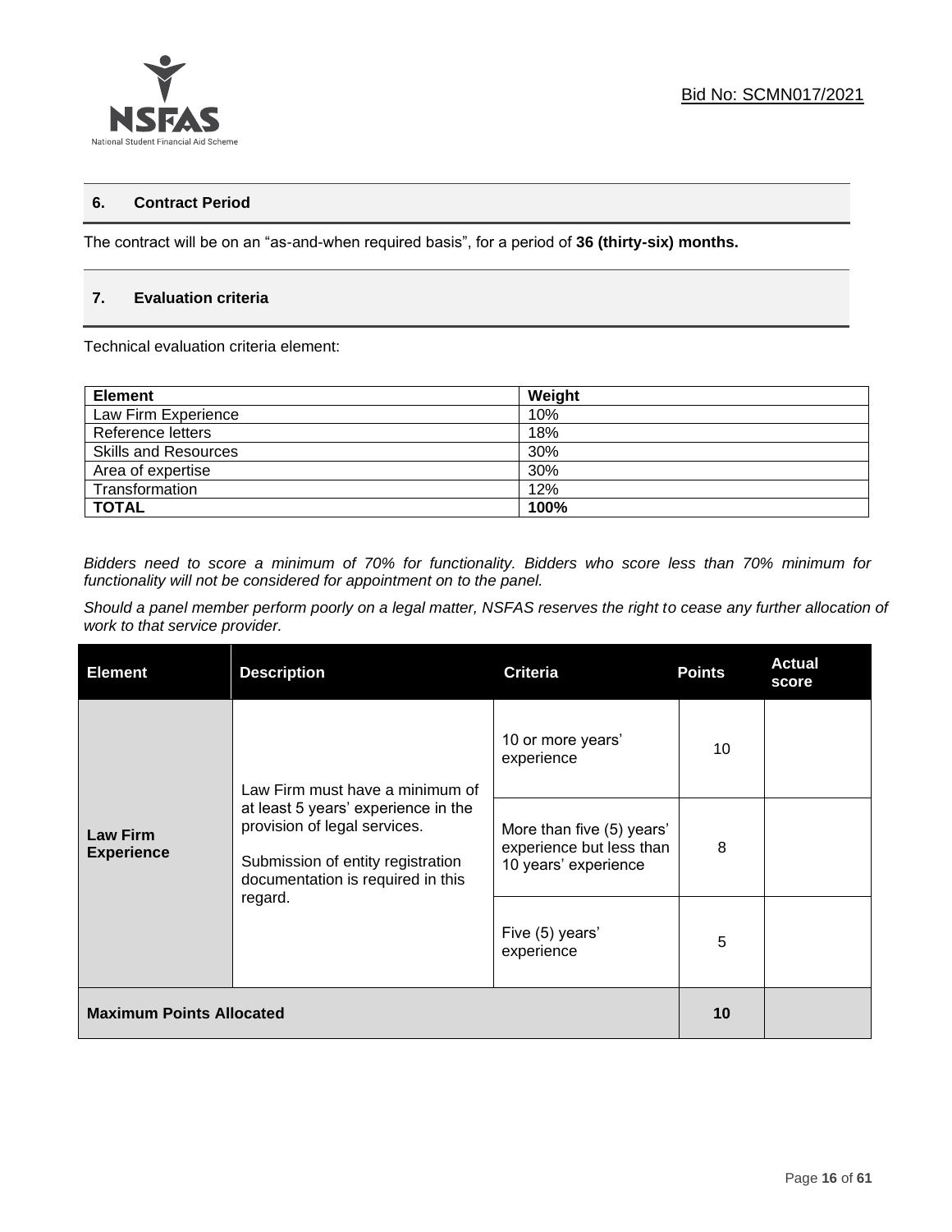## 6. Contract Period

The contract will be on an "as-and-when required basis", for a period of **36 (thirty-six) months.**

## 7. Evaluation criteria

Technical evaluation criteria element:

| Element | Weight |
|---|---|
| Law Firm Experience | 10% |
| Reference letters | 18% |
| Skills and Resources | 30% |
| Area of expertise | 30% |
| Transformation | 12% |
| **TOTAL** | **100%** |

*Bidders need to score a minimum of 70% for functionality. Bidders who score less than 70% minimum for functionality will not be considered for appointment on to the panel.*

*Should a panel member perform poorly on a legal matter, NSFAS reserves the right to cease any further allocation of work to that service provider.*

| Element | Description | Criteria | Points | Actual score |
|---|---|---|---|---|
| **Law Firm Experience** | Law Firm must have a minimum of at least 5 years' experience in the provision of legal services.<br><br>Submission of entity registration documentation is required in this regard. | 10 or more years' experience | 10 | |
| | | More than five (5) years' experience but less than 10 years' experience | 8 | |
| | | Five (5) years' experience | 5 | |
| **Maximum Points Allocated** | | | **10** | |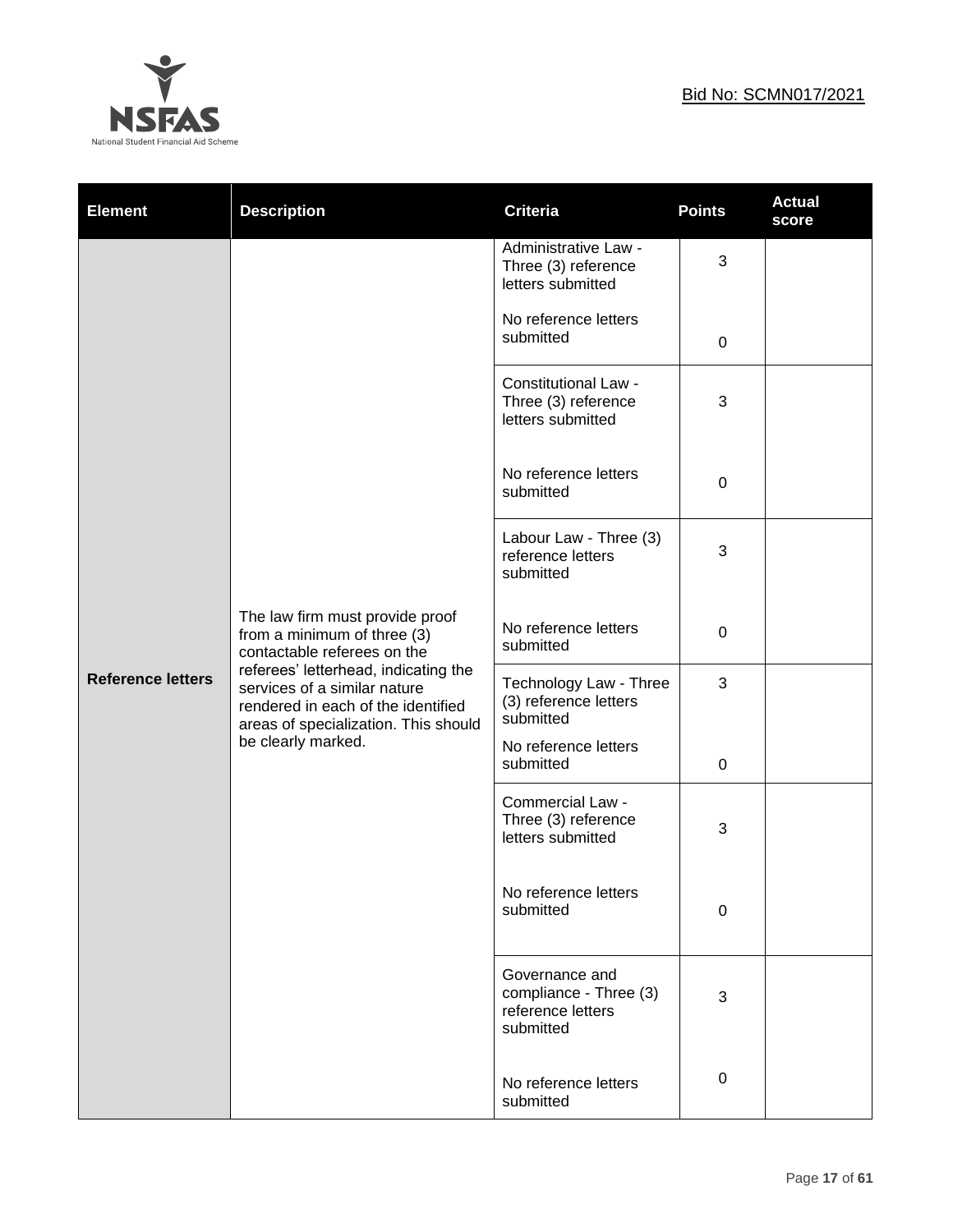| Element | Description | Criteria | Points | Actual score |
|---|---|---|---|---|
| Reference letters | The law firm must provide proof from a minimum of three (3) contactable referees on the referees' letterhead, indicating the services of a similar nature rendered in each of the identified areas of specialization. This should be clearly marked. | Administrative Law - Three (3) reference letters submitted | 3 | |
| | | No reference letters submitted | 0 | |
| | | Constitutional Law - Three (3) reference letters submitted | 3 | |
| | | No reference letters submitted | 0 | |
| | | Labour Law - Three (3) reference letters submitted | 3 | |
| | | No reference letters submitted | 0 | |
| | | Technology Law - Three (3) reference letters submitted | 3 | |
| | | No reference letters submitted | 0 | |
| | | Commercial Law - Three (3) reference letters submitted | 3 | |
| | | No reference letters submitted | 0 | |
| | | Governance and compliance - Three (3) reference letters submitted | 3 | |
| | | No reference letters submitted | 0 | |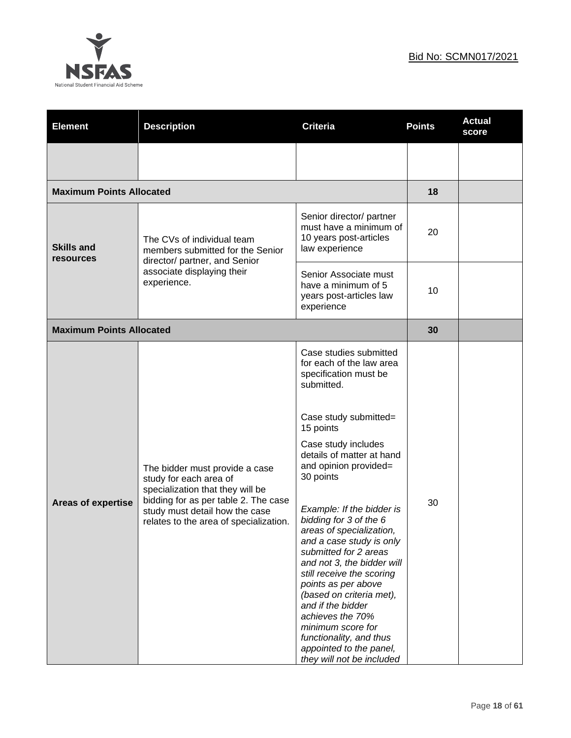| Element | Description | Criteria | Points | Actual score |
|---|---|---|---|---|
| | | | | |
| **Maximum Points Allocated** | | | **18** | |
| **Skills and resources** | The CVs of individual team members submitted for the Senior director/ partner, and Senior associate displaying their experience. | Senior director/ partner must have a minimum of 10 years post-articles law experience | 20 | |
| | | Senior Associate must have a minimum of 5 years post-articles law experience | 10 | |
| **Maximum Points Allocated** | | | **30** | |
| **Areas of expertise** | The bidder must provide a case study for each area of specialization that they will be bidding for as per table 2. The case study must detail how the case relates to the area of specialization. | Case studies submitted for each of the law area specification must be submitted.<br><br>Case study submitted= 15 points<br><br>Case study includes details of matter at hand and opinion provided= 30 points<br><br>*Example: If the bidder is bidding for 3 of the 6 areas of specialization, and a case study is only submitted for 2 areas and not 3, the bidder will still receive the scoring points as per above (based on criteria met), and if the bidder achieves the 70% minimum score for functionality, and thus appointed to the panel, they will not be included* | 30 | |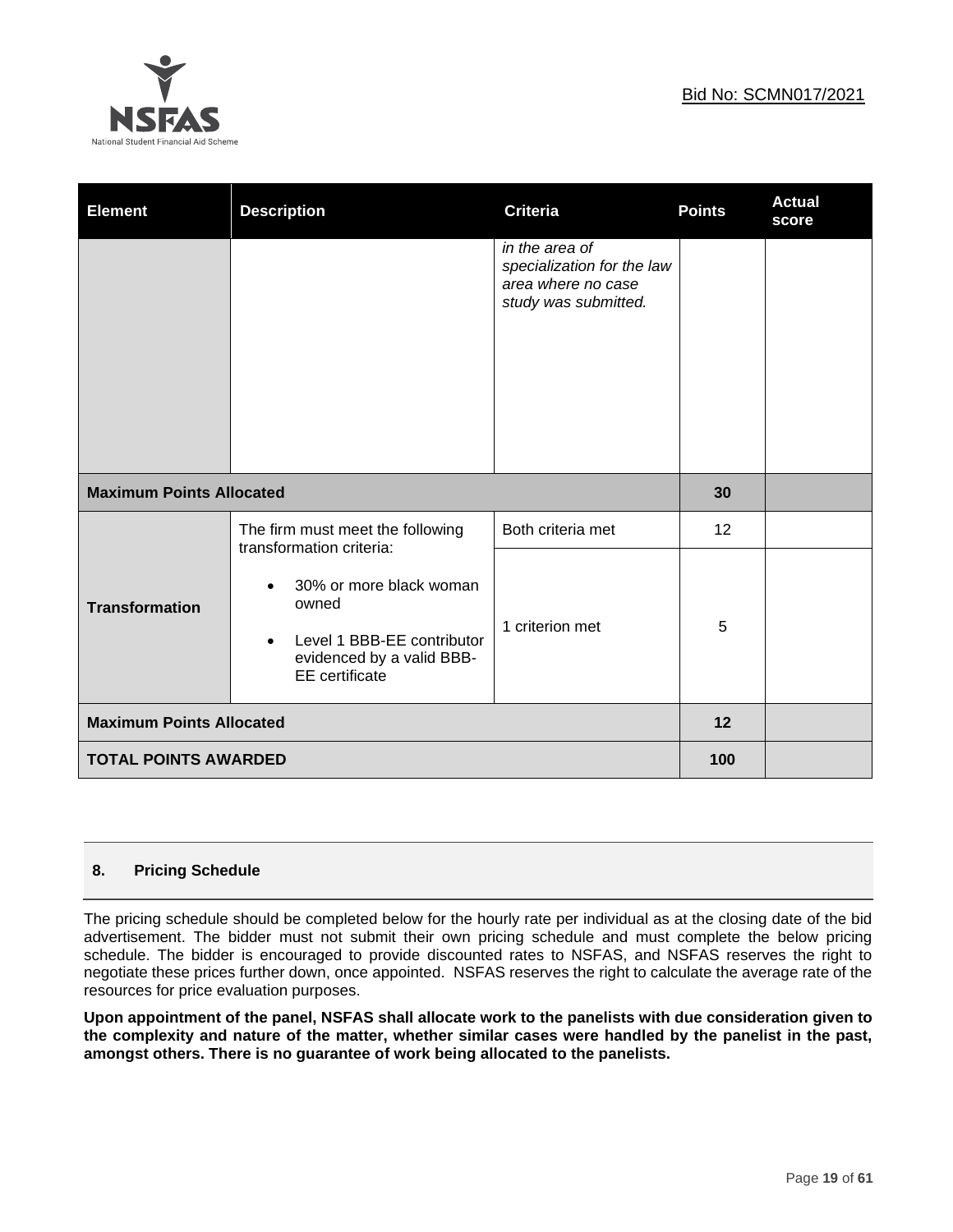| Element | Description | Criteria | Points | Actual score |
|---|---|---|---|---|
| | | *in the area of specialization for the law area where no case study was submitted.* | | |
| **Maximum Points Allocated** | | | **30** | |
| **Transformation** | The firm must meet the following transformation criteria: <br>• 30% or more black woman owned <br>• Level 1 BBB-EE contributor evidenced by a valid BBB-EE certificate | Both criteria met | 12 | |
| | | 1 criterion met | 5 | |
| **Maximum Points Allocated** | | | **12** | |
| **TOTAL POINTS AWARDED** | | | **100** | |

## 8. Pricing Schedule

The pricing schedule should be completed below for the hourly rate per individual as at the closing date of the bid advertisement. The bidder must not submit their own pricing schedule and must complete the below pricing schedule. The bidder is encouraged to provide discounted rates to NSFAS, and NSFAS reserves the right to negotiate these prices further down, once appointed. NSFAS reserves the right to calculate the average rate of the resources for price evaluation purposes.

**Upon appointment of the panel, NSFAS shall allocate work to the panelists with due consideration given to the complexity and nature of the matter, whether similar cases were handled by the panelist in the past, amongst others. There is no guarantee of work being allocated to the panelists.**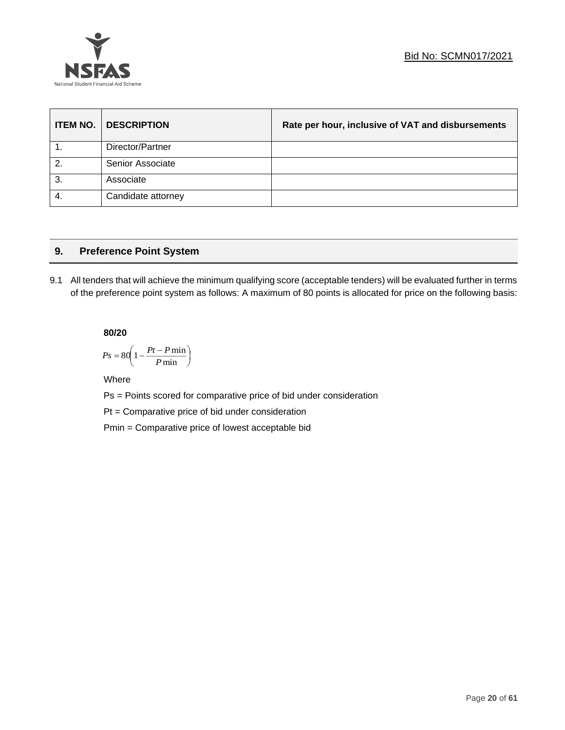| ITEM NO. | DESCRIPTION | Rate per hour, inclusive of VAT and disbursements |
|---|---|---|
| 1. | Director/Partner | |
| 2. | Senior Associate | |
| 3. | Associate | |
| 4. | Candidate attorney | |

## 9. Preference Point System

9.1 All tenders that will achieve the minimum qualifying score (acceptable tenders) will be evaluated further in terms of the preference point system as follows: A maximum of 80 points is allocated for price on the following basis:

**80/20**

$$Ps = 80\left(1 - \frac{Pt - P\min}{P\min}\right)$$

Where

Ps = Points scored for comparative price of bid under consideration

Pt = Comparative price of bid under consideration

Pmin = Comparative price of lowest acceptable bid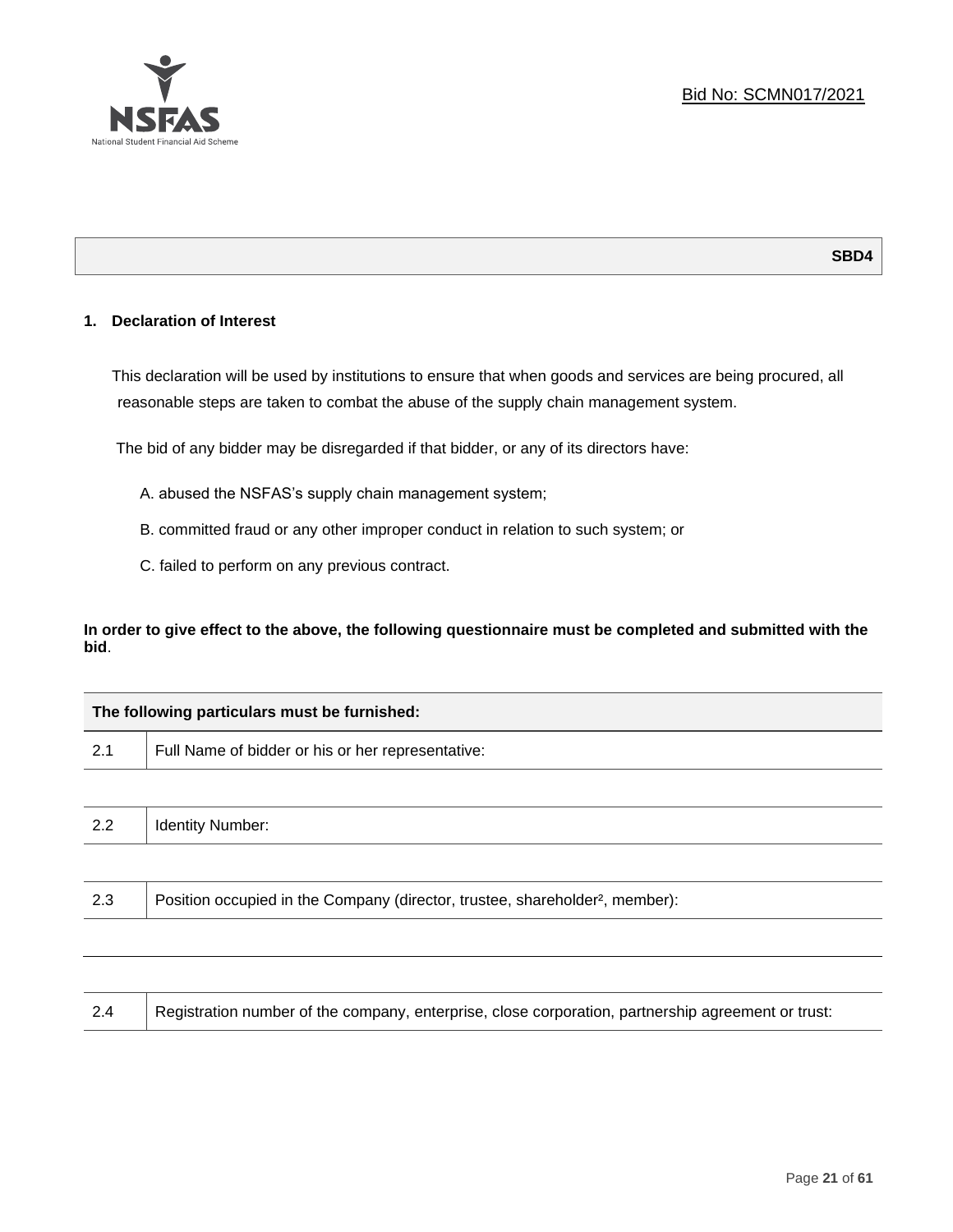Bid No: SCMN017/2021

**SBD4**

## 1. Declaration of Interest

This declaration will be used by institutions to ensure that when goods and services are being procured, all reasonable steps are taken to combat the abuse of the supply chain management system.

The bid of any bidder may be disregarded if that bidder, or any of its directors have:

A. abused the NSFAS's supply chain management system;

B. committed fraud or any other improper conduct in relation to such system; or

C. failed to perform on any previous contract.

**In order to give effect to the above, the following questionnaire must be completed and submitted with the bid**.

| **The following particulars must be furnished:** | |
|---|---|
| 2.1 | Full Name of bidder or his or her representative: |
| | |
| 2.2 | Identity Number: |
| | |
| 2.3 | Position occupied in the Company (director, trustee, shareholder[2], member): |
| | |
| | |
| 2.4 | Registration number of the company, enterprise, close corporation, partnership agreement or trust: |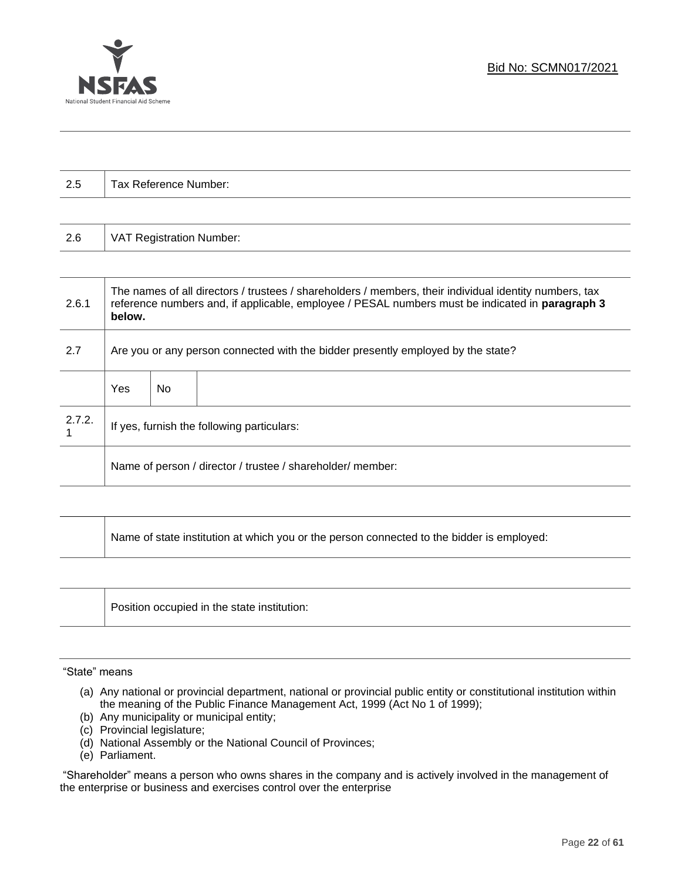| 2.5 | Tax Reference Number: |
|---|---|

| 2.6 | VAT Registration Number: |
|---|---|

| | | | |
|---|---|---|---|
| 2.6.1 | The names of all directors / trustees / shareholders / members, their individual identity numbers, tax reference numbers and, if applicable, employee / PESAL numbers must be indicated in **paragraph 3 below.** | | |
| 2.7 | Are you or any person connected with the bidder presently employed by the state? | | |
| | Yes | No | |
| 2.7.2.1 | If yes, furnish the following particulars: | | |
| | Name of person / director / trustee / shareholder/ member: | | |

| | |
|---|---|
| | Name of state institution at which you or the person connected to the bidder is employed: |

| | |
|---|---|
| | Position occupied in the state institution: |

"State" means

(a) Any national or provincial department, national or provincial public entity or constitutional institution within the meaning of the Public Finance Management Act, 1999 (Act No 1 of 1999);
(b) Any municipality or municipal entity;
(c) Provincial legislature;
(d) National Assembly or the National Council of Provinces;
(e) Parliament.

"Shareholder" means a person who owns shares in the company and is actively involved in the management of the enterprise or business and exercises control over the enterprise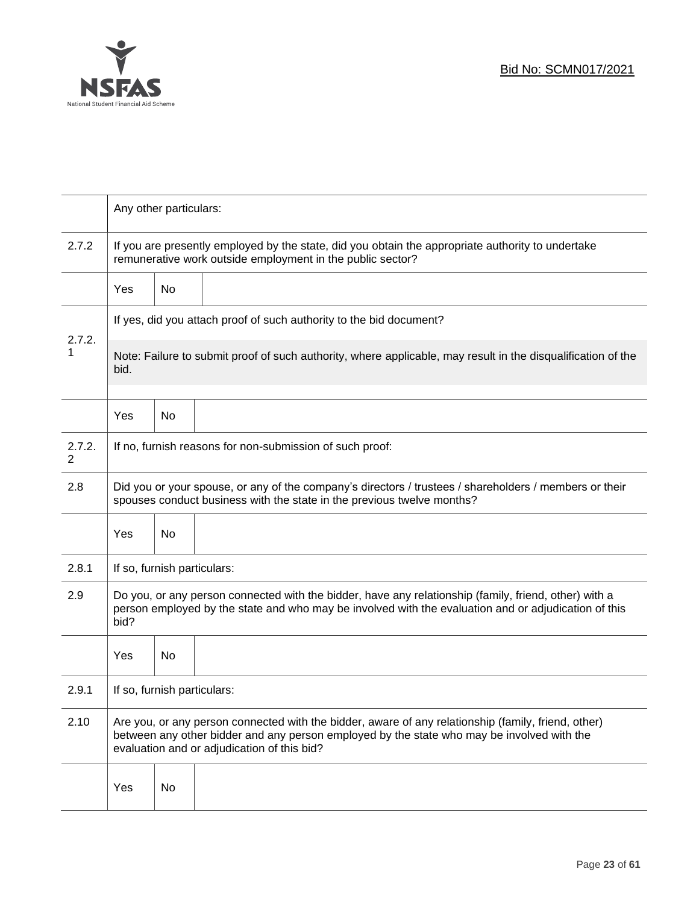| | | | |
|---|---|---|---|
| | Any other particulars: | | |
| 2.7.2 | If you are presently employed by the state, did you obtain the appropriate authority to undertake remunerative work outside employment in the public sector? | | |
| | Yes | No | |
| 2.7.2.1 | If yes, did you attach proof of such authority to the bid document?<br><br>Note: Failure to submit proof of such authority, where applicable, may result in the disqualification of the bid. | | |
| | Yes | No | |
| 2.7.2.2 | If no, furnish reasons for non-submission of such proof: | | |
| 2.8 | Did you or your spouse, or any of the company's directors / trustees / shareholders / members or their spouses conduct business with the state in the previous twelve months? | | |
| | Yes | No | |
| 2.8.1 | If so, furnish particulars: | | |
| 2.9 | Do you, or any person connected with the bidder, have any relationship (family, friend, other) with a person employed by the state and who may be involved with the evaluation and or adjudication of this bid? | | |
| | Yes | No | |
| 2.9.1 | If so, furnish particulars: | | |
| 2.10 | Are you, or any person connected with the bidder, aware of any relationship (family, friend, other) between any other bidder and any person employed by the state who may be involved with the evaluation and or adjudication of this bid? | | |
| | Yes | No | |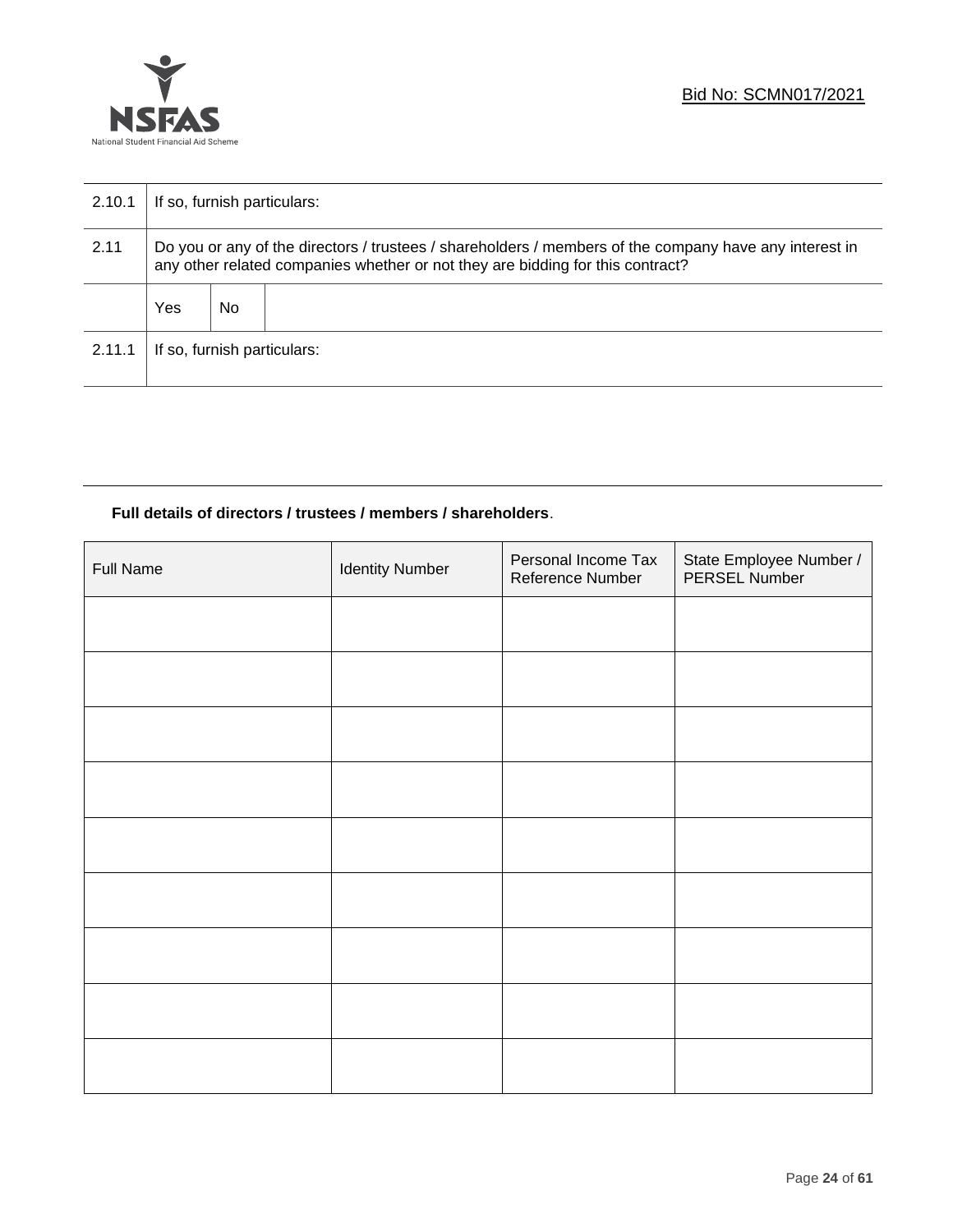| | | | |
|---|---|---|---|
| 2.10.1 | If so, furnish particulars: | | |
| 2.11 | Do you or any of the directors / trustees / shareholders / members of the company have any interest in any other related companies whether or not they are bidding for this contract? | | |
| | Yes | No | |
| 2.11.1 | If so, furnish particulars: | | |

**Full details of directors / trustees / members / shareholders**.

| Full Name | Identity Number | Personal Income Tax Reference Number | State Employee Number / PERSEL Number |
|---|---|---|---|
| | | | |
| | | | |
| | | | |
| | | | |
| | | | |
| | | | |
| | | | |
| | | | |
| | | | |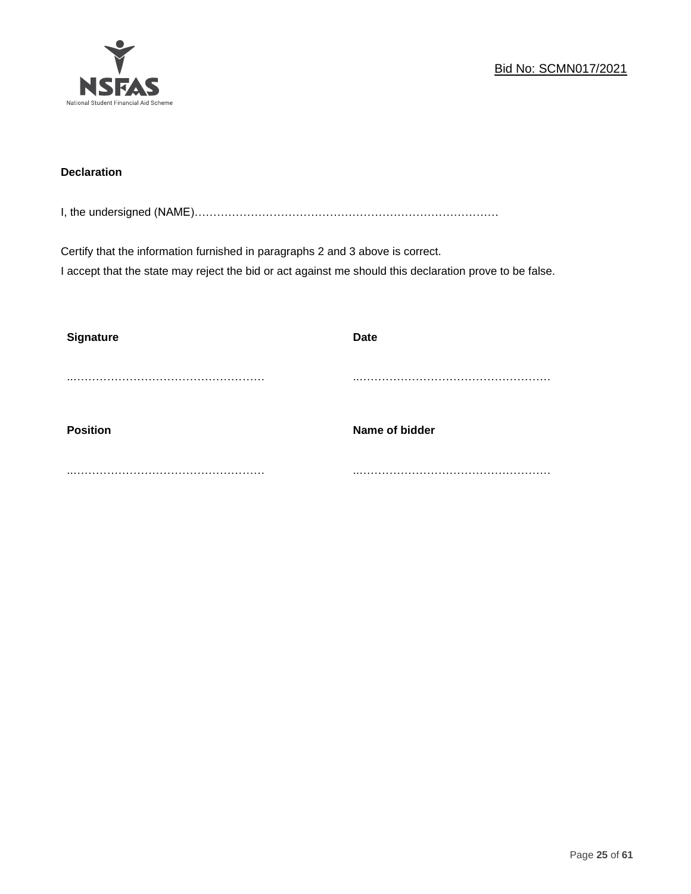**Declaration**

I, the undersigned (NAME)…………………………………………………………………………

Certify that the information furnished in paragraphs 2 and 3 above is correct.
I accept that the state may reject the bid or act against me should this declaration prove to be false.

| **Signature** | **Date** |
|---|---|
| ..…………………………………………… | ..…………………………………………… |
| **Position** | **Name of bidder** |
| ..…………………………………………… | ..…………………………………………… |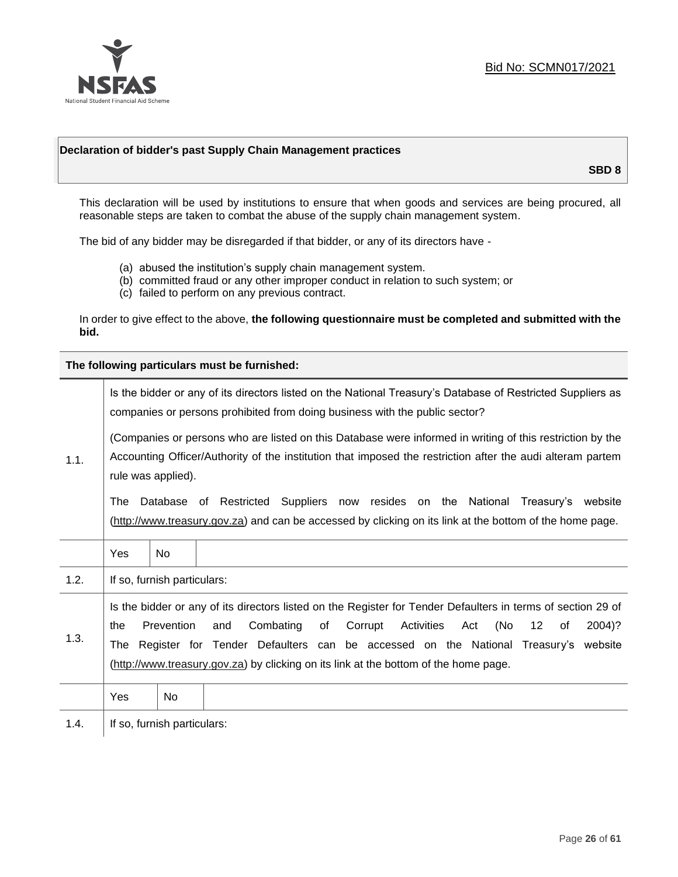Bid No: SCMN017/2021

## Declaration of bidder's past Supply Chain Management practices

**SBD 8**

This declaration will be used by institutions to ensure that when goods and services are being procured, all reasonable steps are taken to combat the abuse of the supply chain management system.

The bid of any bidder may be disregarded if that bidder, or any of its directors have -

(a) abused the institution's supply chain management system.
(b) committed fraud or any other improper conduct in relation to such system; or
(c) failed to perform on any previous contract.

In order to give effect to the above, **the following questionnaire must be completed and submitted with the bid.**

| **The following particulars must be furnished:** | | | |
|---|---|---|---|
| 1.1. | Is the bidder or any of its directors listed on the National Treasury's Database of Restricted Suppliers as companies or persons prohibited from doing business with the public sector?<br><br>(Companies or persons who are listed on this Database were informed in writing of this restriction by the Accounting Officer/Authority of the institution that imposed the restriction after the audi alteram partem rule was applied).<br><br>The Database of Restricted Suppliers now resides on the National Treasury's website (http://www.treasury.gov.za) and can be accessed by clicking on its link at the bottom of the home page. | | |
| | Yes | No | |
| 1.2. | If so, furnish particulars: | | |
| 1.3. | Is the bidder or any of its directors listed on the Register for Tender Defaulters in terms of section 29 of the Prevention and Combating of Corrupt Activities Act (No 12 of 2004)? The Register for Tender Defaulters can be accessed on the National Treasury's website (http://www.treasury.gov.za) by clicking on its link at the bottom of the home page. | | |
| | Yes | No | |
| 1.4. | If so, furnish particulars: | | |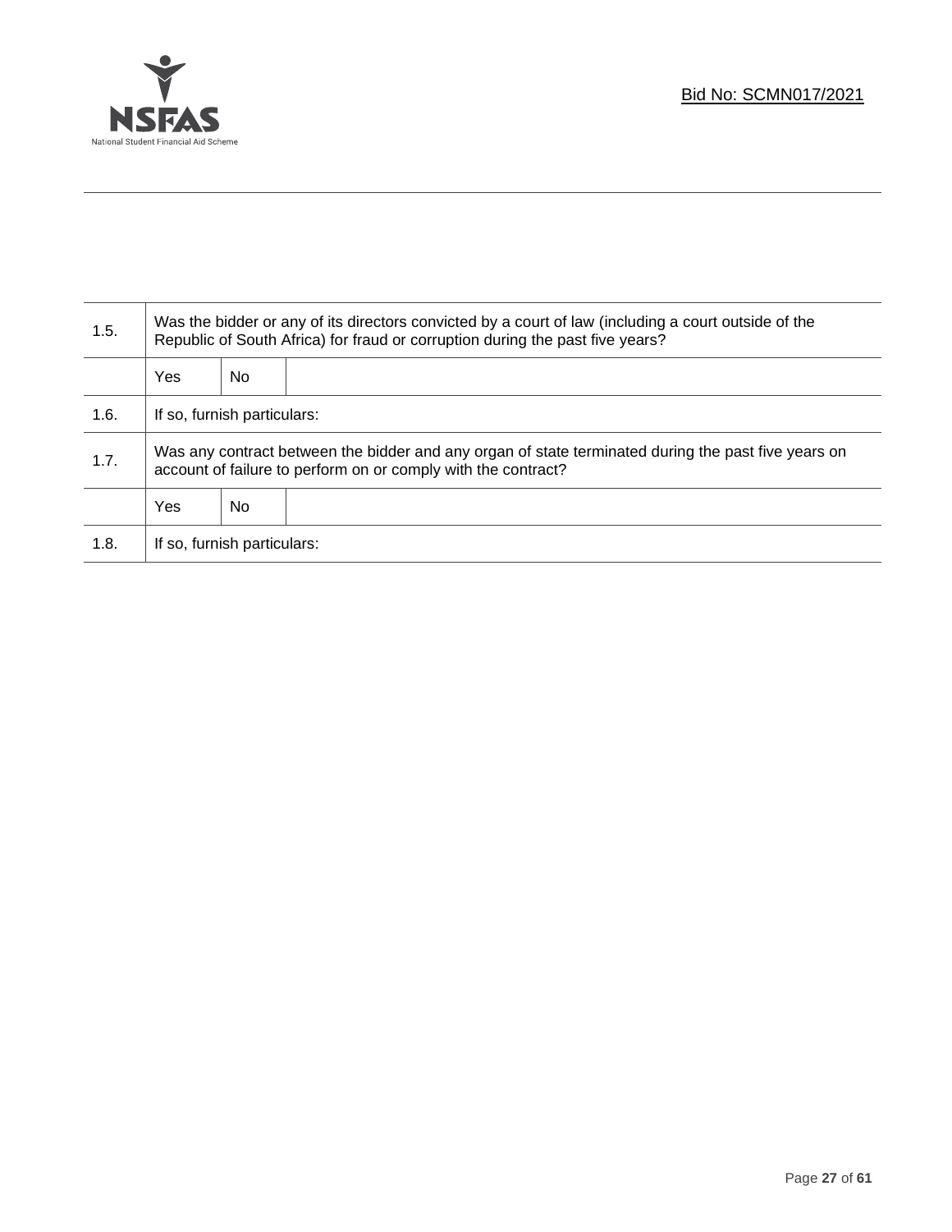| 1.5. | Was the bidder or any of its directors convicted by a court of law (including a court outside of the Republic of South Africa) for fraud or corruption during the past five years? | | |
|---|---|---|---|
| | Yes | No | |
| 1.6. | If so, furnish particulars: | | |
| 1.7. | Was any contract between the bidder and any organ of state terminated during the past five years on account of failure to perform on or comply with the contract? | | |
| | Yes | No | |
| 1.8. | If so, furnish particulars: | | |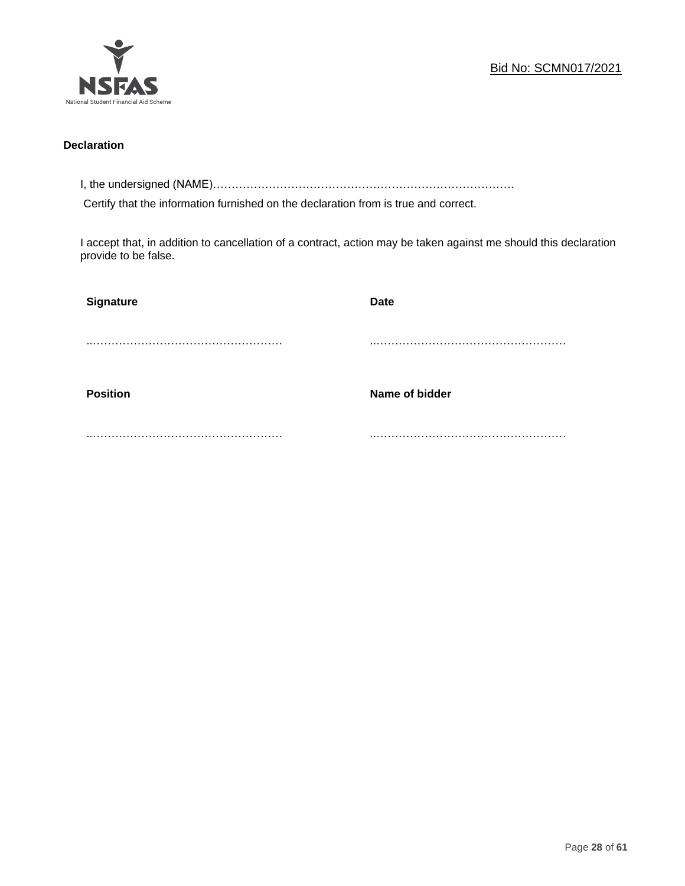## Declaration

I, the undersigned (NAME)…………………………………………………………………………

Certify that the information furnished on the declaration from is true and correct.

I accept that, in addition to cancellation of a contract, action may be taken against me should this declaration provide to be false.

| **Signature** | **Date** |
|---|---|
| …………………………………………… | …………………………………………… |
| **Position** | **Name of bidder** |
| …………………………………………… | …………………………………………… |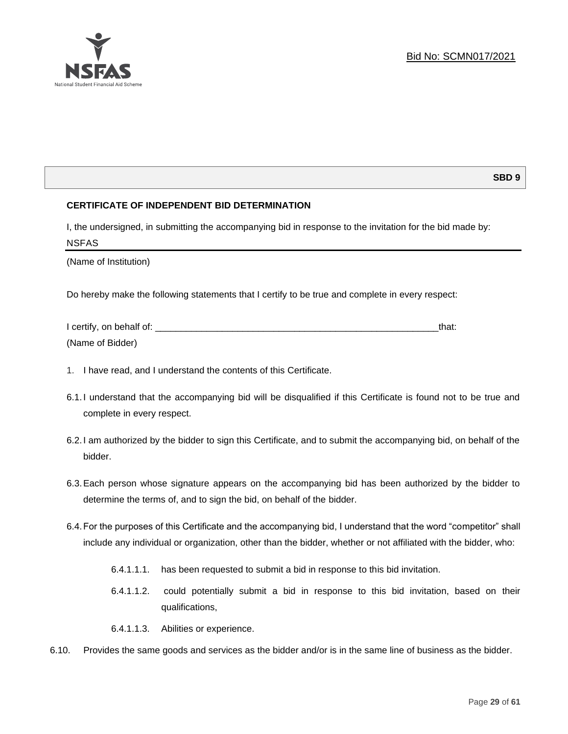**SBD 9**

**CERTIFICATE OF INDEPENDENT BID DETERMINATION**

I, the undersigned, in submitting the accompanying bid in response to the invitation for the bid made by:

NSFAS

(Name of Institution)

Do hereby make the following statements that I certify to be true and complete in every respect:

I certify, on behalf of: \_\_\_\_\_\_\_\_\_\_\_\_\_\_\_\_\_\_\_\_\_\_\_\_\_\_\_\_\_\_\_\_\_\_\_\_\_\_\_\_\_\_\_\_\_\_\_\_\_\_\_\_\_\_\_\_\_that:

(Name of Bidder)

1. I have read, and I understand the contents of this Certificate.

6.1. I understand that the accompanying bid will be disqualified if this Certificate is found not to be true and complete in every respect.

6.2. I am authorized by the bidder to sign this Certificate, and to submit the accompanying bid, on behalf of the bidder.

6.3. Each person whose signature appears on the accompanying bid has been authorized by the bidder to determine the terms of, and to sign the bid, on behalf of the bidder.

6.4. For the purposes of this Certificate and the accompanying bid, I understand that the word "competitor" shall include any individual or organization, other than the bidder, whether or not affiliated with the bidder, who:

6.4.1.1.1. has been requested to submit a bid in response to this bid invitation.

6.4.1.1.2. could potentially submit a bid in response to this bid invitation, based on their qualifications,

6.4.1.1.3. Abilities or experience.

6.10. Provides the same goods and services as the bidder and/or is in the same line of business as the bidder.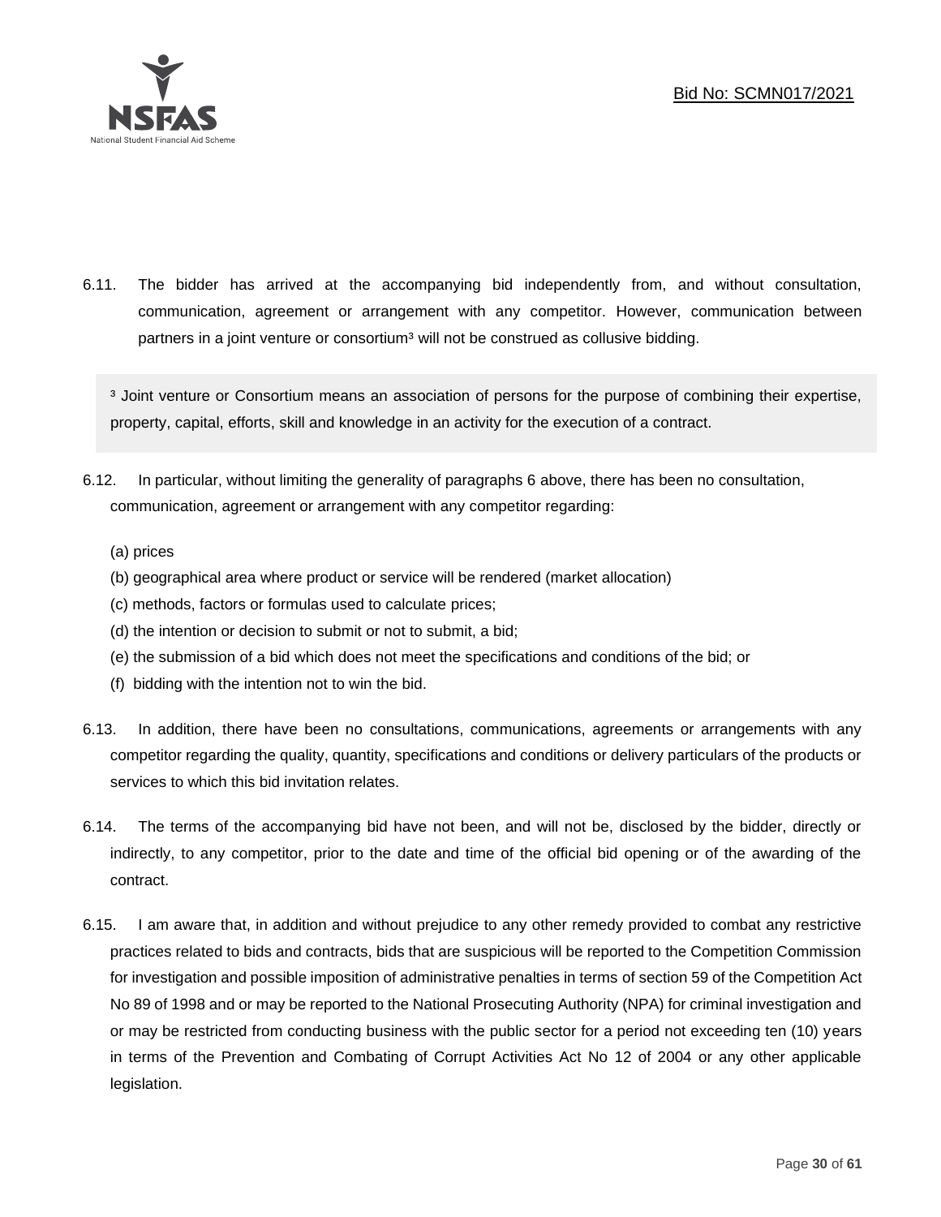6.11. The bidder has arrived at the accompanying bid independently from, and without consultation, communication, agreement or arrangement with any competitor. However, communication between partners in a joint venture or consortium[3] will not be construed as collusive bidding.

> [3] Joint venture or Consortium means an association of persons for the purpose of combining their expertise, property, capital, efforts, skill and knowledge in an activity for the execution of a contract.

6.12. In particular, without limiting the generality of paragraphs 6 above, there has been no consultation, communication, agreement or arrangement with any competitor regarding:

(a) prices
(b) geographical area where product or service will be rendered (market allocation)
(c) methods, factors or formulas used to calculate prices;
(d) the intention or decision to submit or not to submit, a bid;
(e) the submission of a bid which does not meet the specifications and conditions of the bid; or
(f) bidding with the intention not to win the bid.

6.13. In addition, there have been no consultations, communications, agreements or arrangements with any competitor regarding the quality, quantity, specifications and conditions or delivery particulars of the products or services to which this bid invitation relates.

6.14. The terms of the accompanying bid have not been, and will not be, disclosed by the bidder, directly or indirectly, to any competitor, prior to the date and time of the official bid opening or of the awarding of the contract.

6.15. I am aware that, in addition and without prejudice to any other remedy provided to combat any restrictive practices related to bids and contracts, bids that are suspicious will be reported to the Competition Commission for investigation and possible imposition of administrative penalties in terms of section 59 of the Competition Act No 89 of 1998 and or may be reported to the National Prosecuting Authority (NPA) for criminal investigation and or may be restricted from conducting business with the public sector for a period not exceeding ten (10) years in terms of the Prevention and Combating of Corrupt Activities Act No 12 of 2004 or any other applicable legislation.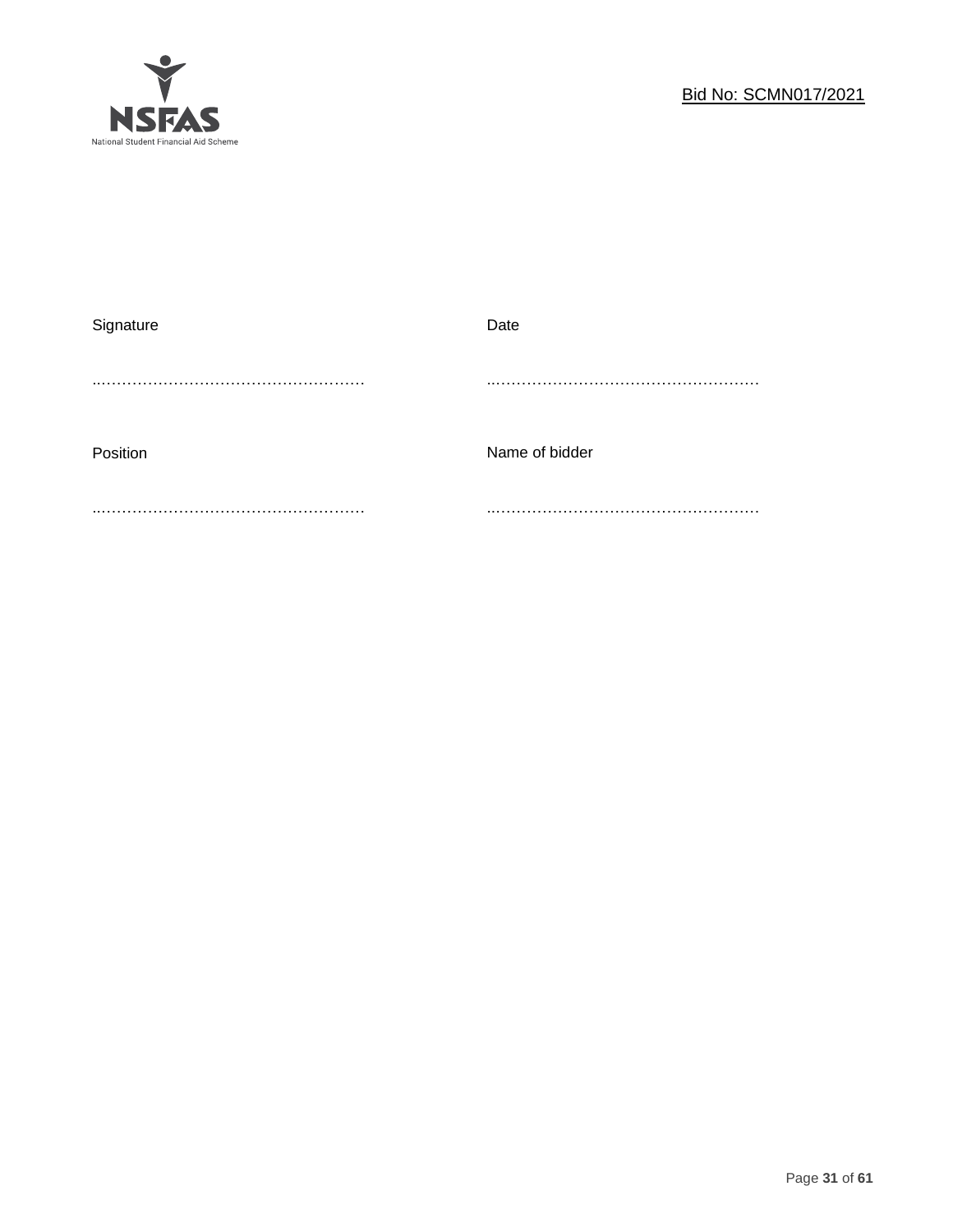| Signature | Date |
|---|---|
| ……………………………………………… | ……………………………………………… |
| Position | Name of bidder |
| ……………………………………………… | ……………………………………………… |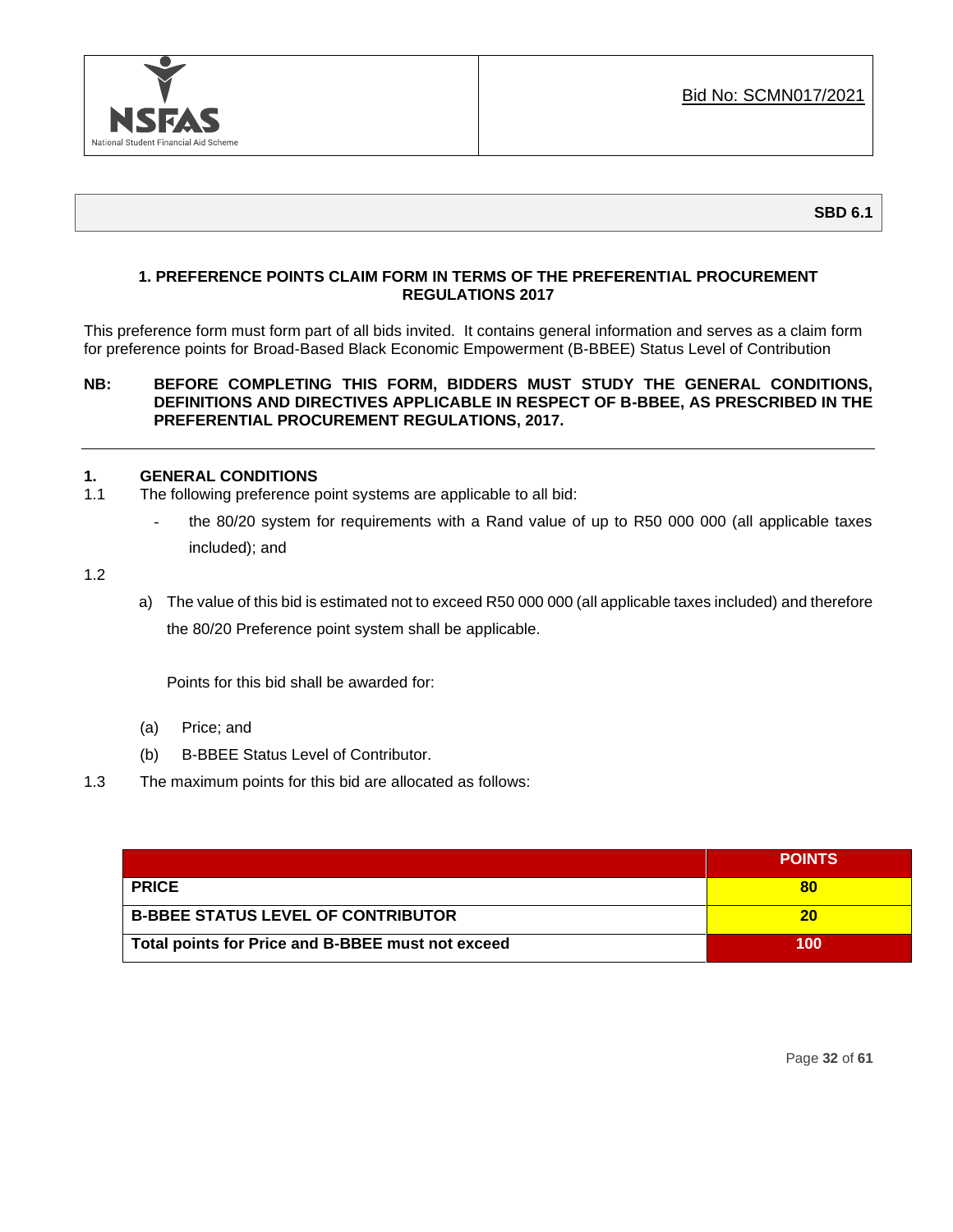NSFAS
National Student Financial Aid Scheme

Bid No: SCMN017/2021

**SBD 6.1**

## 1. PREFERENCE POINTS CLAIM FORM IN TERMS OF THE PREFERENTIAL PROCUREMENT REGULATIONS 2017

This preference form must form part of all bids invited. It contains general information and serves as a claim form for preference points for Broad-Based Black Economic Empowerment (B-BBEE) Status Level of Contribution

**NB: BEFORE COMPLETING THIS FORM, BIDDERS MUST STUDY THE GENERAL CONDITIONS, DEFINITIONS AND DIRECTIVES APPLICABLE IN RESPECT OF B-BBEE, AS PRESCRIBED IN THE PREFERENTIAL PROCUREMENT REGULATIONS, 2017.**

---

### 1. GENERAL CONDITIONS

1.1 The following preference point systems are applicable to all bid:

- the 80/20 system for requirements with a Rand value of up to R50 000 000 (all applicable taxes included); and

1.2

a) The value of this bid is estimated not to exceed R50 000 000 (all applicable taxes included) and therefore the 80/20 Preference point system shall be applicable.

Points for this bid shall be awarded for:

(a) Price; and

(b) B-BBEE Status Level of Contributor.

1.3 The maximum points for this bid are allocated as follows:

| | POINTS |
|---|---|
| **PRICE** | **80** |
| **B-BBEE STATUS LEVEL OF CONTRIBUTOR** | **20** |
| **Total points for Price and B-BBEE must not exceed** | **100** |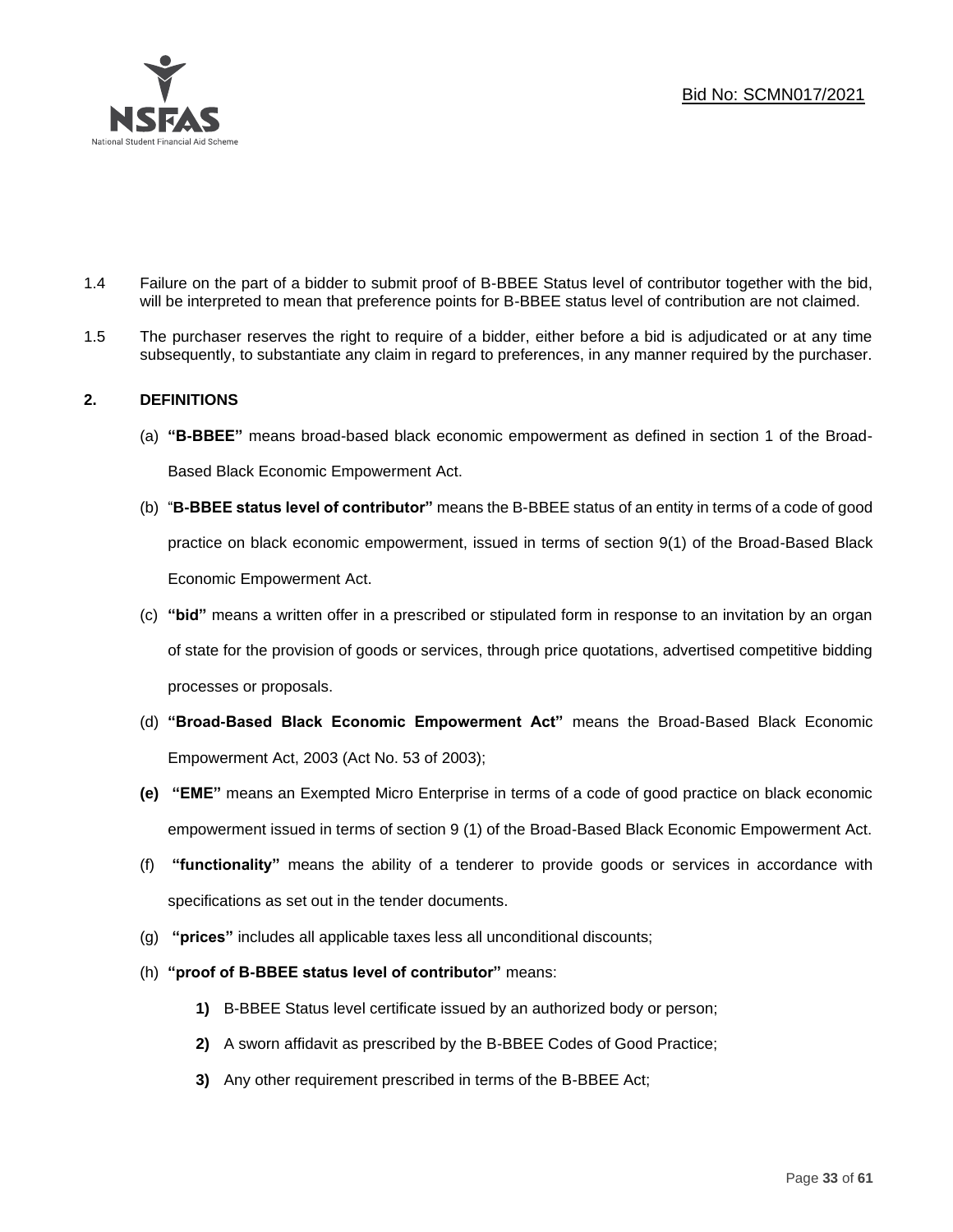1.4 Failure on the part of a bidder to submit proof of B-BBEE Status level of contributor together with the bid, will be interpreted to mean that preference points for B-BBEE status level of contribution are not claimed.

1.5 The purchaser reserves the right to require of a bidder, either before a bid is adjudicated or at any time subsequently, to substantiate any claim in regard to preferences, in any manner required by the purchaser.

## 2. DEFINITIONS

(a) **"B-BBEE"** means broad-based black economic empowerment as defined in section 1 of the Broad-Based Black Economic Empowerment Act.

(b) "**B-BBEE status level of contributor"** means the B-BBEE status of an entity in terms of a code of good practice on black economic empowerment, issued in terms of section 9(1) of the Broad-Based Black Economic Empowerment Act.

(c) **"bid"** means a written offer in a prescribed or stipulated form in response to an invitation by an organ of state for the provision of goods or services, through price quotations, advertised competitive bidding processes or proposals.

(d) **"Broad-Based Black Economic Empowerment Act"** means the Broad-Based Black Economic Empowerment Act, 2003 (Act No. 53 of 2003);

**(e)** **"EME"** means an Exempted Micro Enterprise in terms of a code of good practice on black economic empowerment issued in terms of section 9 (1) of the Broad-Based Black Economic Empowerment Act.

(f) **"functionality"** means the ability of a tenderer to provide goods or services in accordance with specifications as set out in the tender documents.

(g) **"prices"** includes all applicable taxes less all unconditional discounts;

(h) **"proof of B-BBEE status level of contributor"** means:

**1)** B-BBEE Status level certificate issued by an authorized body or person;

**2)** A sworn affidavit as prescribed by the B-BBEE Codes of Good Practice;

**3)** Any other requirement prescribed in terms of the B-BBEE Act;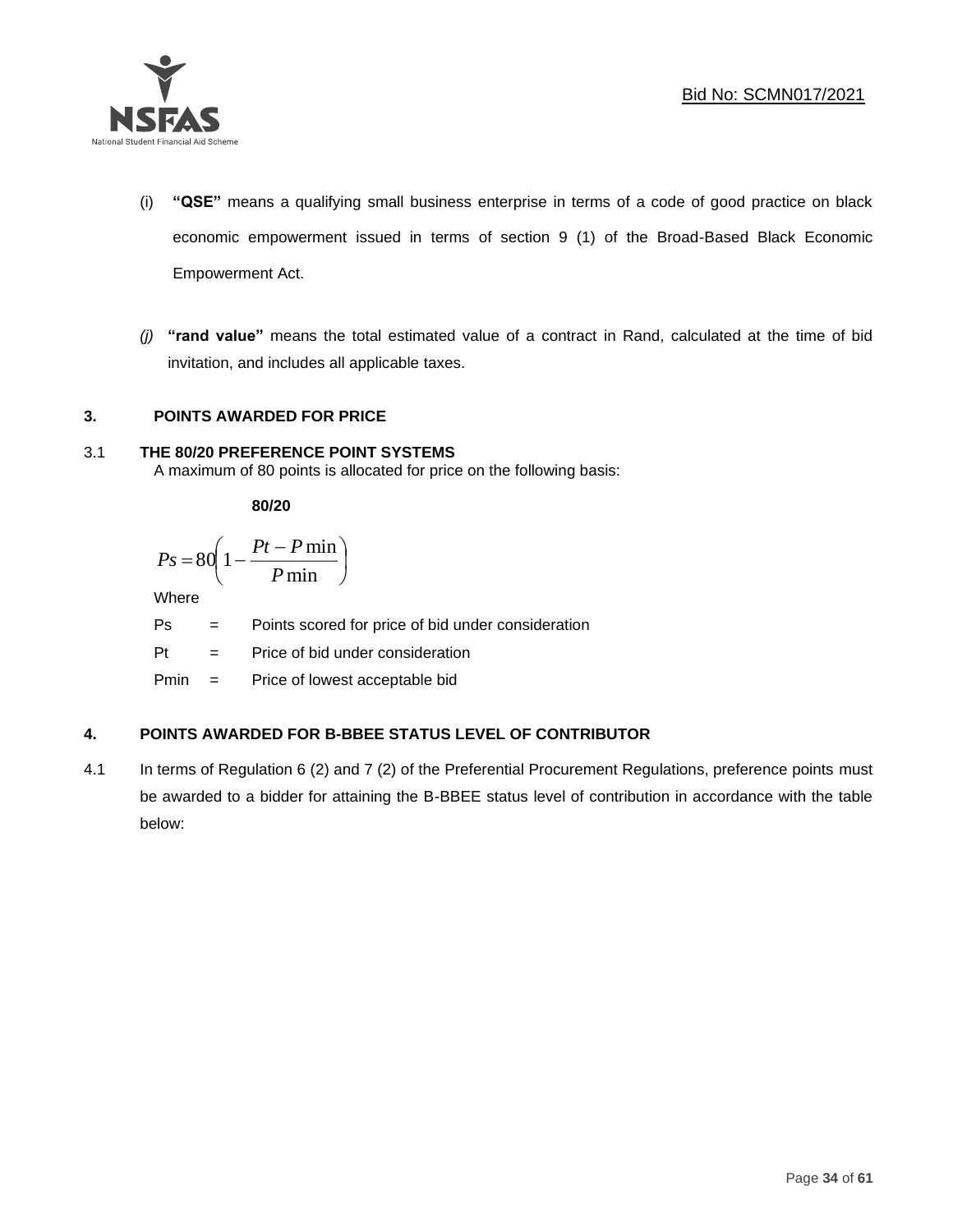(i) **"QSE"** means a qualifying small business enterprise in terms of a code of good practice on black economic empowerment issued in terms of section 9 (1) of the Broad-Based Black Economic Empowerment Act.

*(j)* **"rand value"** means the total estimated value of a contract in Rand, calculated at the time of bid invitation, and includes all applicable taxes.

## 3. POINTS AWARDED FOR PRICE

### 3.1 THE 80/20 PREFERENCE POINT SYSTEMS

A maximum of 80 points is allocated for price on the following basis:

**80/20**

$$Ps = 80\left(1 - \frac{Pt - P\min}{P\min}\right)$$

Where

Ps = Points scored for price of bid under consideration

Pt = Price of bid under consideration

Pmin = Price of lowest acceptable bid

## 4. POINTS AWARDED FOR B-BBEE STATUS LEVEL OF CONTRIBUTOR

4.1 In terms of Regulation 6 (2) and 7 (2) of the Preferential Procurement Regulations, preference points must be awarded to a bidder for attaining the B-BBEE status level of contribution in accordance with the table below: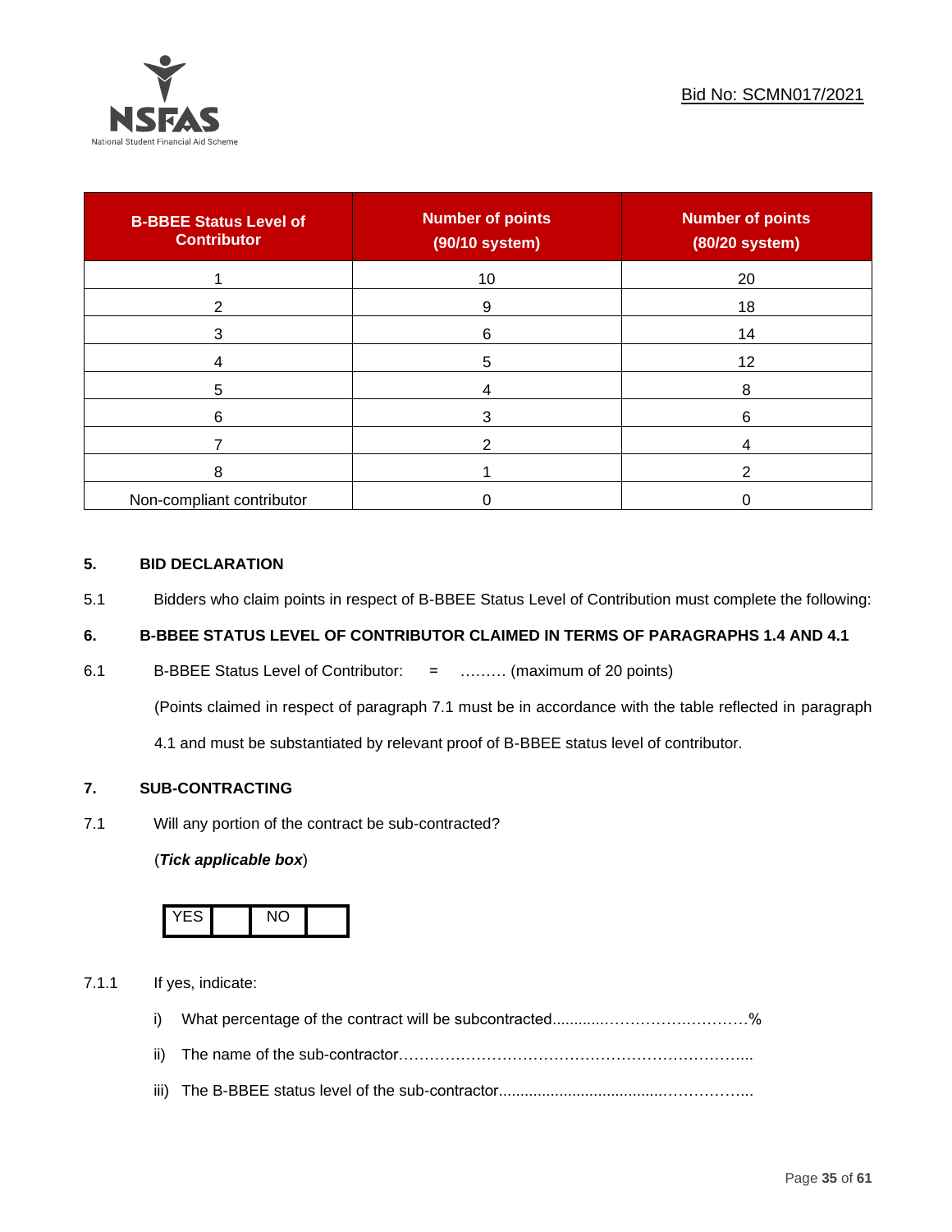| B-BBEE Status Level of Contributor | Number of points (90/10 system) | Number of points (80/20 system) |
|---|---|---|
| 1 | 10 | 20 |
| 2 | 9 | 18 |
| 3 | 6 | 14 |
| 4 | 5 | 12 |
| 5 | 4 | 8 |
| 6 | 3 | 6 |
| 7 | 2 | 4 |
| 8 | 1 | 2 |
| Non-compliant contributor | 0 | 0 |

## 5. BID DECLARATION

5.1 Bidders who claim points in respect of B-BBEE Status Level of Contribution must complete the following:

## 6. B-BBEE STATUS LEVEL OF CONTRIBUTOR CLAIMED IN TERMS OF PARAGRAPHS 1.4 AND 4.1

6.1 B-BBEE Status Level of Contributor: = ……… (maximum of 20 points)

(Points claimed in respect of paragraph 7.1 must be in accordance with the table reflected in paragraph 4.1 and must be substantiated by relevant proof of B-BBEE status level of contributor.

## 7. SUB-CONTRACTING

7.1 Will any portion of the contract be sub-contracted?

(***Tick applicable box***)

| YES | | NO | |
|---|---|---|---|

7.1.1 If yes, indicate:

i) What percentage of the contract will be subcontracted............………….…………%

ii) The name of the sub-contractor…………………………………………………………..

iii) The B-BBEE status level of the sub-contractor......................................……………..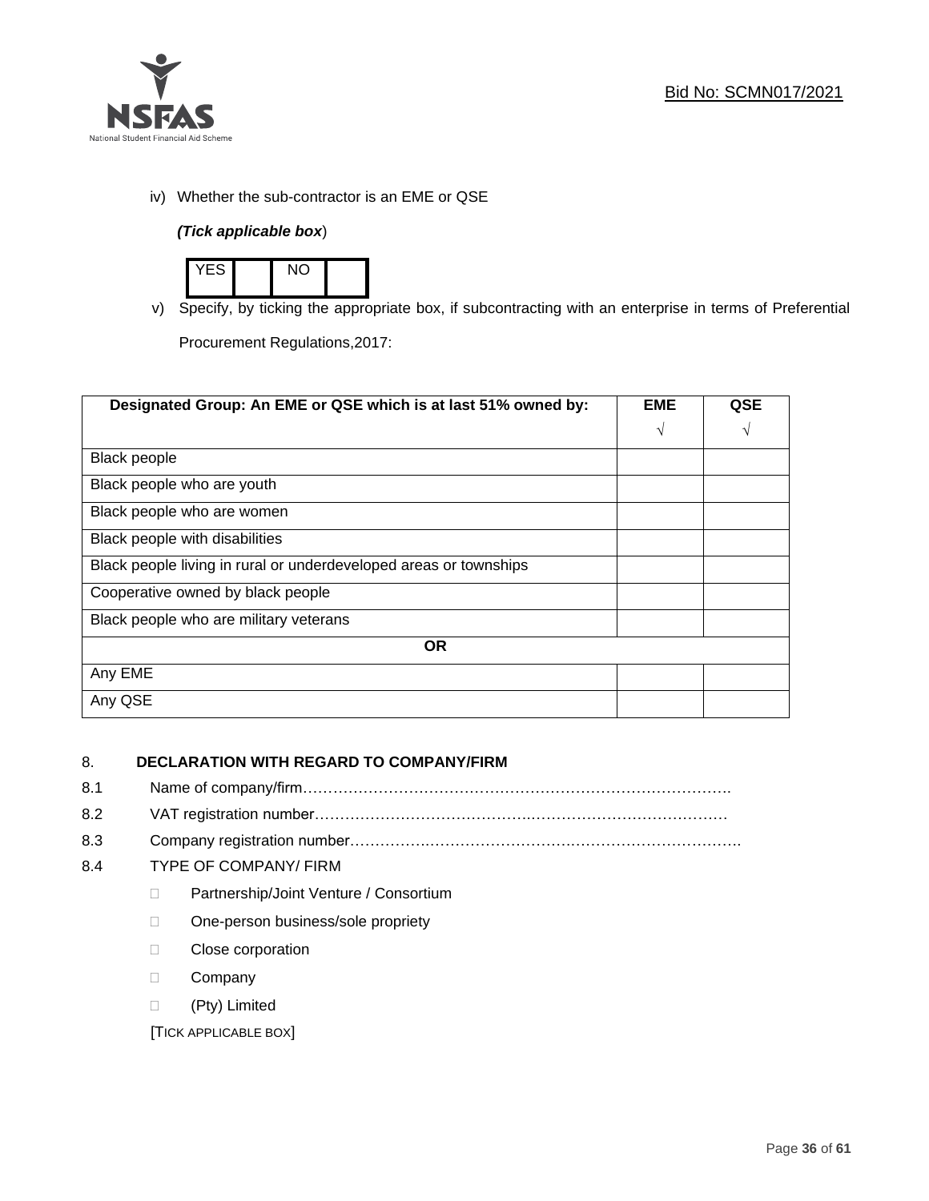iv) Whether the sub-contractor is an EME or QSE

*(Tick applicable box*)

| YES | | NO | |
|---|---|---|---|

v) Specify, by ticking the appropriate box, if subcontracting with an enterprise in terms of Preferential Procurement Regulations,2017:

| **Designated Group: An EME or QSE which is at last 51% owned by:** | **EME** √ | **QSE** √ |
|---|---|---|
| Black people | | |
| Black people who are youth | | |
| Black people who are women | | |
| Black people with disabilities | | |
| Black people living in rural or underdeveloped areas or townships | | |
| Cooperative owned by black people | | |
| Black people who are military veterans | | |
| **OR** | | |
| Any EME | | |
| Any QSE | | |

## 8. DECLARATION WITH REGARD TO COMPANY/FIRM

8.1 Name of company/firm………………………………………………………………………….

8.2 VAT registration number…………………………………….…………………………………

8.3 Company registration number…………….……………………….…………………………….

8.4 TYPE OF COMPANY/ FIRM

- Partnership/Joint Venture / Consortium
- One-person business/sole propriety
- Close corporation
- Company
- (Pty) Limited

[TICK APPLICABLE BOX]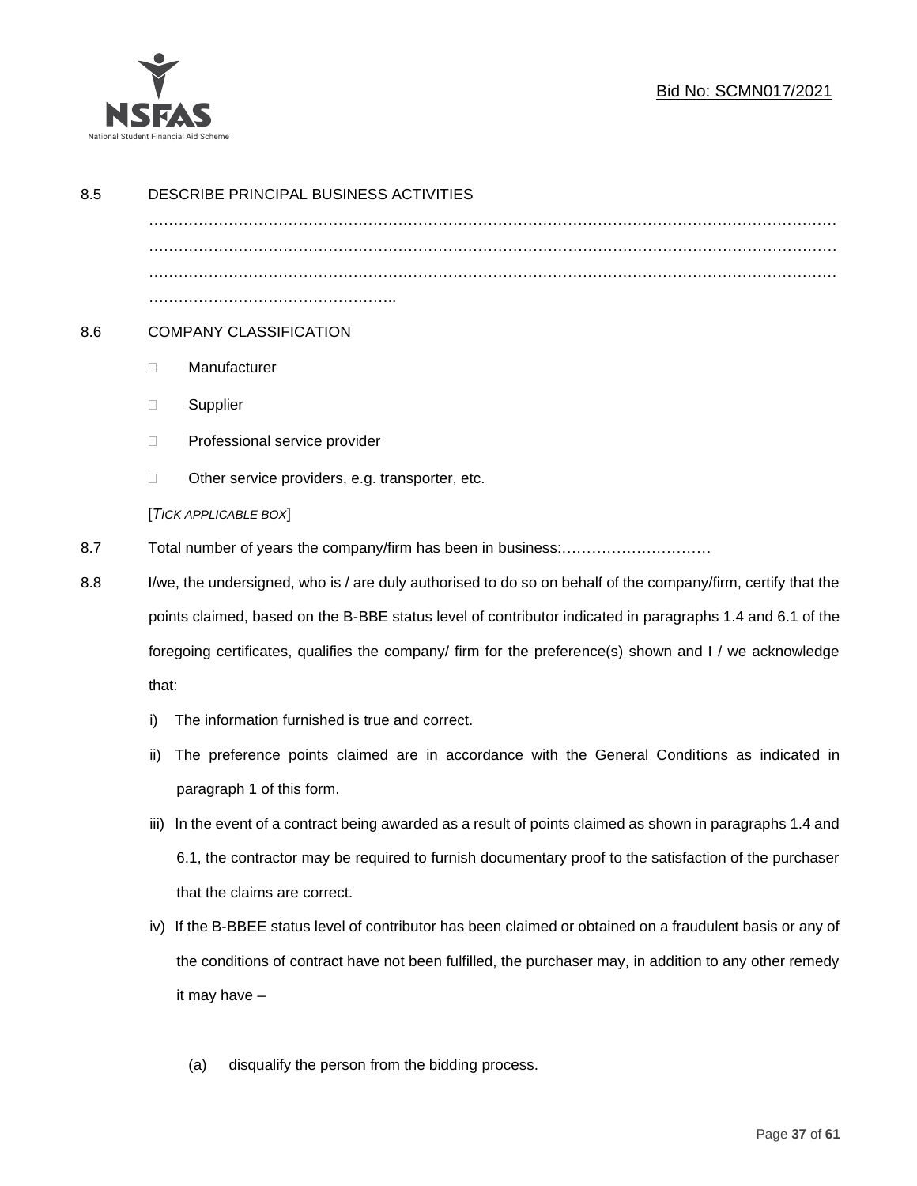8.5 DESCRIBE PRINCIPAL BUSINESS ACTIVITIES

…………………………………………………………………………………………………………………………
…………………………………………………………………………………………………………………………
…………………………………………………………………………………………………………………………
…………………………………………..

8.6 COMPANY CLASSIFICATION

- ☐ Manufacturer
- ☐ Supplier
- ☐ Professional service provider
- ☐ Other service providers, e.g. transporter, etc.

[*TICK APPLICABLE BOX*]

8.7 Total number of years the company/firm has been in business:…………………………

8.8 I/we, the undersigned, who is / are duly authorised to do so on behalf of the company/firm, certify that the points claimed, based on the B-BBE status level of contributor indicated in paragraphs 1.4 and 6.1 of the foregoing certificates, qualifies the company/ firm for the preference(s) shown and I / we acknowledge that:

i) The information furnished is true and correct.

ii) The preference points claimed are in accordance with the General Conditions as indicated in paragraph 1 of this form.

iii) In the event of a contract being awarded as a result of points claimed as shown in paragraphs 1.4 and 6.1, the contractor may be required to furnish documentary proof to the satisfaction of the purchaser that the claims are correct.

iv) If the B-BBEE status level of contributor has been claimed or obtained on a fraudulent basis or any of the conditions of contract have not been fulfilled, the purchaser may, in addition to any other remedy it may have –

(a) disqualify the person from the bidding process.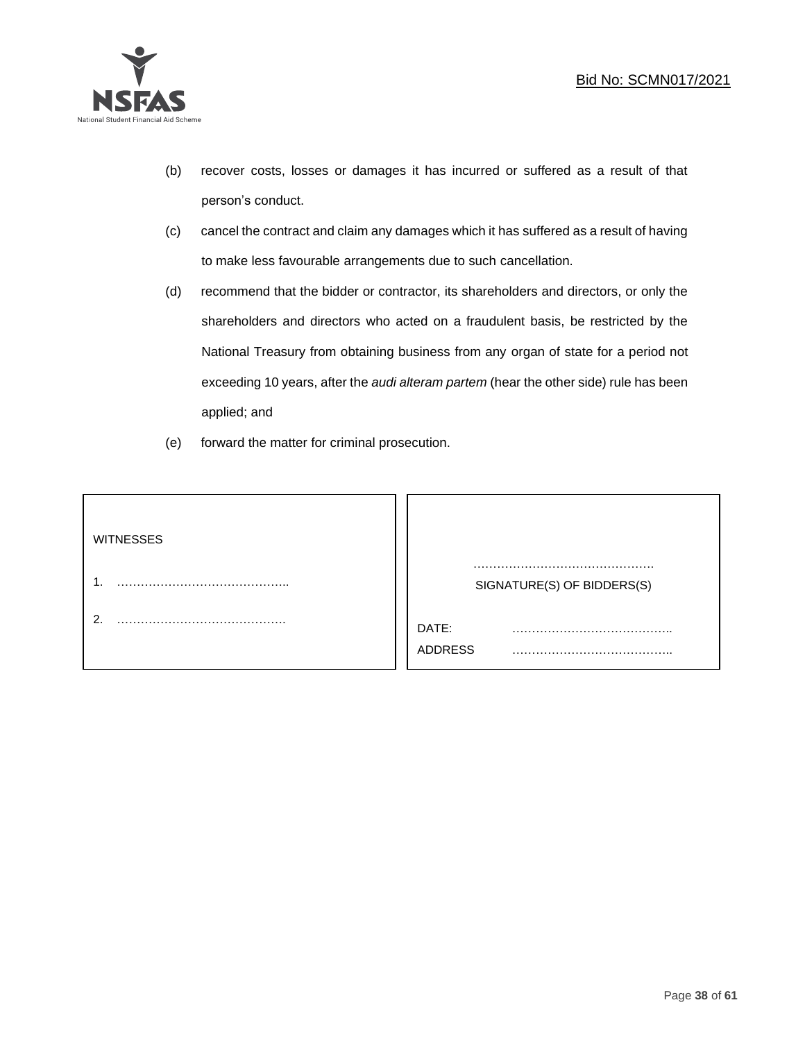(b) recover costs, losses or damages it has incurred or suffered as a result of that person's conduct.

(c) cancel the contract and claim any damages which it has suffered as a result of having to make less favourable arrangements due to such cancellation.

(d) recommend that the bidder or contractor, its shareholders and directors, or only the shareholders and directors who acted on a fraudulent basis, be restricted by the National Treasury from obtaining business from any organ of state for a period not exceeding 10 years, after the *audi alteram partem* (hear the other side) rule has been applied; and

(e) forward the matter for criminal prosecution.

| WITNESSES | |
| --- | --- |
| 1. …………………………………….. | …………………………………….<br>SIGNATURE(S) OF BIDDERS(S) |
| 2. ……………………………………. | DATE: …………………………………..<br>ADDRESS ………………………………….. |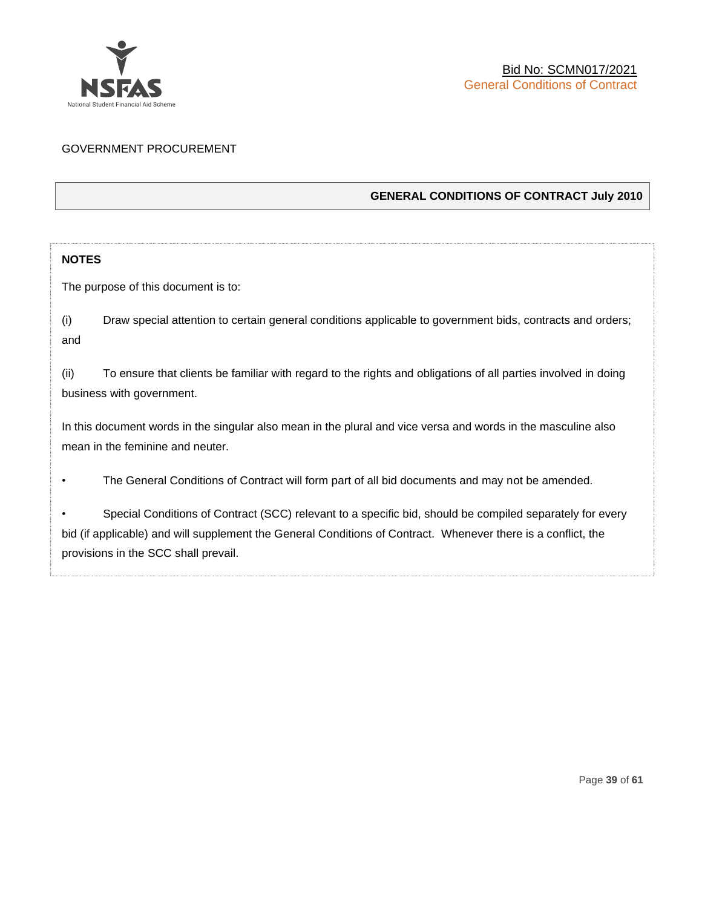GOVERNMENT PROCUREMENT

## GENERAL CONDITIONS OF CONTRACT July 2010

**NOTES**

The purpose of this document is to:

(i) Draw special attention to certain general conditions applicable to government bids, contracts and orders; and

(ii) To ensure that clients be familiar with regard to the rights and obligations of all parties involved in doing business with government.

In this document words in the singular also mean in the plural and vice versa and words in the masculine also mean in the feminine and neuter.

- The General Conditions of Contract will form part of all bid documents and may not be amended.

- Special Conditions of Contract (SCC) relevant to a specific bid, should be compiled separately for every bid (if applicable) and will supplement the General Conditions of Contract. Whenever there is a conflict, the provisions in the SCC shall prevail.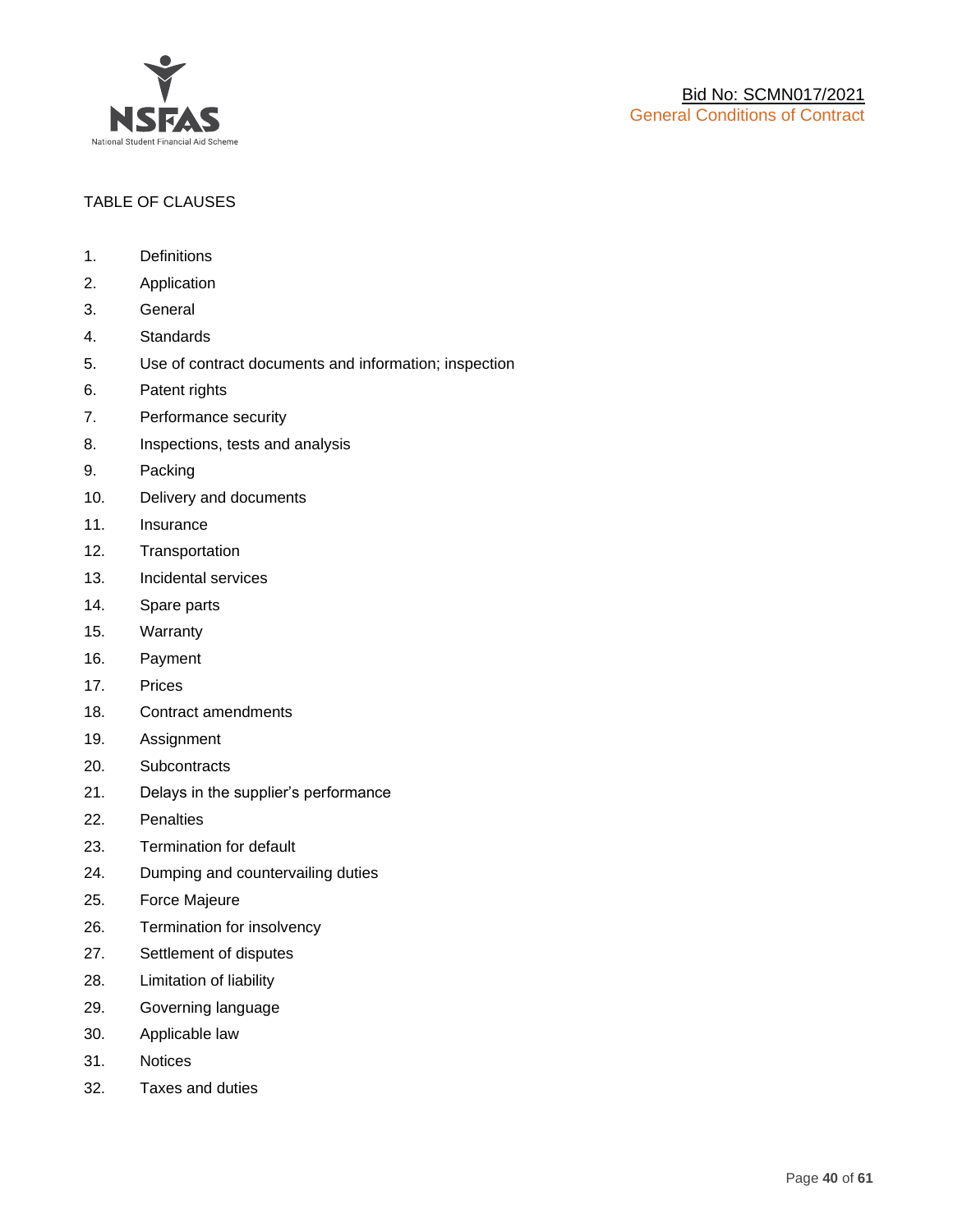TABLE OF CLAUSES

1. Definitions
2. Application
3. General
4. Standards
5. Use of contract documents and information; inspection
6. Patent rights
7. Performance security
8. Inspections, tests and analysis
9. Packing
10. Delivery and documents
11. Insurance
12. Transportation
13. Incidental services
14. Spare parts
15. Warranty
16. Payment
17. Prices
18. Contract amendments
19. Assignment
20. Subcontracts
21. Delays in the supplier's performance
22. Penalties
23. Termination for default
24. Dumping and countervailing duties
25. Force Majeure
26. Termination for insolvency
27. Settlement of disputes
28. Limitation of liability
29. Governing language
30. Applicable law
31. Notices
32. Taxes and duties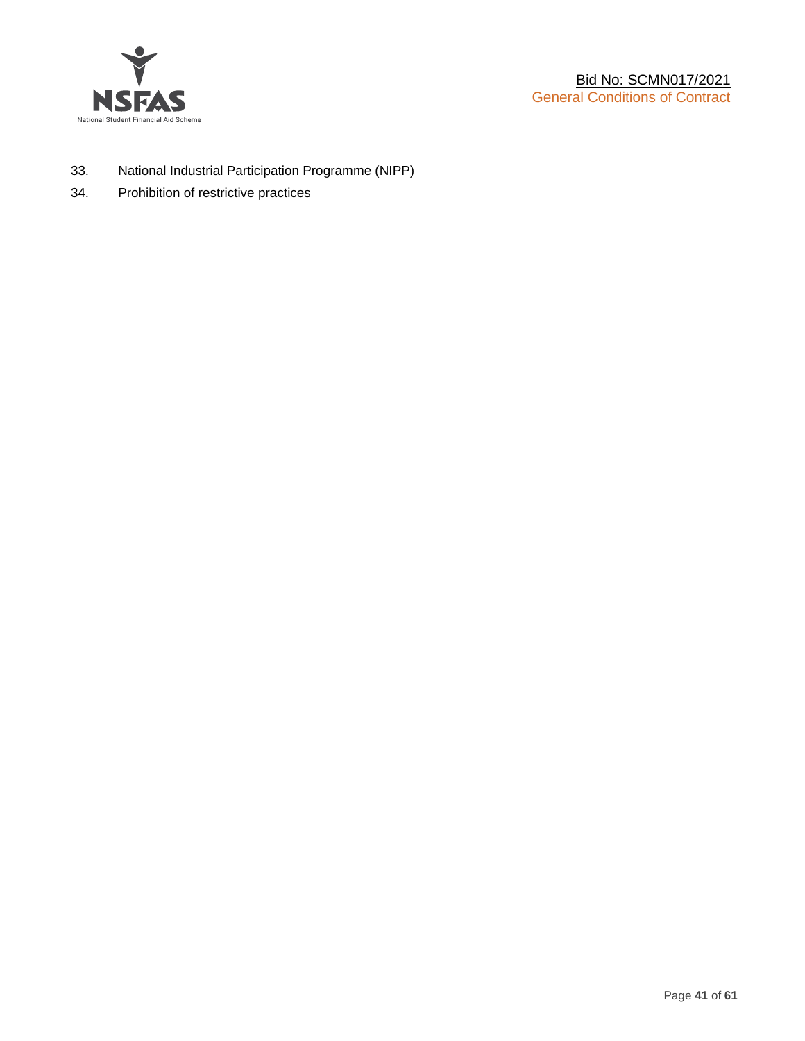33. National Industrial Participation Programme (NIPP)
34. Prohibition of restrictive practices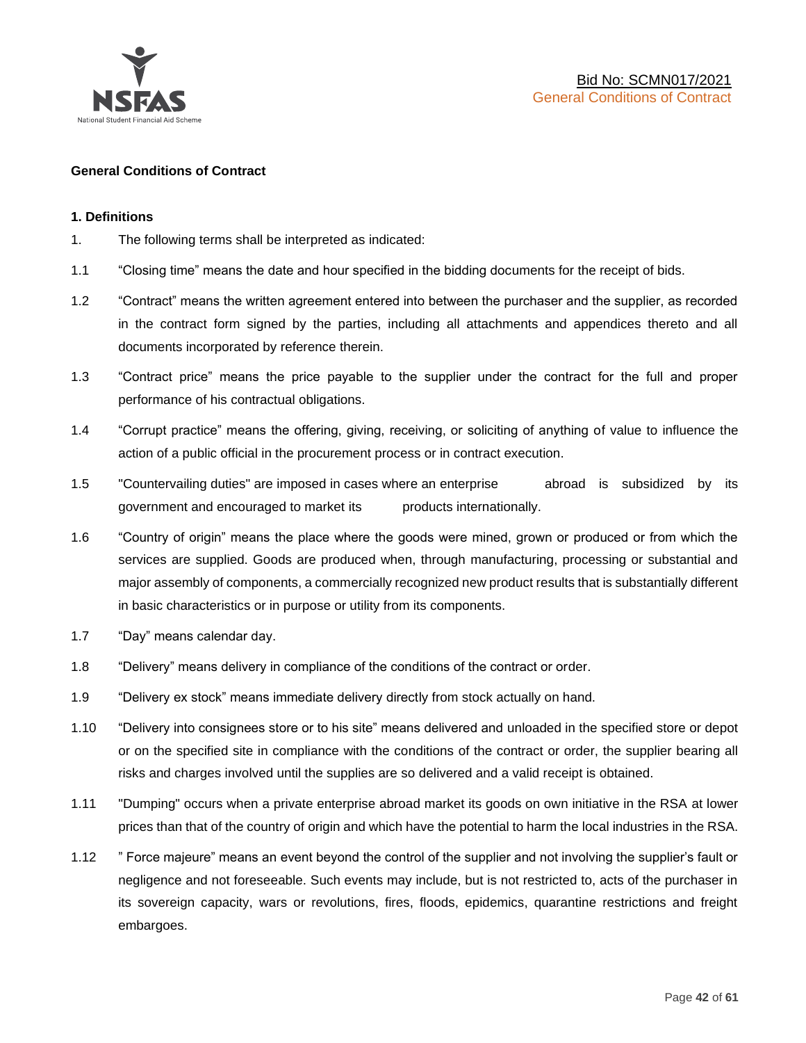**General Conditions of Contract**

**1. Definitions**

1. The following terms shall be interpreted as indicated:

1.1 "Closing time" means the date and hour specified in the bidding documents for the receipt of bids.

1.2 "Contract" means the written agreement entered into between the purchaser and the supplier, as recorded in the contract form signed by the parties, including all attachments and appendices thereto and all documents incorporated by reference therein.

1.3 "Contract price" means the price payable to the supplier under the contract for the full and proper performance of his contractual obligations.

1.4 "Corrupt practice" means the offering, giving, receiving, or soliciting of anything of value to influence the action of a public official in the procurement process or in contract execution.

1.5 "Countervailing duties" are imposed in cases where an enterprise abroad is subsidized by its government and encouraged to market its products internationally.

1.6 "Country of origin" means the place where the goods were mined, grown or produced or from which the services are supplied. Goods are produced when, through manufacturing, processing or substantial and major assembly of components, a commercially recognized new product results that is substantially different in basic characteristics or in purpose or utility from its components.

1.7 "Day" means calendar day.

1.8 "Delivery" means delivery in compliance of the conditions of the contract or order.

1.9 "Delivery ex stock" means immediate delivery directly from stock actually on hand.

1.10 "Delivery into consignees store or to his site" means delivered and unloaded in the specified store or depot or on the specified site in compliance with the conditions of the contract or order, the supplier bearing all risks and charges involved until the supplies are so delivered and a valid receipt is obtained.

1.11 "Dumping" occurs when a private enterprise abroad market its goods on own initiative in the RSA at lower prices than that of the country of origin and which have the potential to harm the local industries in the RSA.

1.12 " Force majeure" means an event beyond the control of the supplier and not involving the supplier's fault or negligence and not foreseeable. Such events may include, but is not restricted to, acts of the purchaser in its sovereign capacity, wars or revolutions, fires, floods, epidemics, quarantine restrictions and freight embargoes.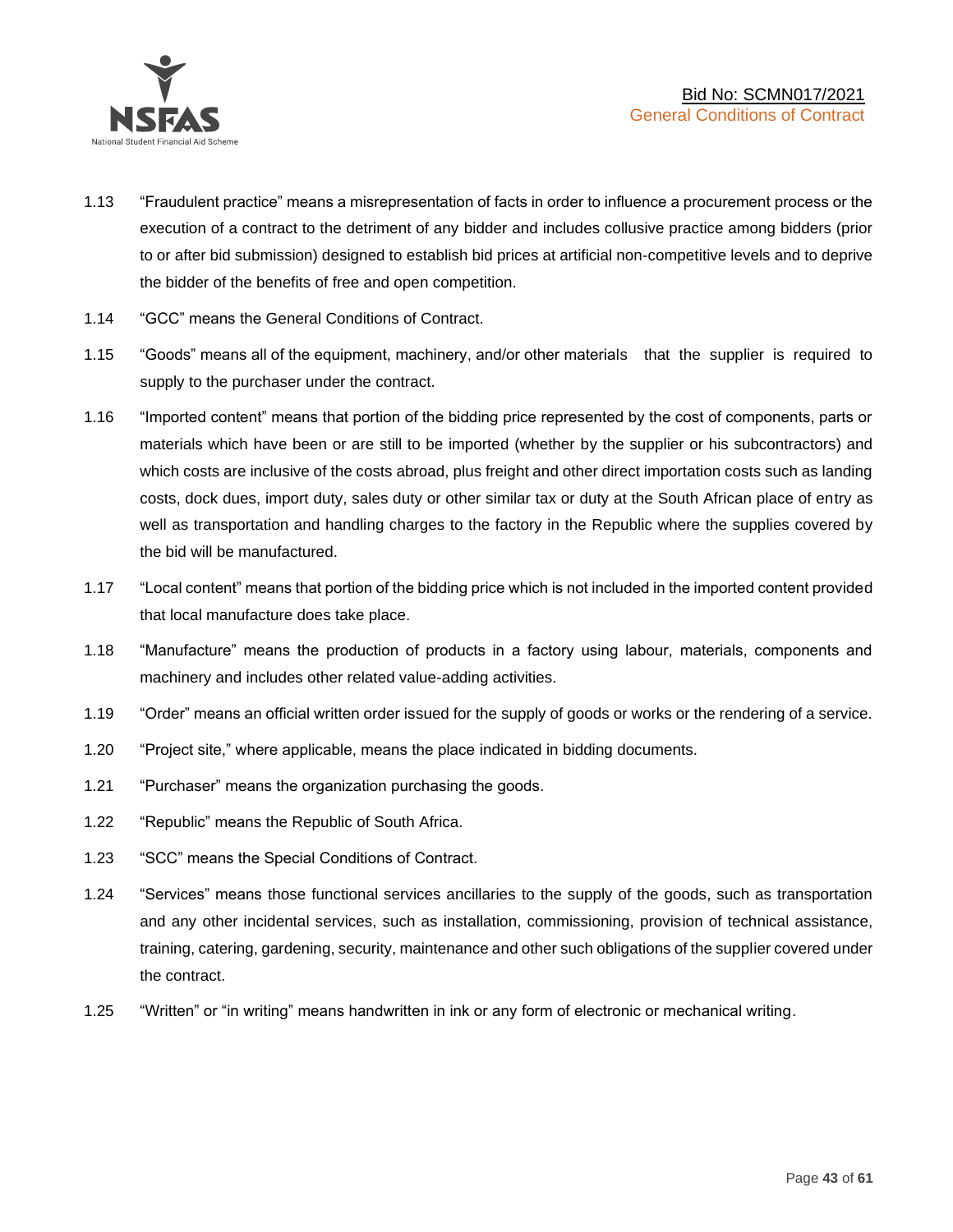1.13 "Fraudulent practice" means a misrepresentation of facts in order to influence a procurement process or the execution of a contract to the detriment of any bidder and includes collusive practice among bidders (prior to or after bid submission) designed to establish bid prices at artificial non-competitive levels and to deprive the bidder of the benefits of free and open competition.

1.14 "GCC" means the General Conditions of Contract.

1.15 "Goods" means all of the equipment, machinery, and/or other materials that the supplier is required to supply to the purchaser under the contract.

1.16 "Imported content" means that portion of the bidding price represented by the cost of components, parts or materials which have been or are still to be imported (whether by the supplier or his subcontractors) and which costs are inclusive of the costs abroad, plus freight and other direct importation costs such as landing costs, dock dues, import duty, sales duty or other similar tax or duty at the South African place of entry as well as transportation and handling charges to the factory in the Republic where the supplies covered by the bid will be manufactured.

1.17 "Local content" means that portion of the bidding price which is not included in the imported content provided that local manufacture does take place.

1.18 "Manufacture" means the production of products in a factory using labour, materials, components and machinery and includes other related value-adding activities.

1.19 "Order" means an official written order issued for the supply of goods or works or the rendering of a service.

1.20 "Project site," where applicable, means the place indicated in bidding documents.

1.21 "Purchaser" means the organization purchasing the goods.

1.22 "Republic" means the Republic of South Africa.

1.23 "SCC" means the Special Conditions of Contract.

1.24 "Services" means those functional services ancillaries to the supply of the goods, such as transportation and any other incidental services, such as installation, commissioning, provision of technical assistance, training, catering, gardening, security, maintenance and other such obligations of the supplier covered under the contract.

1.25 "Written" or "in writing" means handwritten in ink or any form of electronic or mechanical writing.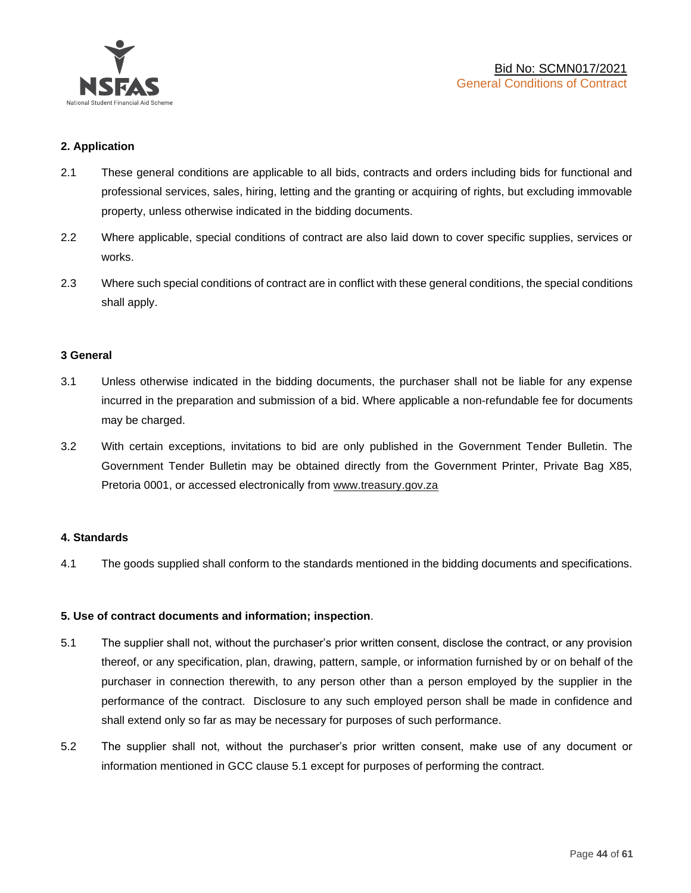## 2. Application

2.1 These general conditions are applicable to all bids, contracts and orders including bids for functional and professional services, sales, hiring, letting and the granting or acquiring of rights, but excluding immovable property, unless otherwise indicated in the bidding documents.

2.2 Where applicable, special conditions of contract are also laid down to cover specific supplies, services or works.

2.3 Where such special conditions of contract are in conflict with these general conditions, the special conditions shall apply.

## 3 General

3.1 Unless otherwise indicated in the bidding documents, the purchaser shall not be liable for any expense incurred in the preparation and submission of a bid. Where applicable a non-refundable fee for documents may be charged.

3.2 With certain exceptions, invitations to bid are only published in the Government Tender Bulletin. The Government Tender Bulletin may be obtained directly from the Government Printer, Private Bag X85, Pretoria 0001, or accessed electronically from www.treasury.gov.za

## 4. Standards

4.1 The goods supplied shall conform to the standards mentioned in the bidding documents and specifications.

## 5. Use of contract documents and information; inspection.

5.1 The supplier shall not, without the purchaser's prior written consent, disclose the contract, or any provision thereof, or any specification, plan, drawing, pattern, sample, or information furnished by or on behalf of the purchaser in connection therewith, to any person other than a person employed by the supplier in the performance of the contract. Disclosure to any such employed person shall be made in confidence and shall extend only so far as may be necessary for purposes of such performance.

5.2 The supplier shall not, without the purchaser's prior written consent, make use of any document or information mentioned in GCC clause 5.1 except for purposes of performing the contract.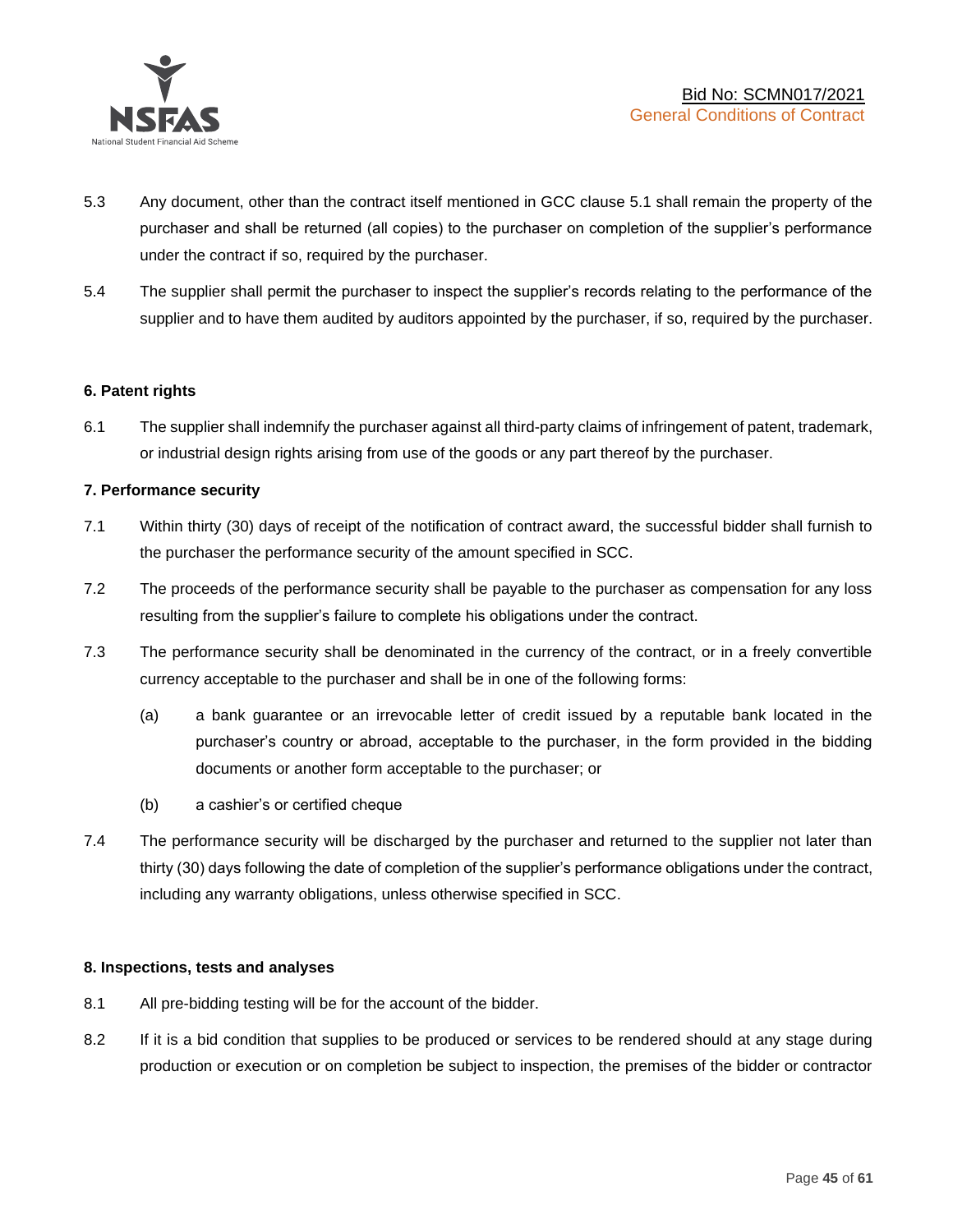5.3 Any document, other than the contract itself mentioned in GCC clause 5.1 shall remain the property of the purchaser and shall be returned (all copies) to the purchaser on completion of the supplier's performance under the contract if so, required by the purchaser.

5.4 The supplier shall permit the purchaser to inspect the supplier's records relating to the performance of the supplier and to have them audited by auditors appointed by the purchaser, if so, required by the purchaser.

**6. Patent rights**

6.1 The supplier shall indemnify the purchaser against all third-party claims of infringement of patent, trademark, or industrial design rights arising from use of the goods or any part thereof by the purchaser.

**7. Performance security**

7.1 Within thirty (30) days of receipt of the notification of contract award, the successful bidder shall furnish to the purchaser the performance security of the amount specified in SCC.

7.2 The proceeds of the performance security shall be payable to the purchaser as compensation for any loss resulting from the supplier's failure to complete his obligations under the contract.

7.3 The performance security shall be denominated in the currency of the contract, or in a freely convertible currency acceptable to the purchaser and shall be in one of the following forms:

(a) a bank guarantee or an irrevocable letter of credit issued by a reputable bank located in the purchaser's country or abroad, acceptable to the purchaser, in the form provided in the bidding documents or another form acceptable to the purchaser; or

(b) a cashier's or certified cheque

7.4 The performance security will be discharged by the purchaser and returned to the supplier not later than thirty (30) days following the date of completion of the supplier's performance obligations under the contract, including any warranty obligations, unless otherwise specified in SCC.

**8. Inspections, tests and analyses**

8.1 All pre-bidding testing will be for the account of the bidder.

8.2 If it is a bid condition that supplies to be produced or services to be rendered should at any stage during production or execution or on completion be subject to inspection, the premises of the bidder or contractor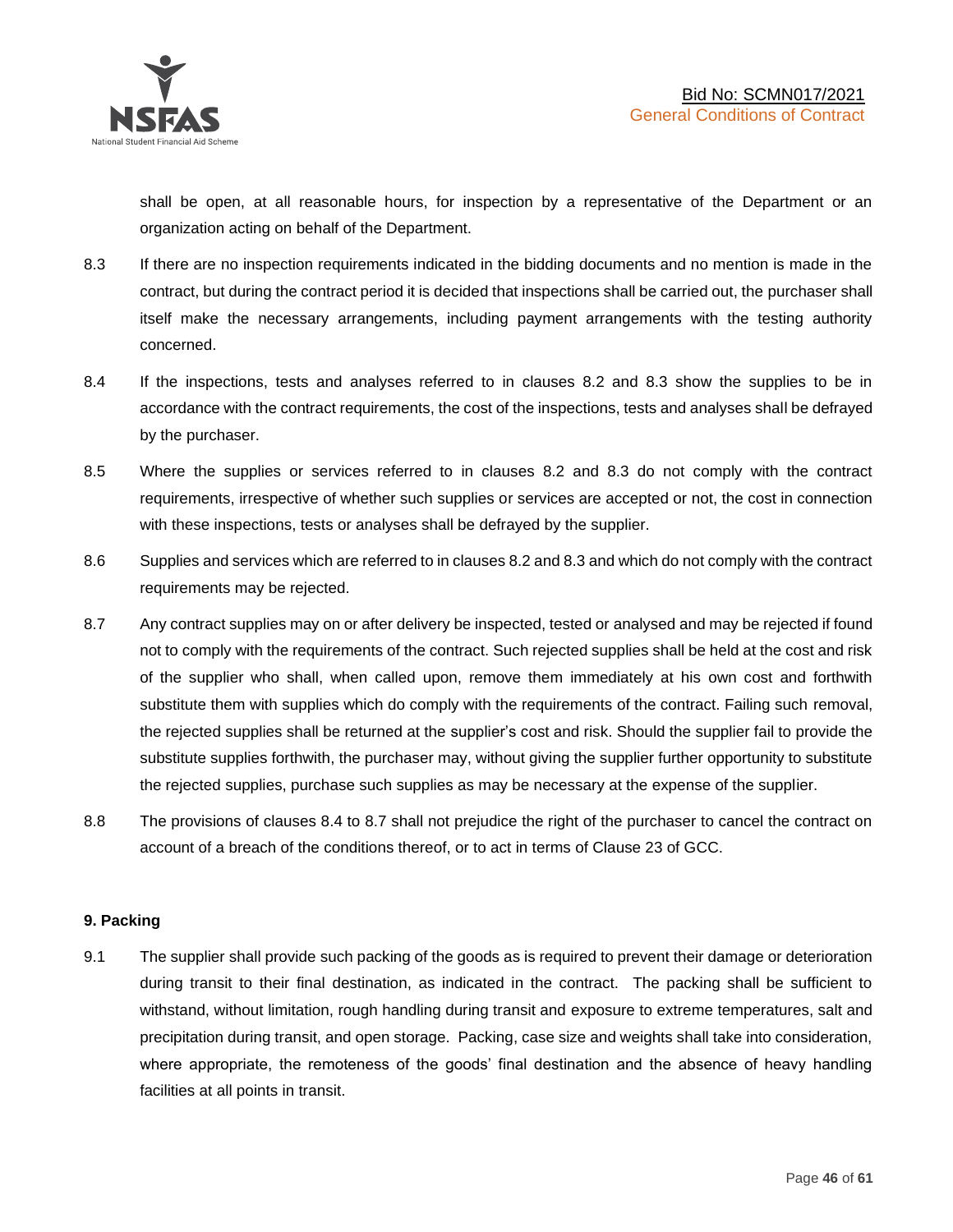shall be open, at all reasonable hours, for inspection by a representative of the Department or an organization acting on behalf of the Department.

8.3 If there are no inspection requirements indicated in the bidding documents and no mention is made in the contract, but during the contract period it is decided that inspections shall be carried out, the purchaser shall itself make the necessary arrangements, including payment arrangements with the testing authority concerned.

8.4 If the inspections, tests and analyses referred to in clauses 8.2 and 8.3 show the supplies to be in accordance with the contract requirements, the cost of the inspections, tests and analyses shall be defrayed by the purchaser.

8.5 Where the supplies or services referred to in clauses 8.2 and 8.3 do not comply with the contract requirements, irrespective of whether such supplies or services are accepted or not, the cost in connection with these inspections, tests or analyses shall be defrayed by the supplier.

8.6 Supplies and services which are referred to in clauses 8.2 and 8.3 and which do not comply with the contract requirements may be rejected.

8.7 Any contract supplies may on or after delivery be inspected, tested or analysed and may be rejected if found not to comply with the requirements of the contract. Such rejected supplies shall be held at the cost and risk of the supplier who shall, when called upon, remove them immediately at his own cost and forthwith substitute them with supplies which do comply with the requirements of the contract. Failing such removal, the rejected supplies shall be returned at the supplier's cost and risk. Should the supplier fail to provide the substitute supplies forthwith, the purchaser may, without giving the supplier further opportunity to substitute the rejected supplies, purchase such supplies as may be necessary at the expense of the supplier.

8.8 The provisions of clauses 8.4 to 8.7 shall not prejudice the right of the purchaser to cancel the contract on account of a breach of the conditions thereof, or to act in terms of Clause 23 of GCC.

**9. Packing**

9.1 The supplier shall provide such packing of the goods as is required to prevent their damage or deterioration during transit to their final destination, as indicated in the contract. The packing shall be sufficient to withstand, without limitation, rough handling during transit and exposure to extreme temperatures, salt and precipitation during transit, and open storage. Packing, case size and weights shall take into consideration, where appropriate, the remoteness of the goods' final destination and the absence of heavy handling facilities at all points in transit.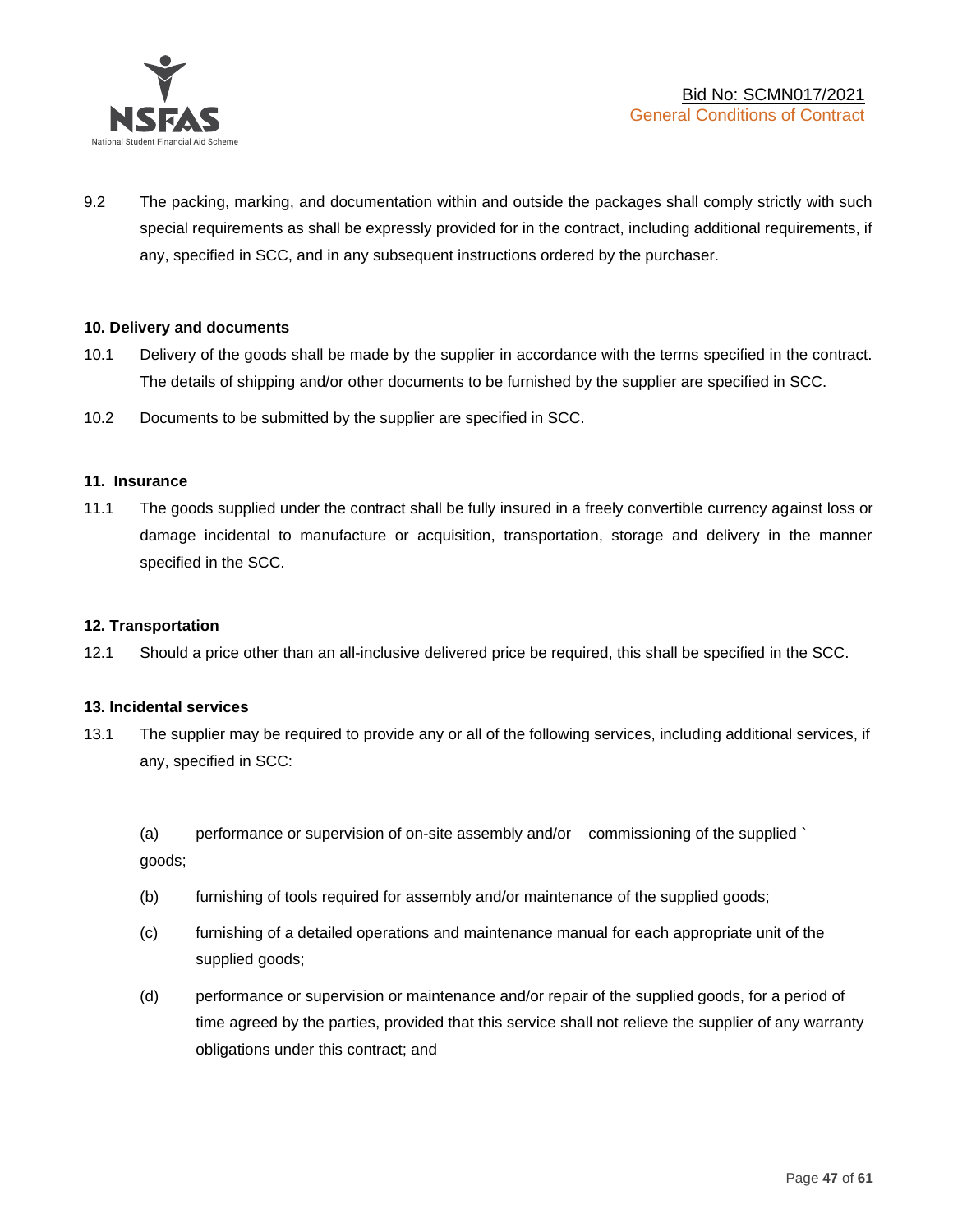9.2 The packing, marking, and documentation within and outside the packages shall comply strictly with such special requirements as shall be expressly provided for in the contract, including additional requirements, if any, specified in SCC, and in any subsequent instructions ordered by the purchaser.

**10. Delivery and documents**

10.1 Delivery of the goods shall be made by the supplier in accordance with the terms specified in the contract. The details of shipping and/or other documents to be furnished by the supplier are specified in SCC.

10.2 Documents to be submitted by the supplier are specified in SCC.

**11. Insurance**

11.1 The goods supplied under the contract shall be fully insured in a freely convertible currency against loss or damage incidental to manufacture or acquisition, transportation, storage and delivery in the manner specified in the SCC.

**12. Transportation**

12.1 Should a price other than an all-inclusive delivered price be required, this shall be specified in the SCC.

**13. Incidental services**

13.1 The supplier may be required to provide any or all of the following services, including additional services, if any, specified in SCC:

(a) performance or supervision of on-site assembly and/or commissioning of the supplied ` goods;

(b) furnishing of tools required for assembly and/or maintenance of the supplied goods;

(c) furnishing of a detailed operations and maintenance manual for each appropriate unit of the supplied goods;

(d) performance or supervision or maintenance and/or repair of the supplied goods, for a period of time agreed by the parties, provided that this service shall not relieve the supplier of any warranty obligations under this contract; and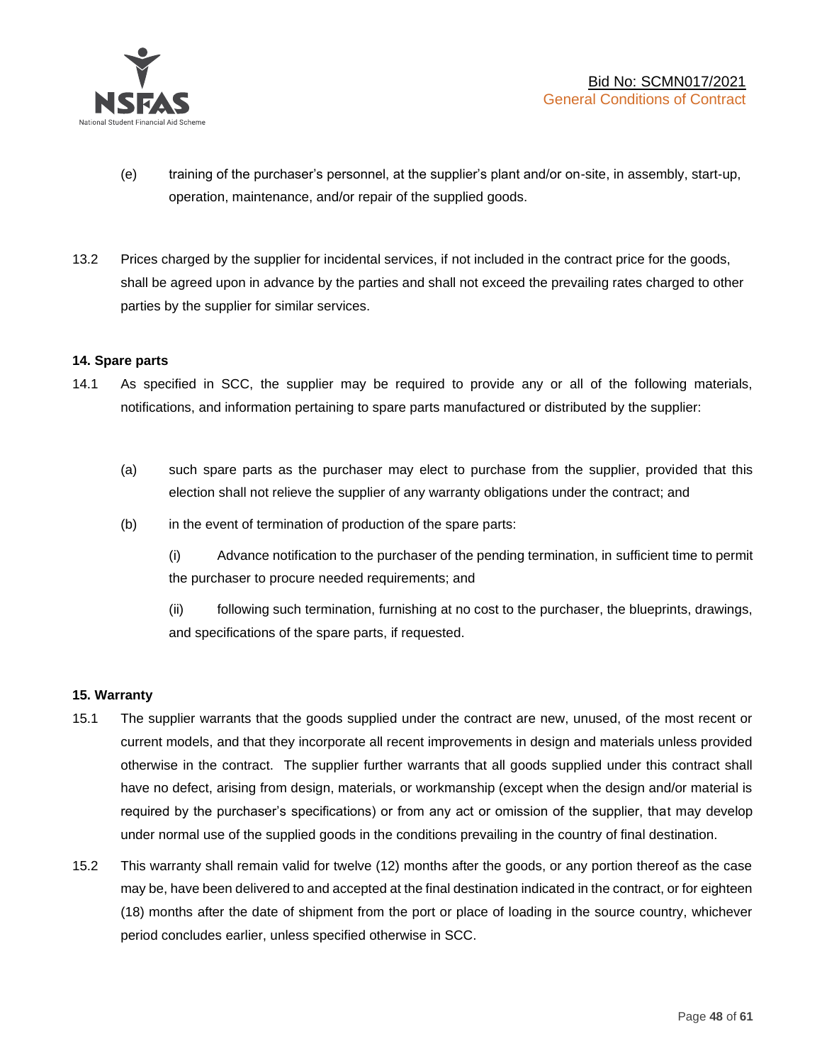(e) training of the purchaser's personnel, at the supplier's plant and/or on-site, in assembly, start-up, operation, maintenance, and/or repair of the supplied goods.

13.2 Prices charged by the supplier for incidental services, if not included in the contract price for the goods, shall be agreed upon in advance by the parties and shall not exceed the prevailing rates charged to other parties by the supplier for similar services.

**14. Spare parts**

14.1 As specified in SCC, the supplier may be required to provide any or all of the following materials, notifications, and information pertaining to spare parts manufactured or distributed by the supplier:

(a) such spare parts as the purchaser may elect to purchase from the supplier, provided that this election shall not relieve the supplier of any warranty obligations under the contract; and

(b) in the event of termination of production of the spare parts:

(i) Advance notification to the purchaser of the pending termination, in sufficient time to permit the purchaser to procure needed requirements; and

(ii) following such termination, furnishing at no cost to the purchaser, the blueprints, drawings, and specifications of the spare parts, if requested.

**15. Warranty**

15.1 The supplier warrants that the goods supplied under the contract are new, unused, of the most recent or current models, and that they incorporate all recent improvements in design and materials unless provided otherwise in the contract. The supplier further warrants that all goods supplied under this contract shall have no defect, arising from design, materials, or workmanship (except when the design and/or material is required by the purchaser's specifications) or from any act or omission of the supplier, that may develop under normal use of the supplied goods in the conditions prevailing in the country of final destination.

15.2 This warranty shall remain valid for twelve (12) months after the goods, or any portion thereof as the case may be, have been delivered to and accepted at the final destination indicated in the contract, or for eighteen (18) months after the date of shipment from the port or place of loading in the source country, whichever period concludes earlier, unless specified otherwise in SCC.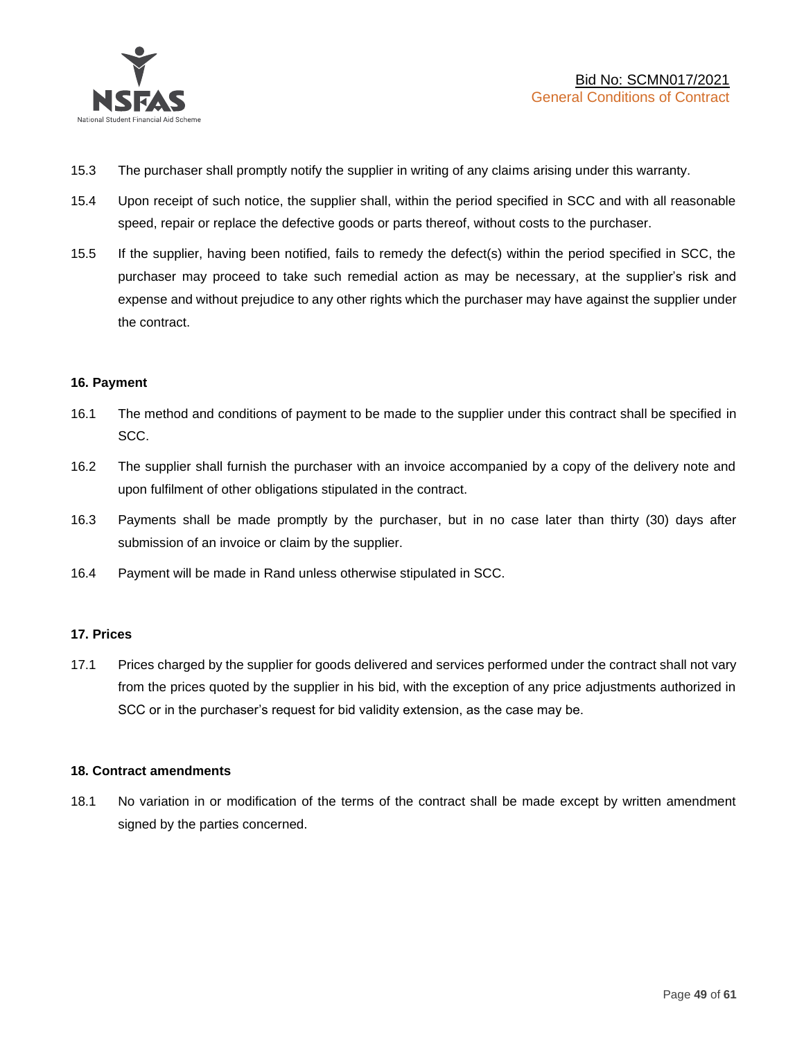15.3 The purchaser shall promptly notify the supplier in writing of any claims arising under this warranty.

15.4 Upon receipt of such notice, the supplier shall, within the period specified in SCC and with all reasonable speed, repair or replace the defective goods or parts thereof, without costs to the purchaser.

15.5 If the supplier, having been notified, fails to remedy the defect(s) within the period specified in SCC, the purchaser may proceed to take such remedial action as may be necessary, at the supplier's risk and expense and without prejudice to any other rights which the purchaser may have against the supplier under the contract.

**16. Payment**

16.1 The method and conditions of payment to be made to the supplier under this contract shall be specified in SCC.

16.2 The supplier shall furnish the purchaser with an invoice accompanied by a copy of the delivery note and upon fulfilment of other obligations stipulated in the contract.

16.3 Payments shall be made promptly by the purchaser, but in no case later than thirty (30) days after submission of an invoice or claim by the supplier.

16.4 Payment will be made in Rand unless otherwise stipulated in SCC.

**17. Prices**

17.1 Prices charged by the supplier for goods delivered and services performed under the contract shall not vary from the prices quoted by the supplier in his bid, with the exception of any price adjustments authorized in SCC or in the purchaser's request for bid validity extension, as the case may be.

**18. Contract amendments**

18.1 No variation in or modification of the terms of the contract shall be made except by written amendment signed by the parties concerned.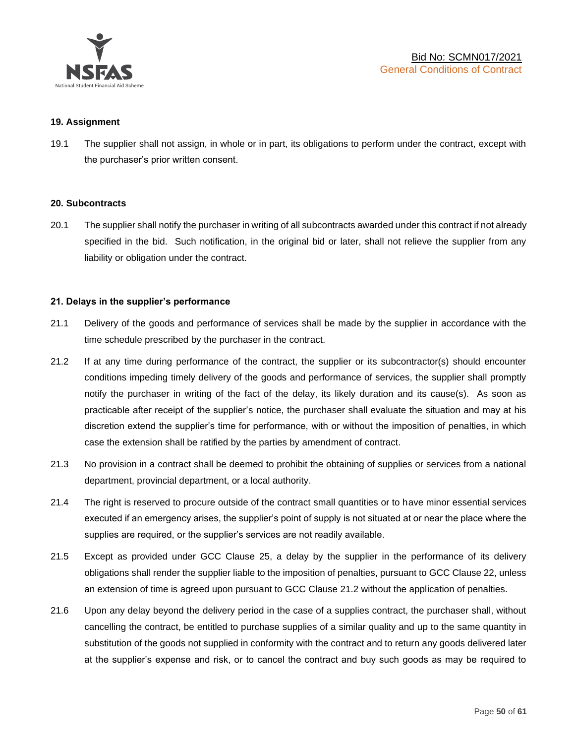**19. Assignment**

19.1 The supplier shall not assign, in whole or in part, its obligations to perform under the contract, except with the purchaser's prior written consent.

**20. Subcontracts**

20.1 The supplier shall notify the purchaser in writing of all subcontracts awarded under this contract if not already specified in the bid. Such notification, in the original bid or later, shall not relieve the supplier from any liability or obligation under the contract.

**21. Delays in the supplier's performance**

21.1 Delivery of the goods and performance of services shall be made by the supplier in accordance with the time schedule prescribed by the purchaser in the contract.

21.2 If at any time during performance of the contract, the supplier or its subcontractor(s) should encounter conditions impeding timely delivery of the goods and performance of services, the supplier shall promptly notify the purchaser in writing of the fact of the delay, its likely duration and its cause(s). As soon as practicable after receipt of the supplier's notice, the purchaser shall evaluate the situation and may at his discretion extend the supplier's time for performance, with or without the imposition of penalties, in which case the extension shall be ratified by the parties by amendment of contract.

21.3 No provision in a contract shall be deemed to prohibit the obtaining of supplies or services from a national department, provincial department, or a local authority.

21.4 The right is reserved to procure outside of the contract small quantities or to have minor essential services executed if an emergency arises, the supplier's point of supply is not situated at or near the place where the supplies are required, or the supplier's services are not readily available.

21.5 Except as provided under GCC Clause 25, a delay by the supplier in the performance of its delivery obligations shall render the supplier liable to the imposition of penalties, pursuant to GCC Clause 22, unless an extension of time is agreed upon pursuant to GCC Clause 21.2 without the application of penalties.

21.6 Upon any delay beyond the delivery period in the case of a supplies contract, the purchaser shall, without cancelling the contract, be entitled to purchase supplies of a similar quality and up to the same quantity in substitution of the goods not supplied in conformity with the contract and to return any goods delivered later at the supplier's expense and risk, or to cancel the contract and buy such goods as may be required to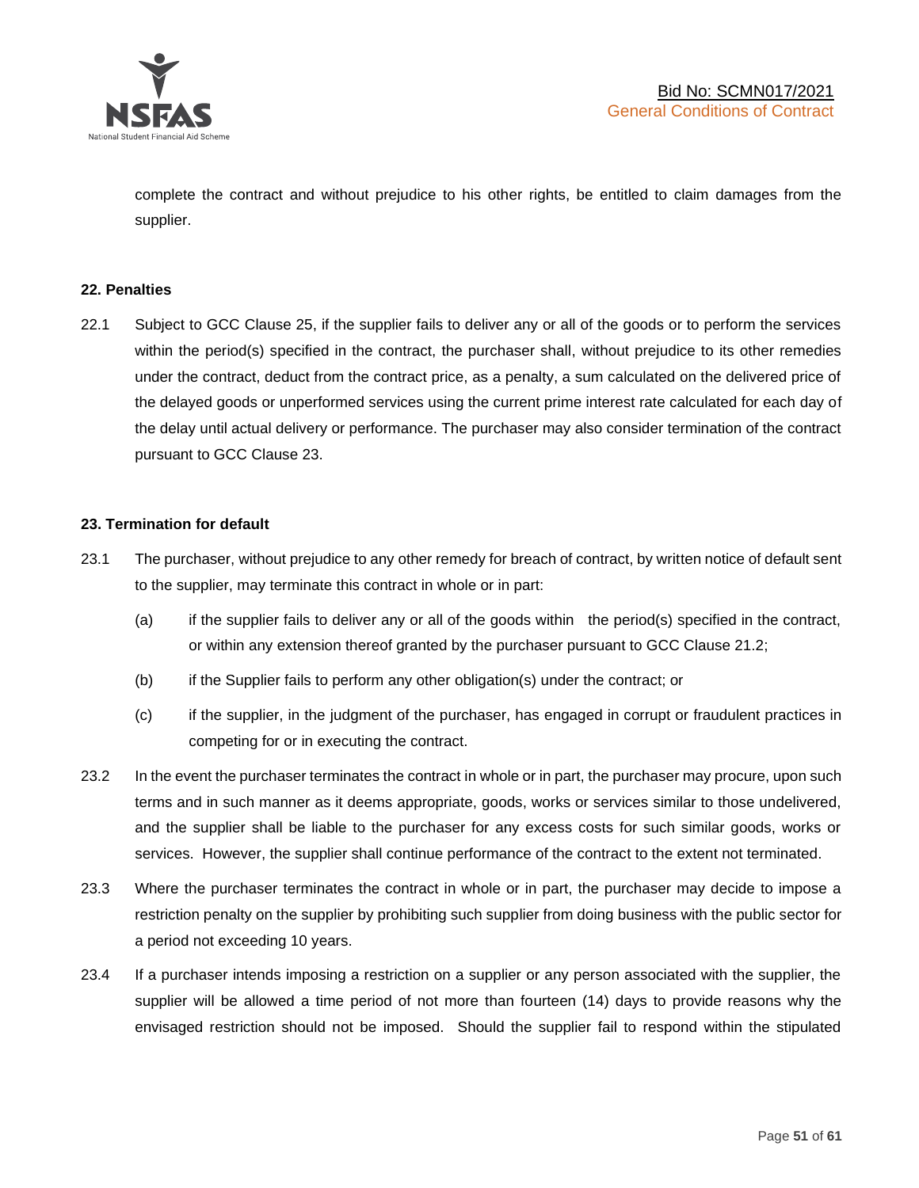complete the contract and without prejudice to his other rights, be entitled to claim damages from the supplier.

**22. Penalties**

22.1 Subject to GCC Clause 25, if the supplier fails to deliver any or all of the goods or to perform the services within the period(s) specified in the contract, the purchaser shall, without prejudice to its other remedies under the contract, deduct from the contract price, as a penalty, a sum calculated on the delivered price of the delayed goods or unperformed services using the current prime interest rate calculated for each day of the delay until actual delivery or performance. The purchaser may also consider termination of the contract pursuant to GCC Clause 23.

**23. Termination for default**

23.1 The purchaser, without prejudice to any other remedy for breach of contract, by written notice of default sent to the supplier, may terminate this contract in whole or in part:

(a) if the supplier fails to deliver any or all of the goods within the period(s) specified in the contract, or within any extension thereof granted by the purchaser pursuant to GCC Clause 21.2;

(b) if the Supplier fails to perform any other obligation(s) under the contract; or

(c) if the supplier, in the judgment of the purchaser, has engaged in corrupt or fraudulent practices in competing for or in executing the contract.

23.2 In the event the purchaser terminates the contract in whole or in part, the purchaser may procure, upon such terms and in such manner as it deems appropriate, goods, works or services similar to those undelivered, and the supplier shall be liable to the purchaser for any excess costs for such similar goods, works or services. However, the supplier shall continue performance of the contract to the extent not terminated.

23.3 Where the purchaser terminates the contract in whole or in part, the purchaser may decide to impose a restriction penalty on the supplier by prohibiting such supplier from doing business with the public sector for a period not exceeding 10 years.

23.4 If a purchaser intends imposing a restriction on a supplier or any person associated with the supplier, the supplier will be allowed a time period of not more than fourteen (14) days to provide reasons why the envisaged restriction should not be imposed. Should the supplier fail to respond within the stipulated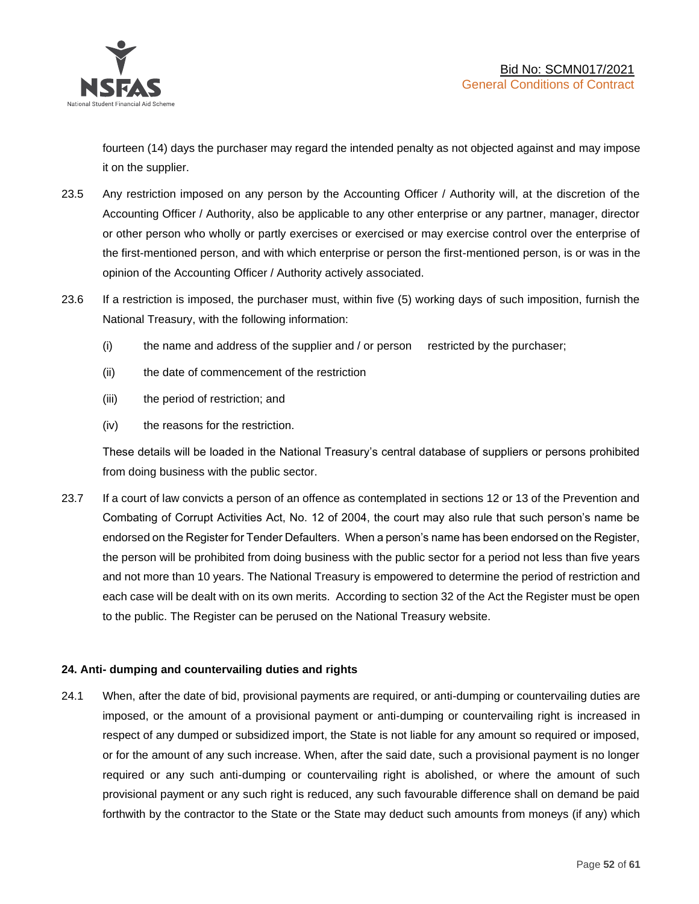fourteen (14) days the purchaser may regard the intended penalty as not objected against and may impose it on the supplier.

23.5 Any restriction imposed on any person by the Accounting Officer / Authority will, at the discretion of the Accounting Officer / Authority, also be applicable to any other enterprise or any partner, manager, director or other person who wholly or partly exercises or exercised or may exercise control over the enterprise of the first-mentioned person, and with which enterprise or person the first-mentioned person, is or was in the opinion of the Accounting Officer / Authority actively associated.

23.6 If a restriction is imposed, the purchaser must, within five (5) working days of such imposition, furnish the National Treasury, with the following information:

(i) the name and address of the supplier and / or person restricted by the purchaser;

(ii) the date of commencement of the restriction

(iii) the period of restriction; and

(iv) the reasons for the restriction.

These details will be loaded in the National Treasury's central database of suppliers or persons prohibited from doing business with the public sector.

23.7 If a court of law convicts a person of an offence as contemplated in sections 12 or 13 of the Prevention and Combating of Corrupt Activities Act, No. 12 of 2004, the court may also rule that such person's name be endorsed on the Register for Tender Defaulters. When a person's name has been endorsed on the Register, the person will be prohibited from doing business with the public sector for a period not less than five years and not more than 10 years. The National Treasury is empowered to determine the period of restriction and each case will be dealt with on its own merits. According to section 32 of the Act the Register must be open to the public. The Register can be perused on the National Treasury website.

**24. Anti- dumping and countervailing duties and rights**

24.1 When, after the date of bid, provisional payments are required, or anti-dumping or countervailing duties are imposed, or the amount of a provisional payment or anti-dumping or countervailing right is increased in respect of any dumped or subsidized import, the State is not liable for any amount so required or imposed, or for the amount of any such increase. When, after the said date, such a provisional payment is no longer required or any such anti-dumping or countervailing right is abolished, or where the amount of such provisional payment or any such right is reduced, any such favourable difference shall on demand be paid forthwith by the contractor to the State or the State may deduct such amounts from moneys (if any) which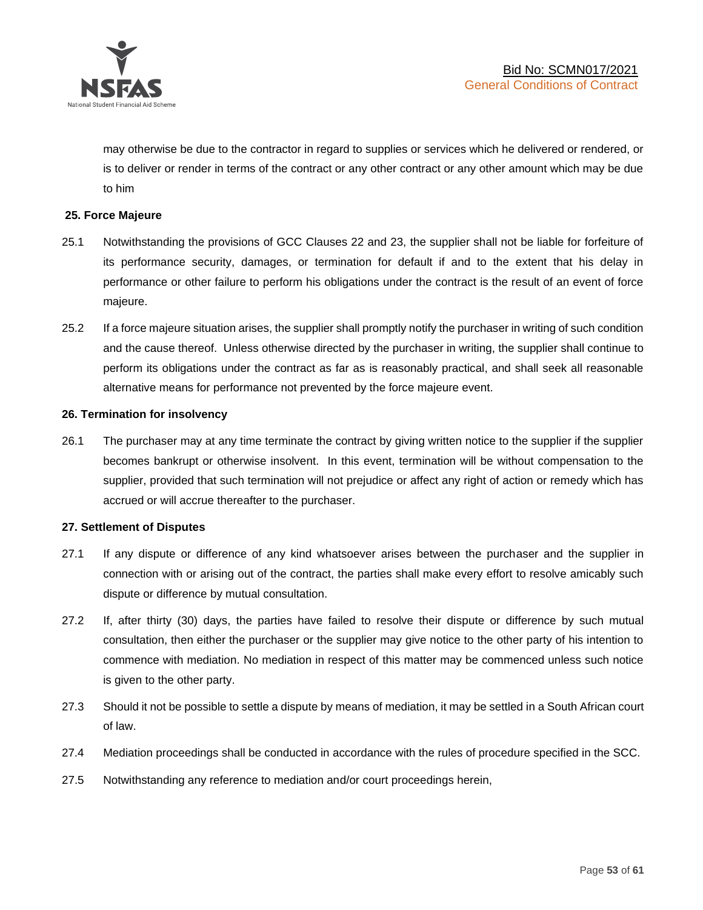may otherwise be due to the contractor in regard to supplies or services which he delivered or rendered, or is to deliver or render in terms of the contract or any other contract or any other amount which may be due to him

**25. Force Majeure**

25.1 Notwithstanding the provisions of GCC Clauses 22 and 23, the supplier shall not be liable for forfeiture of its performance security, damages, or termination for default if and to the extent that his delay in performance or other failure to perform his obligations under the contract is the result of an event of force majeure.

25.2 If a force majeure situation arises, the supplier shall promptly notify the purchaser in writing of such condition and the cause thereof. Unless otherwise directed by the purchaser in writing, the supplier shall continue to perform its obligations under the contract as far as is reasonably practical, and shall seek all reasonable alternative means for performance not prevented by the force majeure event.

**26. Termination for insolvency**

26.1 The purchaser may at any time terminate the contract by giving written notice to the supplier if the supplier becomes bankrupt or otherwise insolvent. In this event, termination will be without compensation to the supplier, provided that such termination will not prejudice or affect any right of action or remedy which has accrued or will accrue thereafter to the purchaser.

**27. Settlement of Disputes**

27.1 If any dispute or difference of any kind whatsoever arises between the purchaser and the supplier in connection with or arising out of the contract, the parties shall make every effort to resolve amicably such dispute or difference by mutual consultation.

27.2 If, after thirty (30) days, the parties have failed to resolve their dispute or difference by such mutual consultation, then either the purchaser or the supplier may give notice to the other party of his intention to commence with mediation. No mediation in respect of this matter may be commenced unless such notice is given to the other party.

27.3 Should it not be possible to settle a dispute by means of mediation, it may be settled in a South African court of law.

27.4 Mediation proceedings shall be conducted in accordance with the rules of procedure specified in the SCC.

27.5 Notwithstanding any reference to mediation and/or court proceedings herein,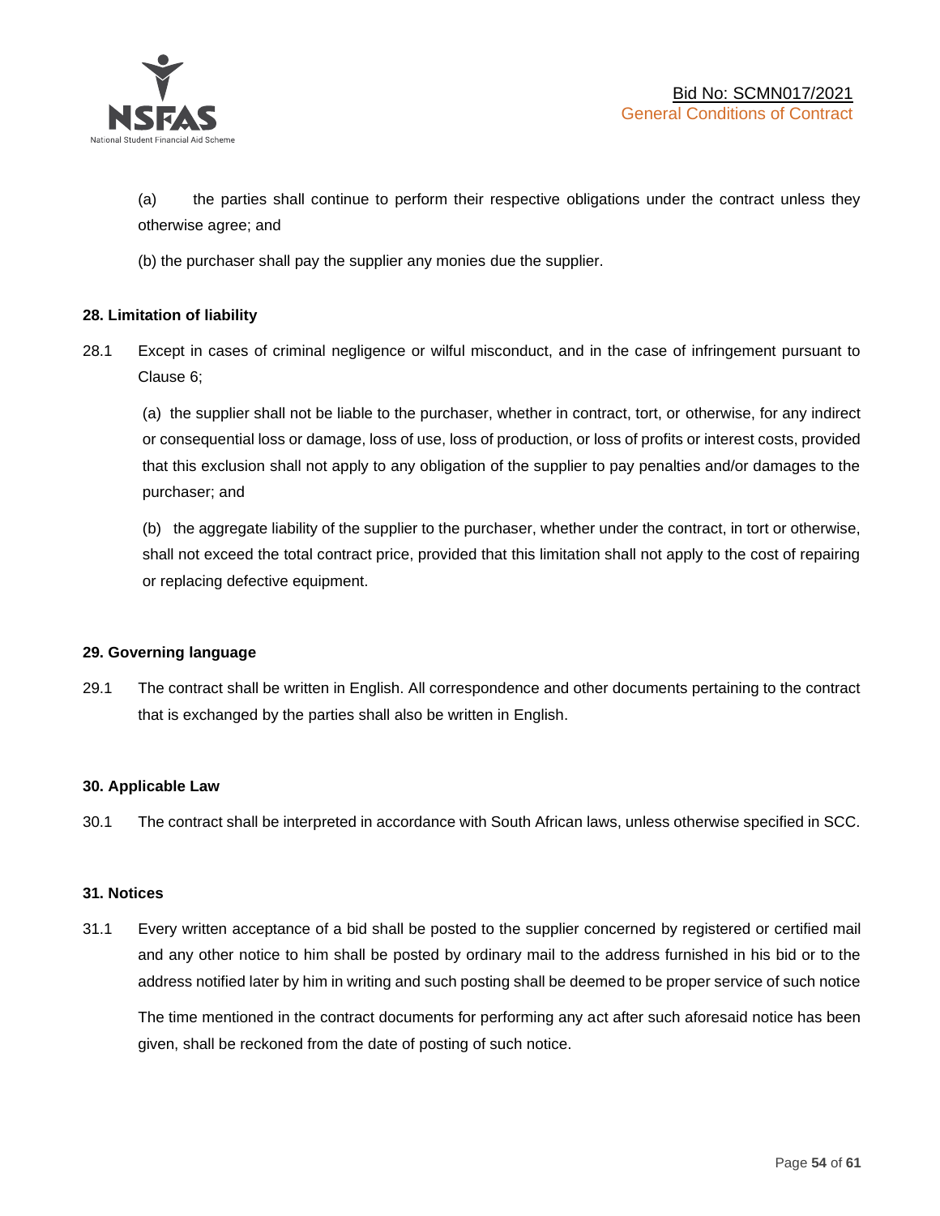(a) the parties shall continue to perform their respective obligations under the contract unless they otherwise agree; and

(b) the purchaser shall pay the supplier any monies due the supplier.

**28. Limitation of liability**

28.1 Except in cases of criminal negligence or wilful misconduct, and in the case of infringement pursuant to Clause 6;

(a) the supplier shall not be liable to the purchaser, whether in contract, tort, or otherwise, for any indirect or consequential loss or damage, loss of use, loss of production, or loss of profits or interest costs, provided that this exclusion shall not apply to any obligation of the supplier to pay penalties and/or damages to the purchaser; and

(b) the aggregate liability of the supplier to the purchaser, whether under the contract, in tort or otherwise, shall not exceed the total contract price, provided that this limitation shall not apply to the cost of repairing or replacing defective equipment.

**29. Governing language**

29.1 The contract shall be written in English. All correspondence and other documents pertaining to the contract that is exchanged by the parties shall also be written in English.

**30. Applicable Law**

30.1 The contract shall be interpreted in accordance with South African laws, unless otherwise specified in SCC.

**31. Notices**

31.1 Every written acceptance of a bid shall be posted to the supplier concerned by registered or certified mail and any other notice to him shall be posted by ordinary mail to the address furnished in his bid or to the address notified later by him in writing and such posting shall be deemed to be proper service of such notice

The time mentioned in the contract documents for performing any act after such aforesaid notice has been given, shall be reckoned from the date of posting of such notice.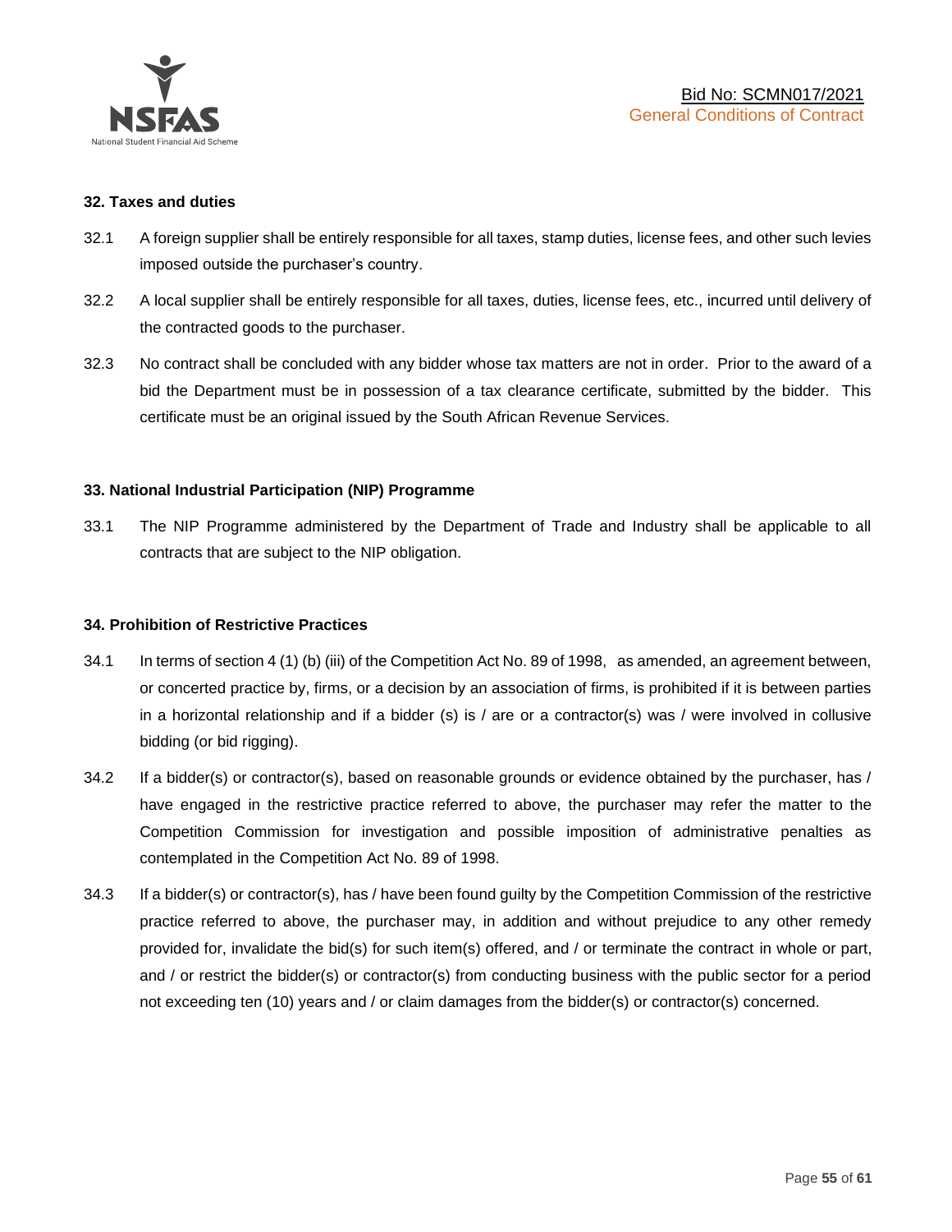**32. Taxes and duties**

32.1 A foreign supplier shall be entirely responsible for all taxes, stamp duties, license fees, and other such levies imposed outside the purchaser's country.

32.2 A local supplier shall be entirely responsible for all taxes, duties, license fees, etc., incurred until delivery of the contracted goods to the purchaser.

32.3 No contract shall be concluded with any bidder whose tax matters are not in order. Prior to the award of a bid the Department must be in possession of a tax clearance certificate, submitted by the bidder. This certificate must be an original issued by the South African Revenue Services.

**33. National Industrial Participation (NIP) Programme**

33.1 The NIP Programme administered by the Department of Trade and Industry shall be applicable to all contracts that are subject to the NIP obligation.

**34. Prohibition of Restrictive Practices**

34.1 In terms of section 4 (1) (b) (iii) of the Competition Act No. 89 of 1998, as amended, an agreement between, or concerted practice by, firms, or a decision by an association of firms, is prohibited if it is between parties in a horizontal relationship and if a bidder (s) is / are or a contractor(s) was / were involved in collusive bidding (or bid rigging).

34.2 If a bidder(s) or contractor(s), based on reasonable grounds or evidence obtained by the purchaser, has / have engaged in the restrictive practice referred to above, the purchaser may refer the matter to the Competition Commission for investigation and possible imposition of administrative penalties as contemplated in the Competition Act No. 89 of 1998.

34.3 If a bidder(s) or contractor(s), has / have been found guilty by the Competition Commission of the restrictive practice referred to above, the purchaser may, in addition and without prejudice to any other remedy provided for, invalidate the bid(s) for such item(s) offered, and / or terminate the contract in whole or part, and / or restrict the bidder(s) or contractor(s) from conducting business with the public sector for a period not exceeding ten (10) years and / or claim damages from the bidder(s) or contractor(s) concerned.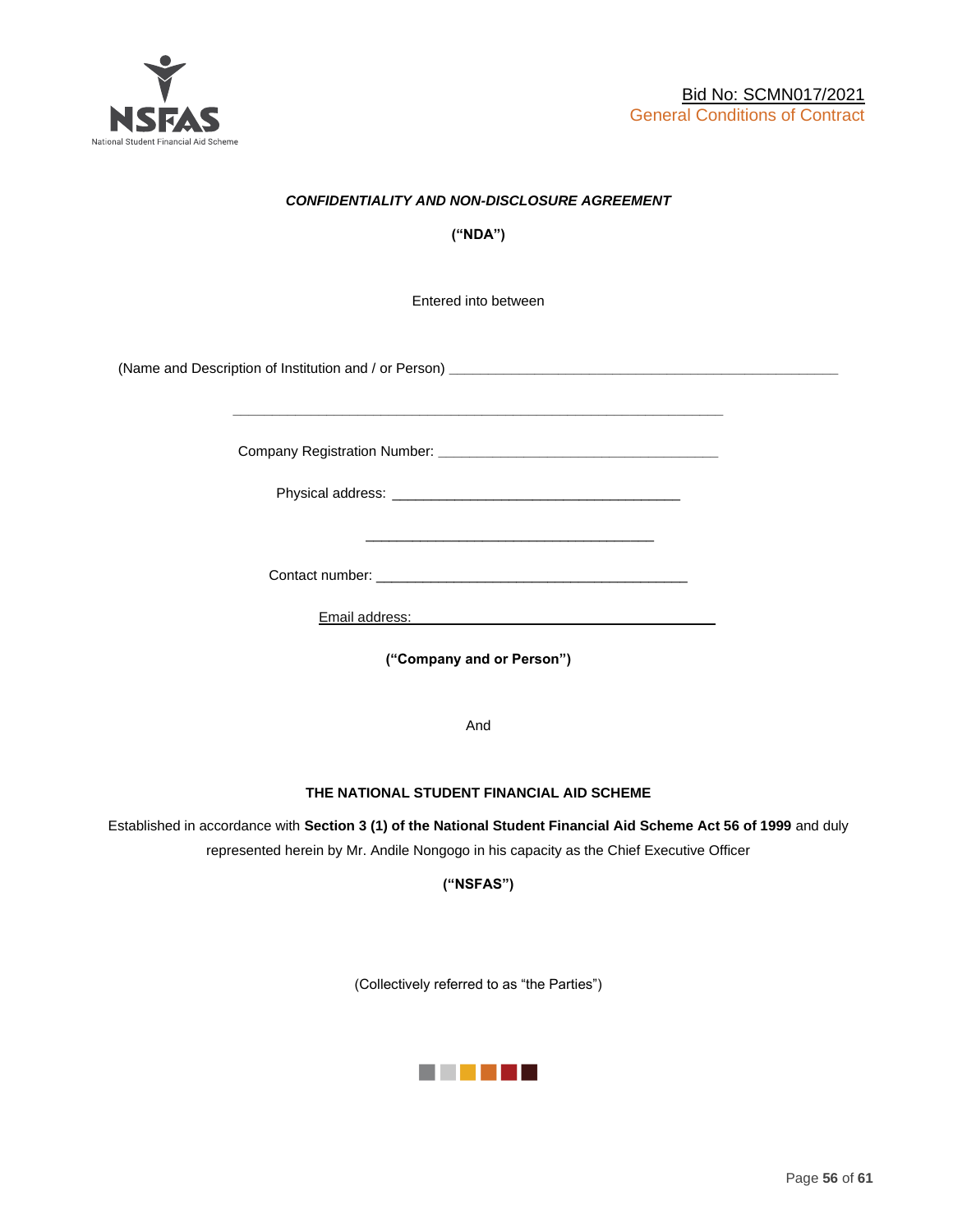***CONFIDENTIALITY AND NON-DISCLOSURE AGREEMENT***

**("NDA")**

Entered into between

(Name and Description of Institution and / or Person) ___________________________________________________

_______________________________________________________________

Company Registration Number: ____________________________________

Physical address: ______________________________________

______________________________________

Contact number: _________________________________________

Email address: ________________________________________

**("Company and or Person")**

And

**THE NATIONAL STUDENT FINANCIAL AID SCHEME**

Established in accordance with **Section 3 (1) of the National Student Financial Aid Scheme Act 56 of 1999** and duly represented herein by Mr. Andile Nongogo in his capacity as the Chief Executive Officer

**("NSFAS")**

(Collectively referred to as "the Parties")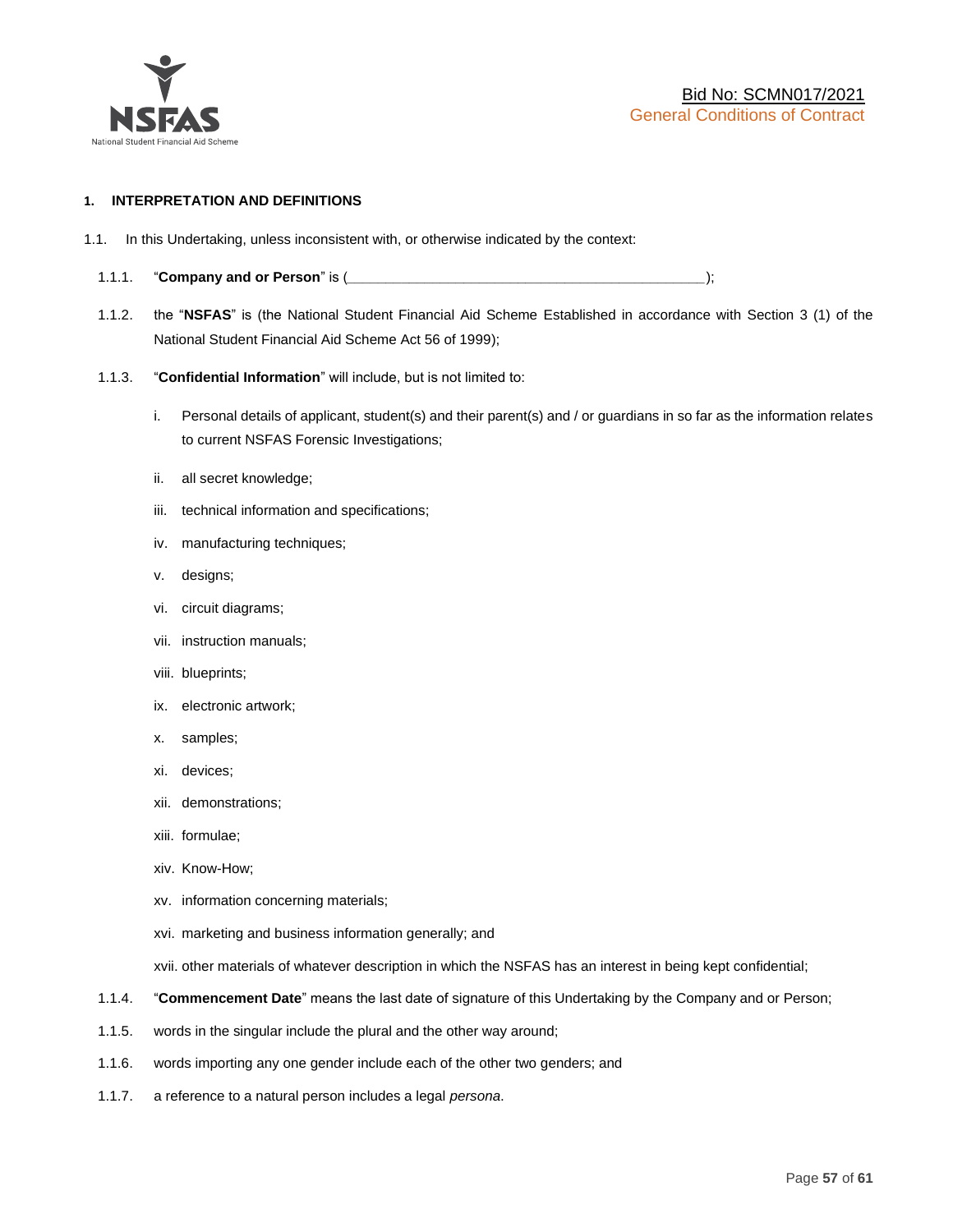Bid No: SCMN017/2021
General Conditions of Contract

**1. INTERPRETATION AND DEFINITIONS**

1.1. In this Undertaking, unless inconsistent with, or otherwise indicated by the context:

1.1.1. "**Company and or Person**" is (_______________________________________________);

1.1.2. the "**NSFAS**" is (the National Student Financial Aid Scheme Established in accordance with Section 3 (1) of the National Student Financial Aid Scheme Act 56 of 1999);

1.1.3. "**Confidential Information**" will include, but is not limited to:

i. Personal details of applicant, student(s) and their parent(s) and / or guardians in so far as the information relates to current NSFAS Forensic Investigations;

ii. all secret knowledge;

iii. technical information and specifications;

iv. manufacturing techniques;

v. designs;

vi. circuit diagrams;

vii. instruction manuals;

viii. blueprints;

ix. electronic artwork;

x. samples;

xi. devices;

xii. demonstrations;

xiii. formulae;

xiv. Know-How;

xv. information concerning materials;

xvi. marketing and business information generally; and

xvii. other materials of whatever description in which the NSFAS has an interest in being kept confidential;

1.1.4. "**Commencement Date**" means the last date of signature of this Undertaking by the Company and or Person;

1.1.5. words in the singular include the plural and the other way around;

1.1.6. words importing any one gender include each of the other two genders; and

1.1.7. a reference to a natural person includes a legal *persona*.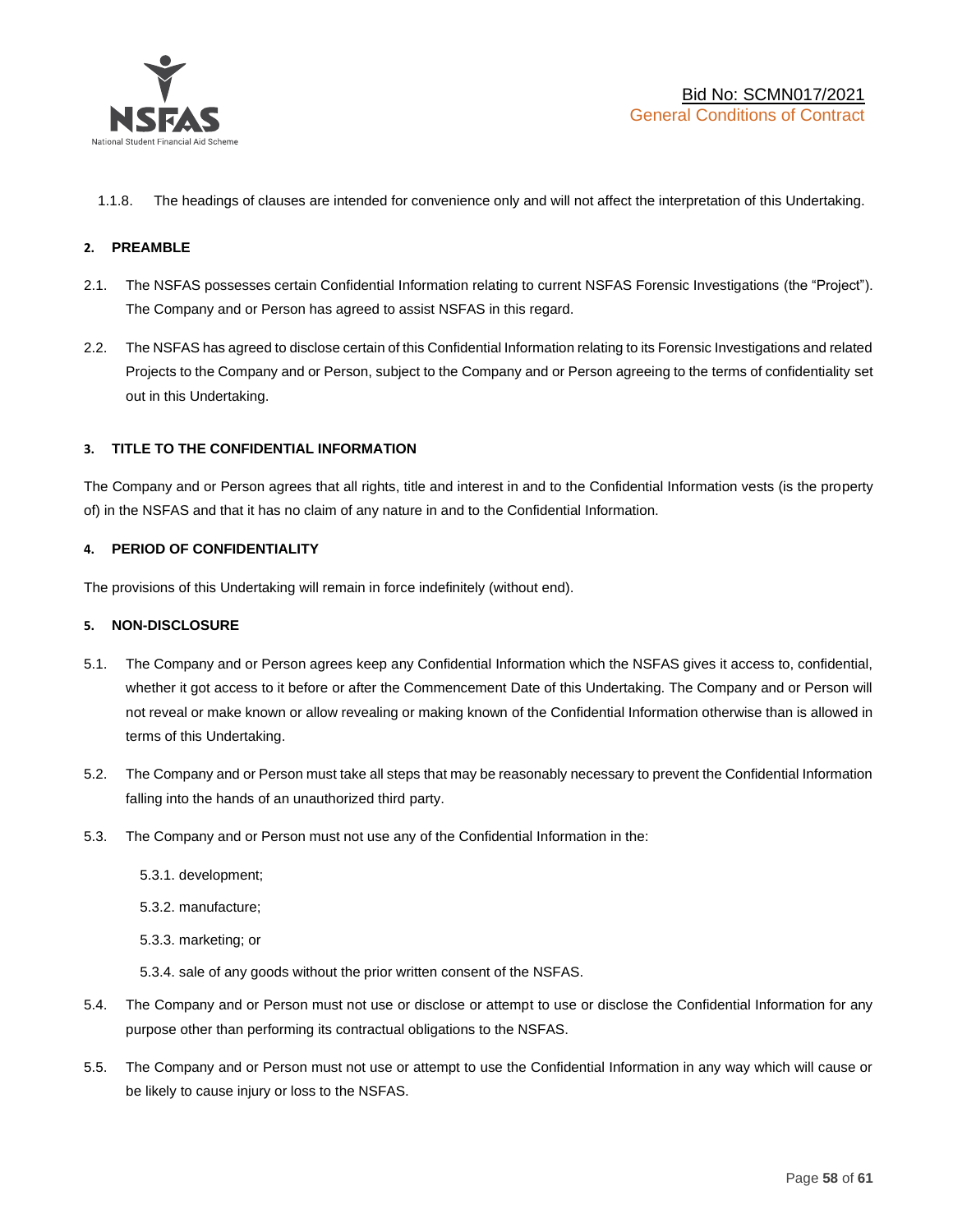1.1.8. The headings of clauses are intended for convenience only and will not affect the interpretation of this Undertaking.

## 2. PREAMBLE

2.1. The NSFAS possesses certain Confidential Information relating to current NSFAS Forensic Investigations (the "Project"). The Company and or Person has agreed to assist NSFAS in this regard.

2.2. The NSFAS has agreed to disclose certain of this Confidential Information relating to its Forensic Investigations and related Projects to the Company and or Person, subject to the Company and or Person agreeing to the terms of confidentiality set out in this Undertaking.

## 3. TITLE TO THE CONFIDENTIAL INFORMATION

The Company and or Person agrees that all rights, title and interest in and to the Confidential Information vests (is the property of) in the NSFAS and that it has no claim of any nature in and to the Confidential Information.

## 4. PERIOD OF CONFIDENTIALITY

The provisions of this Undertaking will remain in force indefinitely (without end).

## 5. NON-DISCLOSURE

5.1. The Company and or Person agrees keep any Confidential Information which the NSFAS gives it access to, confidential, whether it got access to it before or after the Commencement Date of this Undertaking. The Company and or Person will not reveal or make known or allow revealing or making known of the Confidential Information otherwise than is allowed in terms of this Undertaking.

5.2. The Company and or Person must take all steps that may be reasonably necessary to prevent the Confidential Information falling into the hands of an unauthorized third party.

5.3. The Company and or Person must not use any of the Confidential Information in the:

5.3.1. development;

5.3.2. manufacture;

5.3.3. marketing; or

5.3.4. sale of any goods without the prior written consent of the NSFAS.

5.4. The Company and or Person must not use or disclose or attempt to use or disclose the Confidential Information for any purpose other than performing its contractual obligations to the NSFAS.

5.5. The Company and or Person must not use or attempt to use the Confidential Information in any way which will cause or be likely to cause injury or loss to the NSFAS.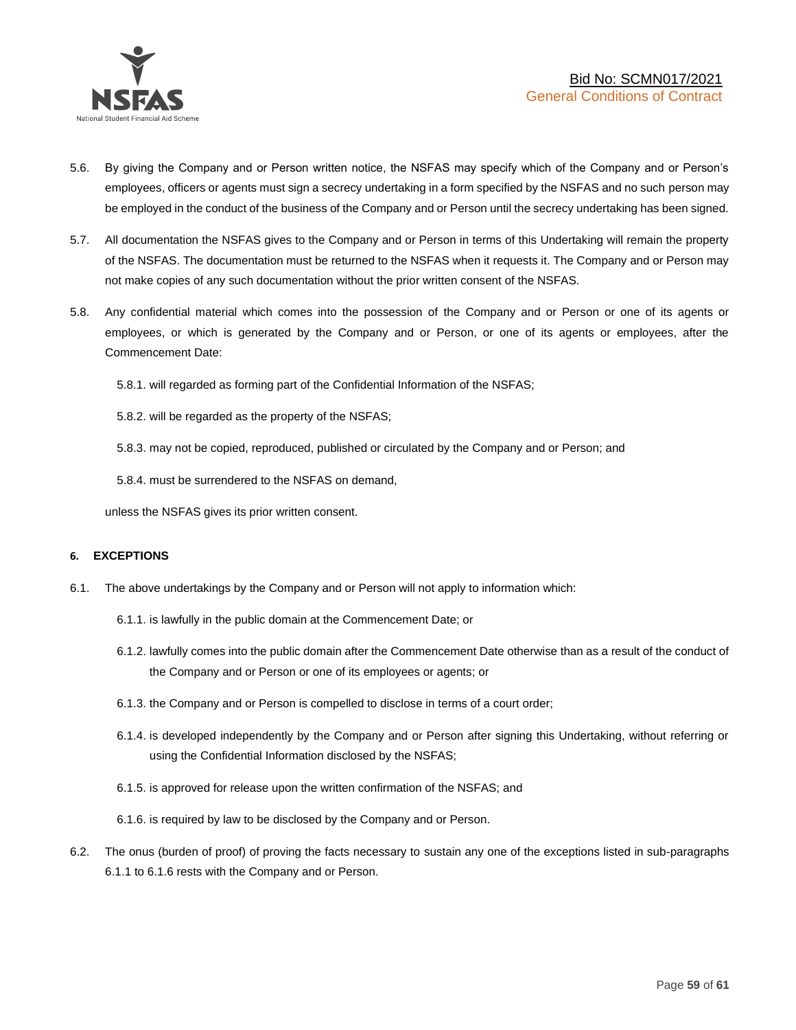5.6. By giving the Company and or Person written notice, the NSFAS may specify which of the Company and or Person's employees, officers or agents must sign a secrecy undertaking in a form specified by the NSFAS and no such person may be employed in the conduct of the business of the Company and or Person until the secrecy undertaking has been signed.

5.7. All documentation the NSFAS gives to the Company and or Person in terms of this Undertaking will remain the property of the NSFAS. The documentation must be returned to the NSFAS when it requests it. The Company and or Person may not make copies of any such documentation without the prior written consent of the NSFAS.

5.8. Any confidential material which comes into the possession of the Company and or Person or one of its agents or employees, or which is generated by the Company and or Person, or one of its agents or employees, after the Commencement Date:

   5.8.1. will regarded as forming part of the Confidential Information of the NSFAS;

   5.8.2. will be regarded as the property of the NSFAS;

   5.8.3. may not be copied, reproduced, published or circulated by the Company and or Person; and

   5.8.4. must be surrendered to the NSFAS on demand,

unless the NSFAS gives its prior written consent.

#### 6. EXCEPTIONS

6.1. The above undertakings by the Company and or Person will not apply to information which:

   6.1.1. is lawfully in the public domain at the Commencement Date; or

   6.1.2. lawfully comes into the public domain after the Commencement Date otherwise than as a result of the conduct of the Company and or Person or one of its employees or agents; or

   6.1.3. the Company and or Person is compelled to disclose in terms of a court order;

   6.1.4. is developed independently by the Company and or Person after signing this Undertaking, without referring or using the Confidential Information disclosed by the NSFAS;

   6.1.5. is approved for release upon the written confirmation of the NSFAS; and

   6.1.6. is required by law to be disclosed by the Company and or Person.

6.2. The onus (burden of proof) of proving the facts necessary to sustain any one of the exceptions listed in sub-paragraphs 6.1.1 to 6.1.6 rests with the Company and or Person.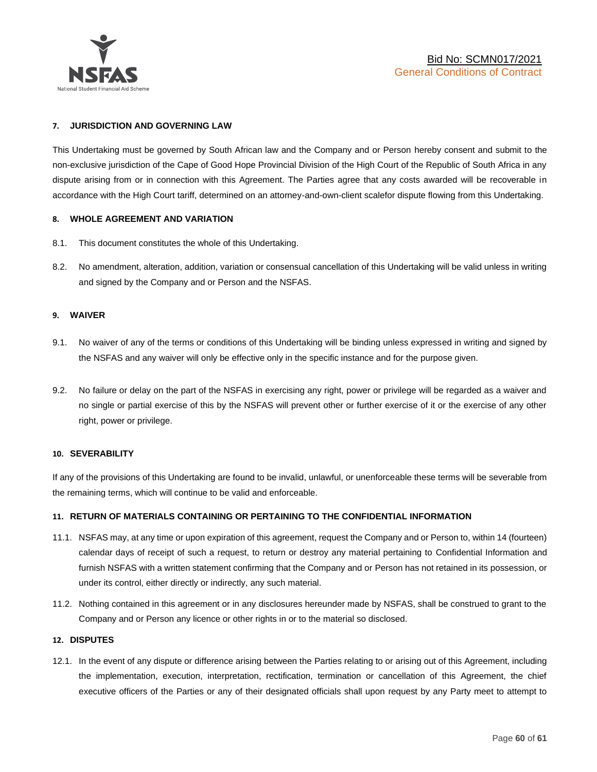#### 7. JURISDICTION AND GOVERNING LAW

This Undertaking must be governed by South African law and the Company and or Person hereby consent and submit to the non-exclusive jurisdiction of the Cape of Good Hope Provincial Division of the High Court of the Republic of South Africa in any dispute arising from or in connection with this Agreement. The Parties agree that any costs awarded will be recoverable in accordance with the High Court tariff, determined on an attorney-and-own-client scalefor dispute flowing from this Undertaking.

#### 8. WHOLE AGREEMENT AND VARIATION

8.1. This document constitutes the whole of this Undertaking.

8.2. No amendment, alteration, addition, variation or consensual cancellation of this Undertaking will be valid unless in writing and signed by the Company and or Person and the NSFAS.

#### 9. WAIVER

9.1. No waiver of any of the terms or conditions of this Undertaking will be binding unless expressed in writing and signed by the NSFAS and any waiver will only be effective only in the specific instance and for the purpose given.

9.2. No failure or delay on the part of the NSFAS in exercising any right, power or privilege will be regarded as a waiver and no single or partial exercise of this by the NSFAS will prevent other or further exercise of it or the exercise of any other right, power or privilege.

#### 10. SEVERABILITY

If any of the provisions of this Undertaking are found to be invalid, unlawful, or unenforceable these terms will be severable from the remaining terms, which will continue to be valid and enforceable.

#### 11. RETURN OF MATERIALS CONTAINING OR PERTAINING TO THE CONFIDENTIAL INFORMATION

11.1. NSFAS may, at any time or upon expiration of this agreement, request the Company and or Person to, within 14 (fourteen) calendar days of receipt of such a request, to return or destroy any material pertaining to Confidential Information and furnish NSFAS with a written statement confirming that the Company and or Person has not retained in its possession, or under its control, either directly or indirectly, any such material.

11.2. Nothing contained in this agreement or in any disclosures hereunder made by NSFAS, shall be construed to grant to the Company and or Person any licence or other rights in or to the material so disclosed.

#### 12. DISPUTES

12.1. In the event of any dispute or difference arising between the Parties relating to or arising out of this Agreement, including the implementation, execution, interpretation, rectification, termination or cancellation of this Agreement, the chief executive officers of the Parties or any of their designated officials shall upon request by any Party meet to attempt to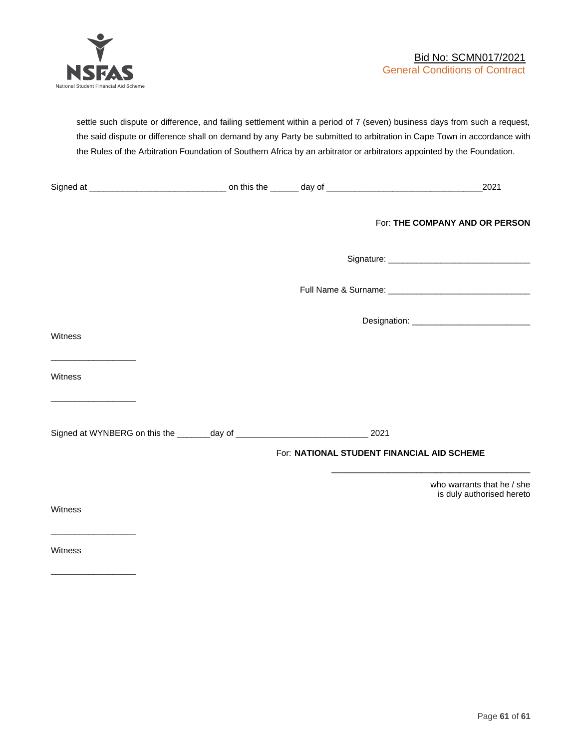settle such dispute or difference, and failing settlement within a period of 7 (seven) business days from such a request, the said dispute or difference shall on demand by any Party be submitted to arbitration in Cape Town in accordance with the Rules of the Arbitration Foundation of Southern Africa by an arbitrator or arbitrators appointed by the Foundation.

Signed at ______________________________ on this the ______ day of __________________________________2021

For: **THE COMPANY AND OR PERSON**

Signature: _______________________________

Full Name & Surname: _______________________________

Designation: __________________________

Witness

__________________

Witness

__________________

Signed at WYNBERG on this the _______day of _____________________________ 2021

For: **NATIONAL STUDENT FINANCIAL AID SCHEME**

___________________________________________

who warrants that he / she is duly authorised hereto

Witness

__________________

Witness

__________________